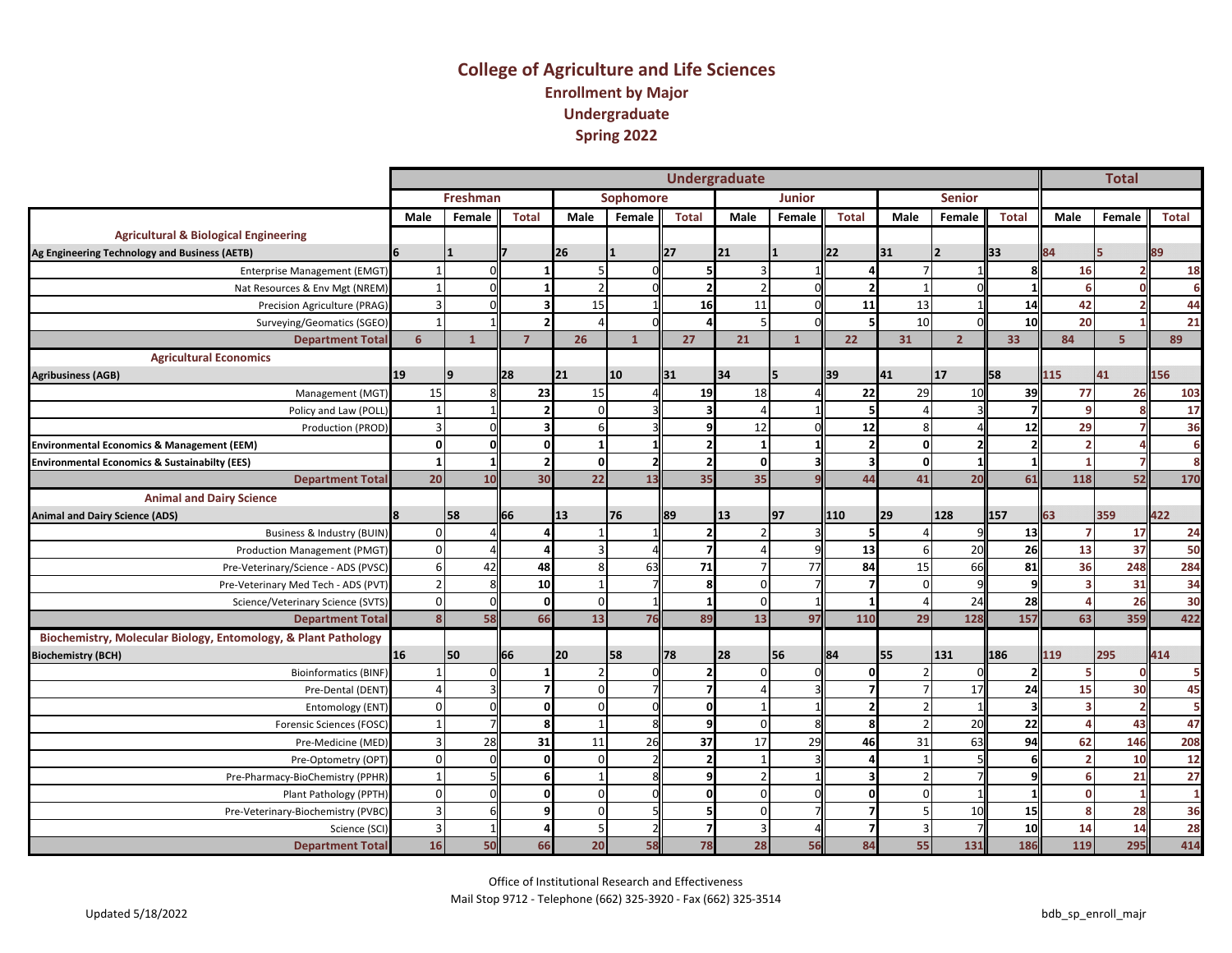# College of Agriculture and Life Sciences

## Enrollment by Major

## Undergraduate

## Spring 2022

| | Undergraduate | | | | | | | | | | | | Total | | |
|---|---|---|---|---|---|---|---|---|---|---|---|---|---|---|---|
| | Freshman | | | Sophomore | | | Junior | | | Senior | | | | | |
| | Male | Female | Total | Male | Female | Total | Male | Female | Total | Male | Female | Total | Male | Female | Total |
| **Agricultural & Biological Engineering** | | | | | | | | | | | | | | | |
| **Ag Engineering Technology and Business (AETB)** | 6 | 1 | 7 | 26 | 1 | 27 | 21 | 1 | 22 | 31 | 2 | 33 | 84 | 5 | 89 |
| Enterprise Management (EMGT) | 1 | 0 | 1 | 5 | 0 | 5 | 3 | 1 | 4 | 7 | 1 | 8 | 16 | 2 | 18 |
| Nat Resources & Env Mgt (NREM) | 1 | 0 | 1 | 2 | 0 | 2 | 2 | 0 | 2 | 1 | 0 | 1 | 6 | 0 | 6 |
| Precision Agriculture (PRAG) | 3 | 0 | 3 | 15 | 1 | 16 | 11 | 0 | 11 | 13 | 1 | 14 | 42 | 2 | 44 |
| Surveying/Geomatics (SGEO) | 1 | 1 | 2 | 4 | 0 | 4 | 5 | 0 | 5 | 10 | 0 | 10 | 20 | 1 | 21 |
| **Department Total** | 6 | 1 | 7 | 26 | 1 | 27 | 21 | 1 | 22 | 31 | 2 | 33 | 84 | 5 | 89 |
| **Agricultural Economics** | | | | | | | | | | | | | | | |
| **Agribusiness (AGB)** | 19 | 9 | 28 | 21 | 10 | 31 | 34 | 5 | 39 | 41 | 17 | 58 | 115 | 41 | 156 |
| Management (MGT) | 15 | 8 | 23 | 15 | 4 | 19 | 18 | 4 | 22 | 29 | 10 | 39 | 77 | 26 | 103 |
| Policy and Law (POLL) | 1 | 1 | 2 | 0 | 3 | 3 | 4 | 1 | 5 | 4 | 3 | 7 | 9 | 8 | 17 |
| Production (PROD) | 3 | 0 | 3 | 6 | 3 | 9 | 12 | 0 | 12 | 8 | 4 | 12 | 29 | 7 | 36 |
| **Environmental Economics & Management (EEM)** | 0 | 0 | 0 | 1 | 1 | 2 | 1 | 1 | 2 | 0 | 2 | 2 | 2 | 4 | 6 |
| **Environmental Economics & Sustainabilty (EES)** | 1 | 1 | 2 | 0 | 2 | 2 | 0 | 3 | 3 | 0 | 1 | 1 | 1 | 7 | 8 |
| **Department Total** | 20 | 10 | 30 | 22 | 13 | 35 | 35 | 9 | 44 | 41 | 20 | 61 | 118 | 52 | 170 |
| **Animal and Dairy Science** | | | | | | | | | | | | | | | |
| **Animal and Dairy Science (ADS)** | 8 | 58 | 66 | 13 | 76 | 89 | 13 | 97 | 110 | 29 | 128 | 157 | 63 | 359 | 422 |
| Business & Industry (BUIN) | 0 | 4 | 4 | 1 | 1 | 2 | 2 | 3 | 5 | 4 | 9 | 13 | 7 | 17 | 24 |
| Production Management (PMGT) | 0 | 4 | 4 | 3 | 4 | 7 | 4 | 9 | 13 | 6 | 20 | 26 | 13 | 37 | 50 |
| Pre-Veterinary/Science - ADS (PVSC) | 6 | 42 | 48 | 8 | 63 | 71 | 7 | 77 | 84 | 15 | 66 | 81 | 36 | 248 | 284 |
| Pre-Veterinary Med Tech - ADS (PVT) | 2 | 8 | 10 | 1 | 7 | 8 | 0 | 7 | 7 | 0 | 9 | 9 | 3 | 31 | 34 |
| Science/Veterinary Science (SVTS) | 0 | 0 | 0 | 0 | 1 | 1 | 0 | 1 | 1 | 4 | 24 | 28 | 4 | 26 | 30 |
| **Department Total** | 8 | 58 | 66 | 13 | 76 | 89 | 13 | 97 | 110 | 29 | 128 | 157 | 63 | 359 | 422 |
| **Biochemistry, Molecular Biology, Entomology, & Plant Pathology** | | | | | | | | | | | | | | | |
| **Biochemistry (BCH)** | 16 | 50 | 66 | 20 | 58 | 78 | 28 | 56 | 84 | 55 | 131 | 186 | 119 | 295 | 414 |
| Bioinformatics (BINF) | 1 | 0 | 1 | 2 | 0 | 2 | 0 | 0 | 0 | 2 | 0 | 2 | 5 | 0 | 5 |
| Pre-Dental (DENT) | 4 | 3 | 7 | 0 | 7 | 7 | 4 | 3 | 7 | 7 | 17 | 24 | 15 | 30 | 45 |
| Entomology (ENT) | 0 | 0 | 0 | 0 | 0 | 0 | 1 | 1 | 2 | 2 | 1 | 3 | 3 | 2 | 5 |
| Forensic Sciences (FOSC) | 1 | 7 | 8 | 1 | 8 | 9 | 0 | 8 | 8 | 2 | 20 | 22 | 4 | 43 | 47 |
| Pre-Medicine (MED) | 3 | 28 | 31 | 11 | 26 | 37 | 17 | 29 | 46 | 31 | 63 | 94 | 62 | 146 | 208 |
| Pre-Optometry (OPT) | 0 | 0 | 0 | 0 | 2 | 2 | 1 | 3 | 4 | 1 | 5 | 6 | 2 | 10 | 12 |
| Pre-Pharmacy-BioChemistry (PPHR) | 1 | 5 | 6 | 1 | 8 | 9 | 2 | 1 | 3 | 2 | 7 | 9 | 6 | 21 | 27 |
| Plant Pathology (PPTH) | 0 | 0 | 0 | 0 | 0 | 0 | 0 | 0 | 0 | 0 | 1 | 1 | 0 | 1 | 1 |
| Pre-Veterinary-Biochemistry (PVBC) | 3 | 6 | 9 | 0 | 5 | 5 | 0 | 7 | 7 | 5 | 10 | 15 | 8 | 28 | 36 |
| Science (SCI) | 3 | 1 | 4 | 5 | 2 | 7 | 3 | 4 | 7 | 3 | 7 | 10 | 14 | 14 | 28 |
| **Department Total** | 16 | 50 | 66 | 20 | 58 | 78 | 28 | 56 | 84 | 55 | 131 | 186 | 119 | 295 | 414 |

Office of Institutional Research and Effectiveness

Mail Stop 9712 - Telephone (662) 325-3920 - Fax (662) 325-3514

Updated 5/18/2022

bdb_sp_enroll_majr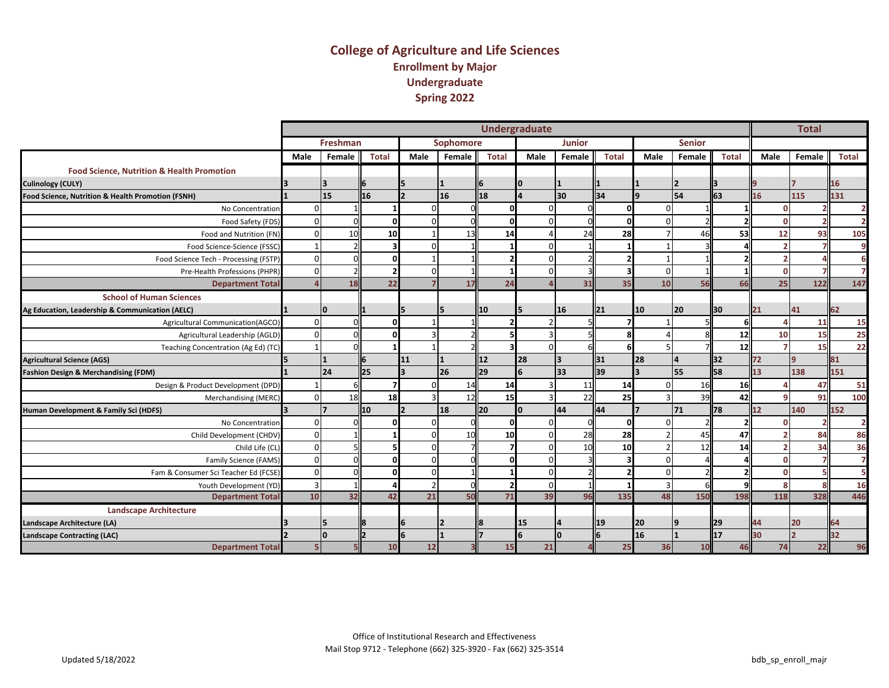# College of Agriculture and Life Sciences

## Enrollment by Major

## Undergraduate

## Spring 2022

| | Undergraduate | | | | | | | | | | | | Total | | |
|---|---|---|---|---|---|---|---|---|---|---|---|---|---|---|---|
| | Freshman | | | Sophomore | | | Junior | | | Senior | | | | | |
| | Male | Female | Total | Male | Female | Total | Male | Female | Total | Male | Female | Total | Male | Female | Total |
| **Food Science, Nutrition & Health Promotion** | | | | | | | | | | | | | | | |
| **Culinology (CULY)** | 3 | 3 | 6 | 5 | 1 | 6 | 0 | 1 | 1 | 1 | 2 | 3 | 9 | 7 | 16 |
| **Food Science, Nutrition & Health Promotion (FSNH)** | 1 | 15 | 16 | 2 | 16 | 18 | 4 | 30 | 34 | 9 | 54 | 63 | 16 | 115 | 131 |
| No Concentration | 0 | 1 | 1 | 0 | 0 | 0 | 0 | 0 | 0 | 0 | 1 | 1 | 0 | 2 | 2 |
| Food Safety (FDS) | 0 | 0 | 0 | 0 | 0 | 0 | 0 | 0 | 0 | 0 | 2 | 2 | 0 | 2 | 2 |
| Food and Nutrition (FN) | 0 | 10 | 10 | 1 | 13 | 14 | 4 | 24 | 28 | 7 | 46 | 53 | 12 | 93 | 105 |
| Food Science-Science (FSSC) | 1 | 2 | 3 | 0 | 1 | 1 | 0 | 1 | 1 | 1 | 3 | 4 | 2 | 7 | 9 |
| Food Science Tech - Processing (FSTP) | 0 | 0 | 0 | 1 | 1 | 2 | 0 | 2 | 2 | 1 | 1 | 2 | 2 | 4 | 6 |
| Pre-Health Professions (PHPR) | 0 | 2 | 2 | 0 | 1 | 1 | 0 | 3 | 3 | 0 | 1 | 1 | 0 | 7 | 7 |
| **Department Total** | 4 | 18 | 22 | 7 | 17 | 24 | 4 | 31 | 35 | 10 | 56 | 66 | 25 | 122 | 147 |
| **School of Human Sciences** | | | | | | | | | | | | | | | |
| **Ag Education, Leadership & Communication (AELC)** | 1 | 0 | 1 | 5 | 5 | 10 | 5 | 16 | 21 | 10 | 20 | 30 | 21 | 41 | 62 |
| Agricultural Communication(AGCO) | 0 | 0 | 0 | 1 | 1 | 2 | 2 | 5 | 7 | 1 | 5 | 6 | 4 | 11 | 15 |
| Agricultural Leadership (AGLD) | 0 | 0 | 0 | 3 | 2 | 5 | 3 | 5 | 8 | 4 | 8 | 12 | 10 | 15 | 25 |
| Teaching Concentration (Ag Ed) (TC) | 1 | 0 | 1 | 1 | 2 | 3 | 0 | 6 | 6 | 5 | 7 | 12 | 7 | 15 | 22 |
| **Agricultural Science (AGS)** | 5 | 1 | 6 | 11 | 1 | 12 | 28 | 3 | 31 | 28 | 4 | 32 | 72 | 9 | 81 |
| **Fashion Design & Merchandising (FDM)** | 1 | 24 | 25 | 3 | 26 | 29 | 6 | 33 | 39 | 3 | 55 | 58 | 13 | 138 | 151 |
| Design & Product Development (DPD) | 1 | 6 | 7 | 0 | 14 | 14 | 3 | 11 | 14 | 0 | 16 | 16 | 4 | 47 | 51 |
| Merchandising (MERC) | 0 | 18 | 18 | 3 | 12 | 15 | 3 | 22 | 25 | 3 | 39 | 42 | 9 | 91 | 100 |
| **Human Development & Family Sci (HDFS)** | 3 | 7 | 10 | 2 | 18 | 20 | 0 | 44 | 44 | 7 | 71 | 78 | 12 | 140 | 152 |
| No Concentration | 0 | 0 | 0 | 0 | 0 | 0 | 0 | 0 | 0 | 0 | 2 | 2 | 0 | 2 | 2 |
| Child Development (CHDV) | 0 | 1 | 1 | 0 | 10 | 10 | 0 | 28 | 28 | 2 | 45 | 47 | 2 | 84 | 86 |
| Child Life (CL) | 0 | 5 | 5 | 0 | 7 | 7 | 0 | 10 | 10 | 2 | 12 | 14 | 2 | 34 | 36 |
| Family Science (FAMS) | 0 | 0 | 0 | 0 | 0 | 0 | 0 | 3 | 3 | 0 | 4 | 4 | 0 | 7 | 7 |
| Fam & Consumer Sci Teacher Ed (FCSE) | 0 | 0 | 0 | 0 | 1 | 1 | 0 | 2 | 2 | 0 | 2 | 2 | 0 | 5 | 5 |
| Youth Development (YD) | 3 | 1 | 4 | 2 | 0 | 2 | 0 | 1 | 1 | 3 | 6 | 9 | 8 | 8 | 16 |
| **Department Total** | 10 | 32 | 42 | 21 | 50 | 71 | 39 | 96 | 135 | 48 | 150 | 198 | 118 | 328 | 446 |
| **Landscape Architecture** | | | | | | | | | | | | | | | |
| **Landscape Architecture (LA)** | 3 | 5 | 8 | 6 | 2 | 8 | 15 | 4 | 19 | 20 | 9 | 29 | 44 | 20 | 64 |
| **Landscape Contracting (LAC)** | 2 | 0 | 2 | 6 | 1 | 7 | 6 | 0 | 6 | 16 | 1 | 17 | 30 | 2 | 32 |
| **Department Total** | 5 | 5 | 10 | 12 | 3 | 15 | 21 | 4 | 25 | 36 | 10 | 46 | 74 | 22 | 96 |

Office of Institutional Research and Effectiveness
Mail Stop 9712 - Telephone (662) 325-3920 - Fax (662) 325-3514

Updated 5/18/2022

bdb_sp_enroll_majr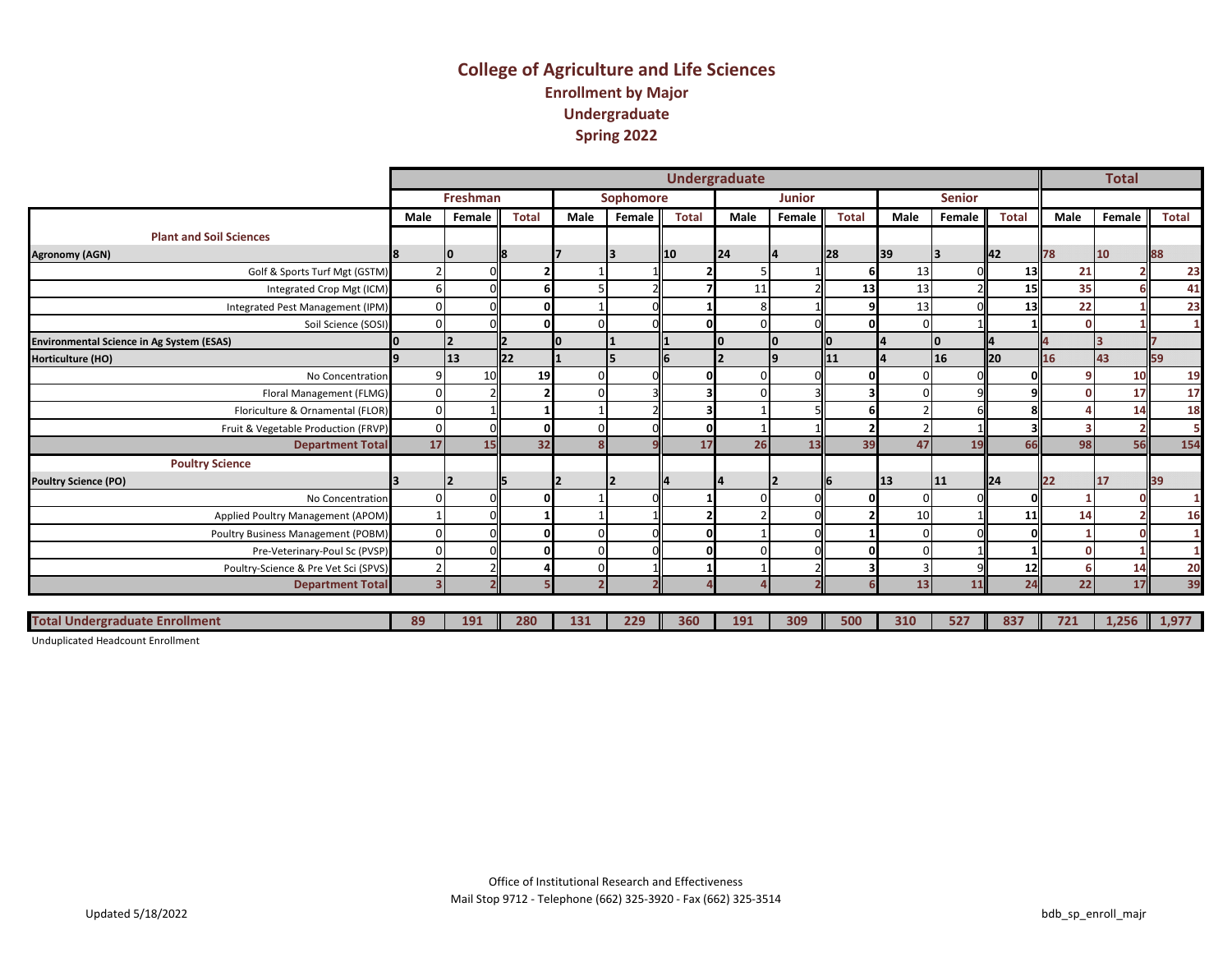# College of Agriculture and Life Sciences

## Enrollment by Major

## Undergraduate

## Spring 2022

| | Undergraduate | | | | | | | | | | | | Total | | |
|---|---|---|---|---|---|---|---|---|---|---|---|---|---|---|---|
| | Freshman | | | Sophomore | | | Junior | | | Senior | | | | | |
| | Male | Female | Total | Male | Female | Total | Male | Female | Total | Male | Female | Total | Male | Female | Total |
| **Plant and Soil Sciences** | | | | | | | | | | | | | | | |
| **Agronomy (AGN)** | 8 | 0 | 8 | 7 | 3 | 10 | 24 | 4 | 28 | 39 | 3 | 42 | 78 | 10 | 88 |
| Golf & Sports Turf Mgt (GSTM) | 2 | 0 | 2 | 1 | 1 | 2 | 5 | 1 | 6 | 13 | 0 | 13 | 21 | 2 | 23 |
| Integrated Crop Mgt (ICM) | 6 | 0 | 6 | 5 | 2 | 7 | 11 | 2 | 13 | 13 | 2 | 15 | 35 | 6 | 41 |
| Integrated Pest Management (IPM) | 0 | 0 | 0 | 1 | 0 | 1 | 8 | 1 | 9 | 13 | 0 | 13 | 22 | 1 | 23 |
| Soil Science (SOSI) | 0 | 0 | 0 | 0 | 0 | 0 | 0 | 0 | 0 | 0 | 1 | 1 | 0 | 1 | 1 |
| **Environmental Science in Ag System (ESAS)** | 0 | 2 | 2 | 0 | 1 | 1 | 0 | 0 | 0 | 4 | 0 | 4 | 4 | 3 | 7 |
| **Horticulture (HO)** | 9 | 13 | 22 | 1 | 5 | 6 | 2 | 9 | 11 | 4 | 16 | 20 | 16 | 43 | 59 |
| No Concentration | 9 | 10 | 19 | 0 | 0 | 0 | 0 | 0 | 0 | 0 | 0 | 0 | 9 | 10 | 19 |
| Floral Management (FLMG) | 0 | 2 | 2 | 0 | 3 | 3 | 0 | 3 | 3 | 0 | 9 | 9 | 0 | 17 | 17 |
| Floriculture & Ornamental (FLOR) | 0 | 1 | 1 | 1 | 2 | 3 | 1 | 5 | 6 | 2 | 6 | 8 | 4 | 14 | 18 |
| Fruit & Vegetable Production (FRVP) | 0 | 0 | 0 | 0 | 0 | 0 | 1 | 1 | 2 | 2 | 1 | 3 | 3 | 2 | 5 |
| **Department Total** | 17 | 15 | 32 | 8 | 9 | 17 | 26 | 13 | 39 | 47 | 19 | 66 | 98 | 56 | 154 |
| **Poultry Science** | | | | | | | | | | | | | | | |
| **Poultry Science (PO)** | 3 | 2 | 5 | 2 | 2 | 4 | 4 | 2 | 6 | 13 | 11 | 24 | 22 | 17 | 39 |
| No Concentration | 0 | 0 | 0 | 1 | 0 | 1 | 0 | 0 | 0 | 0 | 0 | 0 | 1 | 0 | 1 |
| Applied Poultry Management (APOM) | 1 | 0 | 1 | 1 | 1 | 2 | 2 | 0 | 2 | 10 | 1 | 11 | 14 | 2 | 16 |
| Poultry Business Management (POBM) | 0 | 0 | 0 | 0 | 0 | 0 | 1 | 0 | 1 | 0 | 0 | 0 | 1 | 0 | 1 |
| Pre-Veterinary-Poul Sc (PVSP) | 0 | 0 | 0 | 0 | 0 | 0 | 0 | 0 | 0 | 0 | 1 | 1 | 0 | 1 | 1 |
| Poultry-Science & Pre Vet Sci (SPVS) | 2 | 2 | 4 | 0 | 1 | 1 | 1 | 2 | 3 | 3 | 9 | 12 | 6 | 14 | 20 |
| **Department Total** | 3 | 2 | 5 | 2 | 2 | 4 | 4 | 2 | 6 | 13 | 11 | 24 | 22 | 17 | 39 |
| **Total Undergraduate Enrollment** | 89 | 191 | 280 | 131 | 229 | 360 | 191 | 309 | 500 | 310 | 527 | 837 | 721 | 1,256 | 1,977 |

Unduplicated Headcount Enrollment

Office of Institutional Research and Effectiveness
Mail Stop 9712 - Telephone (662) 325-3920 - Fax (662) 325-3514

Updated 5/18/2022

bdb_sp_enroll_majr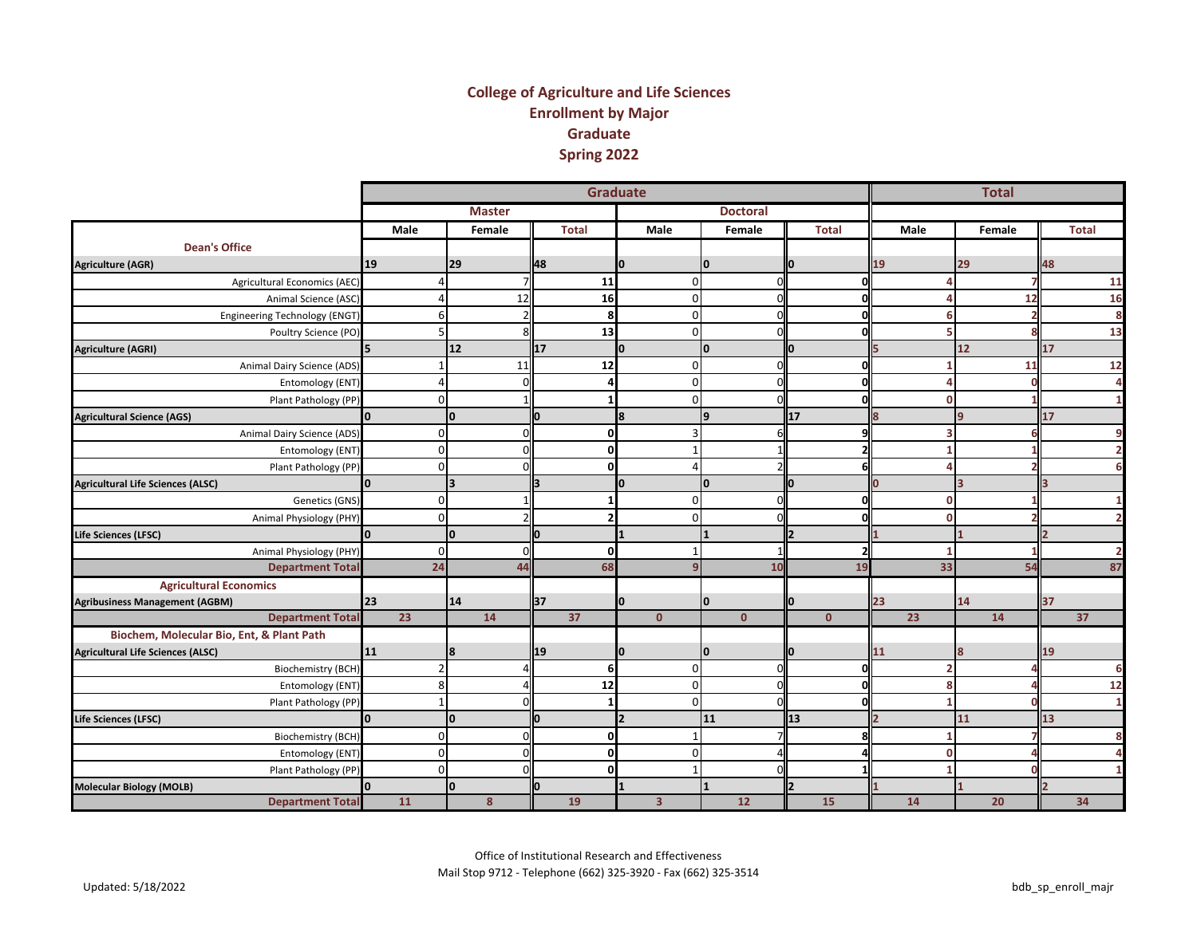# College of Agriculture and Life Sciences
## Enrollment by Major
## Graduate
## Spring 2022

| | Graduate | | | | | | Total | | |
|---|---|---|---|---|---|---|---|---|---|
| | Master | | | Doctoral | | | | | |
| | Male | Female | Total | Male | Female | Total | Male | Female | Total |
| **Dean's Office** | | | | | | | | | |
| **Agriculture (AGR)** | 19 | 29 | 48 | 0 | 0 | 0 | 19 | 29 | 48 |
| Agricultural Economics (AEC) | 4 | 7 | 11 | 0 | 0 | 0 | 4 | 7 | 11 |
| Animal Science (ASC) | 4 | 12 | 16 | 0 | 0 | 0 | 4 | 12 | 16 |
| Engineering Technology (ENGT) | 6 | 2 | 8 | 0 | 0 | 0 | 6 | 2 | 8 |
| Poultry Science (PO) | 5 | 8 | 13 | 0 | 0 | 0 | 5 | 8 | 13 |
| **Agriculture (AGRI)** | 5 | 12 | 17 | 0 | 0 | 0 | 5 | 12 | 17 |
| Animal Dairy Science (ADS) | 1 | 11 | 12 | 0 | 0 | 0 | 1 | 11 | 12 |
| Entomology (ENT) | 4 | 0 | 4 | 0 | 0 | 0 | 4 | 0 | 4 |
| Plant Pathology (PP) | 0 | 1 | 1 | 0 | 0 | 0 | 0 | 1 | 1 |
| **Agricultural Science (AGS)** | 0 | 0 | 0 | 8 | 9 | 17 | 8 | 9 | 17 |
| Animal Dairy Science (ADS) | 0 | 0 | 0 | 3 | 6 | 9 | 3 | 6 | 9 |
| Entomology (ENT) | 0 | 0 | 0 | 1 | 1 | 2 | 1 | 1 | 2 |
| Plant Pathology (PP) | 0 | 0 | 0 | 4 | 2 | 6 | 4 | 2 | 6 |
| **Agricultural Life Sciences (ALSC)** | 0 | 3 | 3 | 0 | 0 | 0 | 0 | 3 | 3 |
| Genetics (GNS) | 0 | 1 | 1 | 0 | 0 | 0 | 0 | 1 | 1 |
| Animal Physiology (PHY) | 0 | 2 | 2 | 0 | 0 | 0 | 0 | 2 | 2 |
| **Life Sciences (LFSC)** | 0 | 0 | 0 | 1 | 1 | 2 | 1 | 1 | 2 |
| Animal Physiology (PHY) | 0 | 0 | 0 | 1 | 1 | 2 | 1 | 1 | 2 |
| **Department Total** | 24 | 44 | 68 | 9 | 10 | 19 | 33 | 54 | 87 |
| **Agricultural Economics** | | | | | | | | | |
| **Agribusiness Management (AGBM)** | 23 | 14 | 37 | 0 | 0 | 0 | 23 | 14 | 37 |
| **Department Total** | 23 | 14 | 37 | 0 | 0 | 0 | 23 | 14 | 37 |
| **Biochem, Molecular Bio, Ent, & Plant Path** | | | | | | | | | |
| **Agricultural Life Sciences (ALSC)** | 11 | 8 | 19 | 0 | 0 | 0 | 11 | 8 | 19 |
| Biochemistry (BCH) | 2 | 4 | 6 | 0 | 0 | 0 | 2 | 4 | 6 |
| Entomology (ENT) | 8 | 4 | 12 | 0 | 0 | 0 | 8 | 4 | 12 |
| Plant Pathology (PP) | 1 | 0 | 1 | 0 | 0 | 0 | 1 | 0 | 1 |
| **Life Sciences (LFSC)** | 0 | 0 | 0 | 2 | 11 | 13 | 2 | 11 | 13 |
| Biochemistry (BCH) | 0 | 0 | 0 | 1 | 7 | 8 | 1 | 7 | 8 |
| Entomology (ENT) | 0 | 0 | 0 | 0 | 4 | 4 | 0 | 4 | 4 |
| Plant Pathology (PP) | 0 | 0 | 0 | 1 | 0 | 1 | 1 | 0 | 1 |
| **Molecular Biology (MOLB)** | 0 | 0 | 0 | 1 | 1 | 2 | 1 | 1 | 2 |
| **Department Total** | 11 | 8 | 19 | 3 | 12 | 15 | 14 | 20 | 34 |

Office of Institutional Research and Effectiveness
Mail Stop 9712 - Telephone (662) 325-3920 - Fax (662) 325-3514

Updated: 5/18/2022

bdb_sp_enroll_majr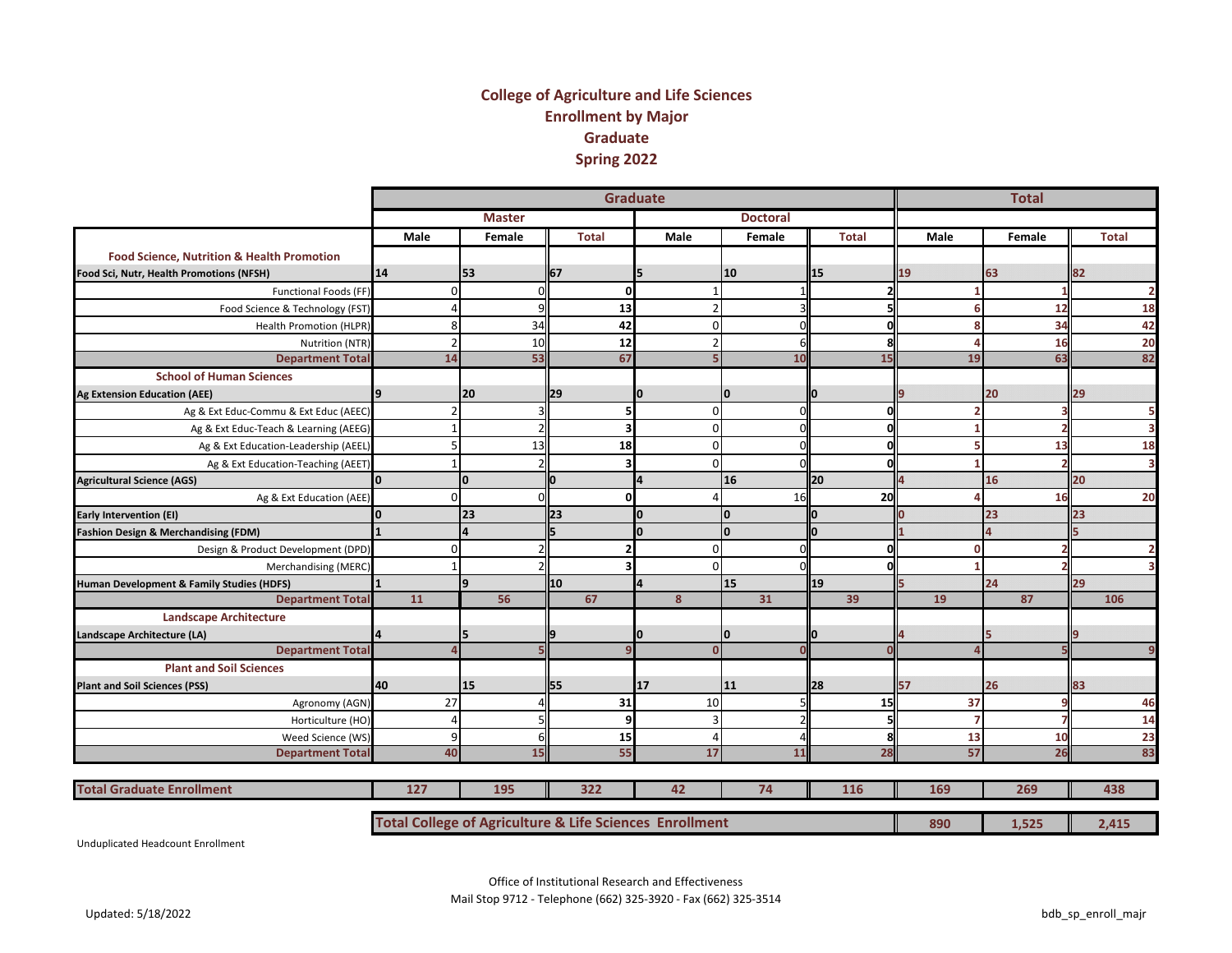# College of Agriculture and Life Sciences
## Enrollment by Major
## Graduate
## Spring 2022

| | Graduate | | | | | | Total | | |
|---|---|---|---|---|---|---|---|---|---|
| | Master | | | Doctoral | | | | | |
| | Male | Female | Total | Male | Female | Total | Male | Female | Total |
| **Food Science, Nutrition & Health Promotion** | | | | | | | | | |
| **Food Sci, Nutr, Health Promotions (NFSH)** | 14 | 53 | 67 | 5 | 10 | 15 | 19 | 63 | 82 |
| Functional Foods (FF) | 0 | 0 | 0 | 1 | 1 | 2 | 1 | 1 | 2 |
| Food Science & Technology (FST) | 4 | 9 | 13 | 2 | 3 | 5 | 6 | 12 | 18 |
| Health Promotion (HLPR) | 8 | 34 | 42 | 0 | 0 | 0 | 8 | 34 | 42 |
| Nutrition (NTR) | 2 | 10 | 12 | 2 | 6 | 8 | 4 | 16 | 20 |
| **Department Total** | 14 | 53 | 67 | 5 | 10 | 15 | 19 | 63 | 82 |
| **School of Human Sciences** | | | | | | | | | |
| **Ag Extension Education (AEE)** | 9 | 20 | 29 | 0 | 0 | 0 | 9 | 20 | 29 |
| Ag & Ext Educ-Commu & Ext Educ (AEEC) | 2 | 3 | 5 | 0 | 0 | 0 | 2 | 3 | 5 |
| Ag & Ext Educ-Teach & Learning (AEEG) | 1 | 2 | 3 | 0 | 0 | 0 | 1 | 2 | 3 |
| Ag & Ext Education-Leadership (AEEL) | 5 | 13 | 18 | 0 | 0 | 0 | 5 | 13 | 18 |
| Ag & Ext Education-Teaching (AEET) | 1 | 2 | 3 | 0 | 0 | 0 | 1 | 2 | 3 |
| **Agricultural Science (AGS)** | 0 | 0 | 0 | 4 | 16 | 20 | 4 | 16 | 20 |
| Ag & Ext Education (AEE) | 0 | 0 | 0 | 4 | 16 | 20 | 4 | 16 | 20 |
| **Early Intervention (EI)** | 0 | 23 | 23 | 0 | 0 | 0 | 0 | 23 | 23 |
| **Fashion Design & Merchandising (FDM)** | 1 | 4 | 5 | 0 | 0 | 0 | 1 | 4 | 5 |
| Design & Product Development (DPD) | 0 | 2 | 2 | 0 | 0 | 0 | 0 | 2 | 2 |
| Merchandising (MERC) | 1 | 2 | 3 | 0 | 0 | 0 | 1 | 2 | 3 |
| **Human Development & Family Studies (HDFS)** | 1 | 9 | 10 | 4 | 15 | 19 | 5 | 24 | 29 |
| **Department Total** | 11 | 56 | 67 | 8 | 31 | 39 | 19 | 87 | 106 |
| **Landscape Architecture** | | | | | | | | | |
| **Landscape Architecture (LA)** | 4 | 5 | 9 | 0 | 0 | 0 | 4 | 5 | 9 |
| **Department Total** | 4 | 5 | 9 | 0 | 0 | 0 | 4 | 5 | 9 |
| **Plant and Soil Sciences** | | | | | | | | | |
| **Plant and Soil Sciences (PSS)** | 40 | 15 | 55 | 17 | 11 | 28 | 57 | 26 | 83 |
| Agronomy (AGN) | 27 | 4 | 31 | 10 | 5 | 15 | 37 | 9 | 46 |
| Horticulture (HO) | 4 | 5 | 9 | 3 | 2 | 5 | 7 | 7 | 14 |
| Weed Science (WS) | 9 | 6 | 15 | 4 | 4 | 8 | 13 | 10 | 23 |
| **Department Total** | 40 | 15 | 55 | 17 | 11 | 28 | 57 | 26 | 83 |
| **Total Graduate Enrollment** | 127 | 195 | 322 | 42 | 74 | 116 | 169 | 269 | 438 |
| **Total College of Agriculture & Life Sciences Enrollment** | | | | | | | 890 | 1,525 | 2,415 |

Unduplicated Headcount Enrollment

Office of Institutional Research and Effectiveness
Mail Stop 9712 - Telephone (662) 325-3920 - Fax (662) 325-3514

Updated: 5/18/2022

bdb_sp_enroll_majr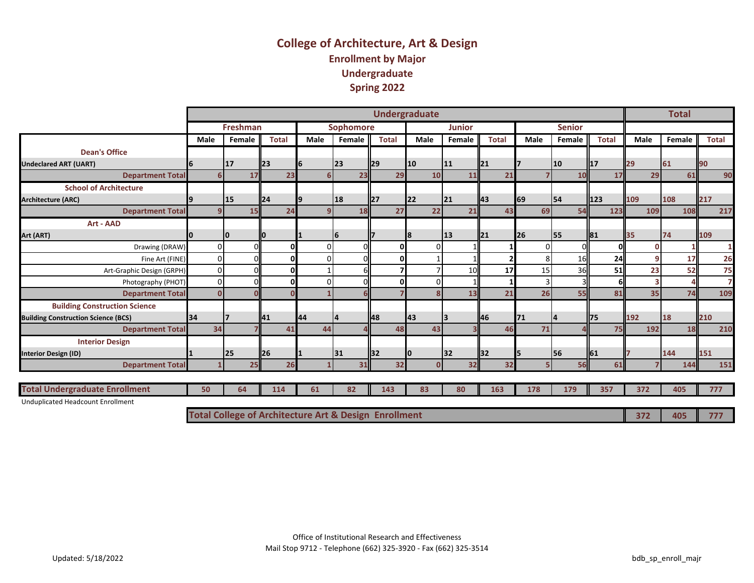# College of Architecture, Art & Design

## Enrollment by Major

## Undergraduate

## Spring 2022

| | Undergraduate | | | | | | | | | | | | Total | | |
|---|---|---|---|---|---|---|---|---|---|---|---|---|---|---|---|
| | Freshman | | | Sophomore | | | Junior | | | Senior | | | | | |
| | Male | Female | Total | Male | Female | Total | Male | Female | Total | Male | Female | Total | Male | Female | Total |
| **Dean's Office** | | | | | | | | | | | | | | | |
| **Undeclared ART (UART)** | 6 | 17 | 23 | 6 | 23 | 29 | 10 | 11 | 21 | 7 | 10 | 17 | 29 | 61 | 90 |
| **Department Total** | 6 | 17 | 23 | 6 | 23 | 29 | 10 | 11 | 21 | 7 | 10 | 17 | 29 | 61 | 90 |
| **School of Architecture** | | | | | | | | | | | | | | | |
| **Architecture (ARC)** | 9 | 15 | 24 | 9 | 18 | 27 | 22 | 21 | 43 | 69 | 54 | 123 | 109 | 108 | 217 |
| **Department Total** | 9 | 15 | 24 | 9 | 18 | 27 | 22 | 21 | 43 | 69 | 54 | 123 | 109 | 108 | 217 |
| **Art - AAD** | | | | | | | | | | | | | | | |
| **Art (ART)** | 0 | 0 | 0 | 1 | 6 | 7 | 8 | 13 | 21 | 26 | 55 | 81 | 35 | 74 | 109 |
| Drawing (DRAW) | 0 | 0 | 0 | 0 | 0 | 0 | 0 | 1 | 1 | 0 | 0 | 0 | 0 | 1 | 1 |
| Fine Art (FINE) | 0 | 0 | 0 | 0 | 0 | 0 | 1 | 1 | 2 | 8 | 16 | 24 | 9 | 17 | 26 |
| Art-Graphic Design (GRPH) | 0 | 0 | 0 | 1 | 6 | 7 | 7 | 10 | 17 | 15 | 36 | 51 | 23 | 52 | 75 |
| Photography (PHOT) | 0 | 0 | 0 | 0 | 0 | 0 | 0 | 1 | 1 | 3 | 3 | 6 | 3 | 4 | 7 |
| **Department Total** | 0 | 0 | 0 | 1 | 6 | 7 | 8 | 13 | 21 | 26 | 55 | 81 | 35 | 74 | 109 |
| **Building Construction Science** | | | | | | | | | | | | | | | |
| **Building Construction Science (BCS)** | 34 | 7 | 41 | 44 | 4 | 48 | 43 | 3 | 46 | 71 | 4 | 75 | 192 | 18 | 210 |
| **Department Total** | 34 | 7 | 41 | 44 | 4 | 48 | 43 | 3 | 46 | 71 | 4 | 75 | 192 | 18 | 210 |
| **Interior Design** | | | | | | | | | | | | | | | |
| **Interior Design (ID)** | 1 | 25 | 26 | 1 | 31 | 32 | 0 | 32 | 32 | 5 | 56 | 61 | 7 | 144 | 151 |
| **Department Total** | 1 | 25 | 26 | 1 | 31 | 32 | 0 | 32 | 32 | 5 | 56 | 61 | 7 | 144 | 151 |
| **Total Undergraduate Enrollment** | 50 | 64 | 114 | 61 | 82 | 143 | 83 | 80 | 163 | 178 | 179 | 357 | 372 | 405 | 777 |

Unduplicated Headcount Enrollment

| Total College of Architecture Art & Design Enrollment | Male | Female | Total |
|---|---|---|---|
| | 372 | 405 | 777 |

Office of Institutional Research and Effectiveness
Mail Stop 9712 - Telephone (662) 325-3920 - Fax (662) 325-3514

Updated: 5/18/2022

bdb_sp_enroll_majr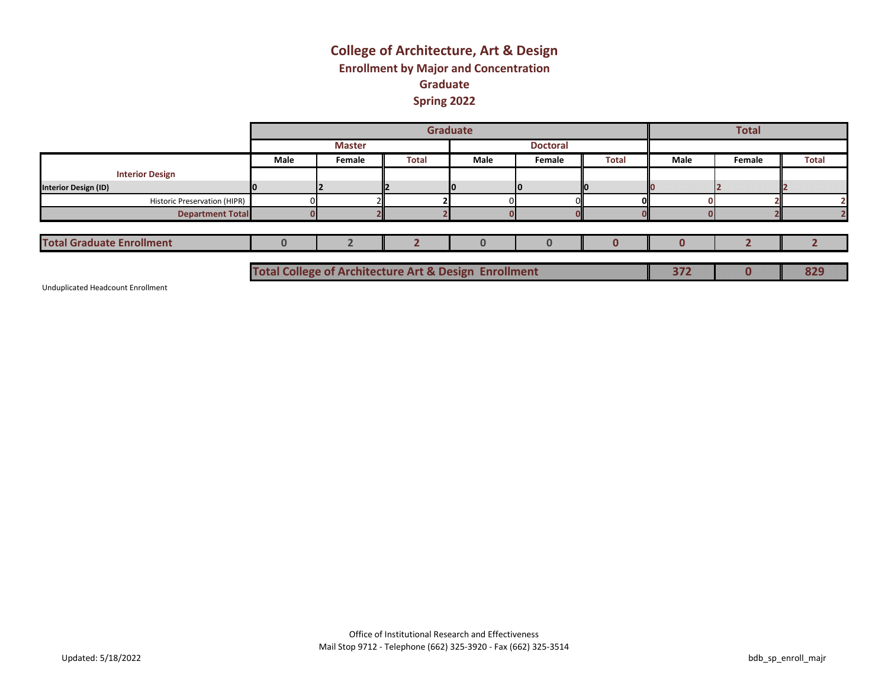# College of Architecture, Art & Design

## Enrollment by Major and Concentration

## Graduate

## Spring 2022

| | Graduate | | | | | | Total | | |
|---|---|---|---|---|---|---|---|---|---|
| | Master | | | Doctoral | | | | | |
| | Male | Female | Total | Male | Female | Total | Male | Female | Total |
| **Interior Design** | | | | | | | | | |
| **Interior Design (ID)** | 0 | 2 | 2 | 0 | 0 | 0 | 0 | 2 | 2 |
| Historic Preservation (HIPR) | 0 | 2 | 2 | 0 | 0 | 0 | 0 | 2 | 2 |
| **Department Total** | 0 | 2 | 2 | 0 | 0 | 0 | 0 | 2 | 2 |
| **Total Graduate Enrollment** | 0 | 2 | 2 | 0 | 0 | 0 | 0 | 2 | 2 |

| Total College of Architecture Art & Design Enrollment | Male | Female | Total |
|---|---|---|---|
| | 372 | 0 | 829 |

Unduplicated Headcount Enrollment

Office of Institutional Research and Effectiveness
Mail Stop 9712 - Telephone (662) 325-3920 - Fax (662) 325-3514

Updated: 5/18/2022

bdb_sp_enroll_majr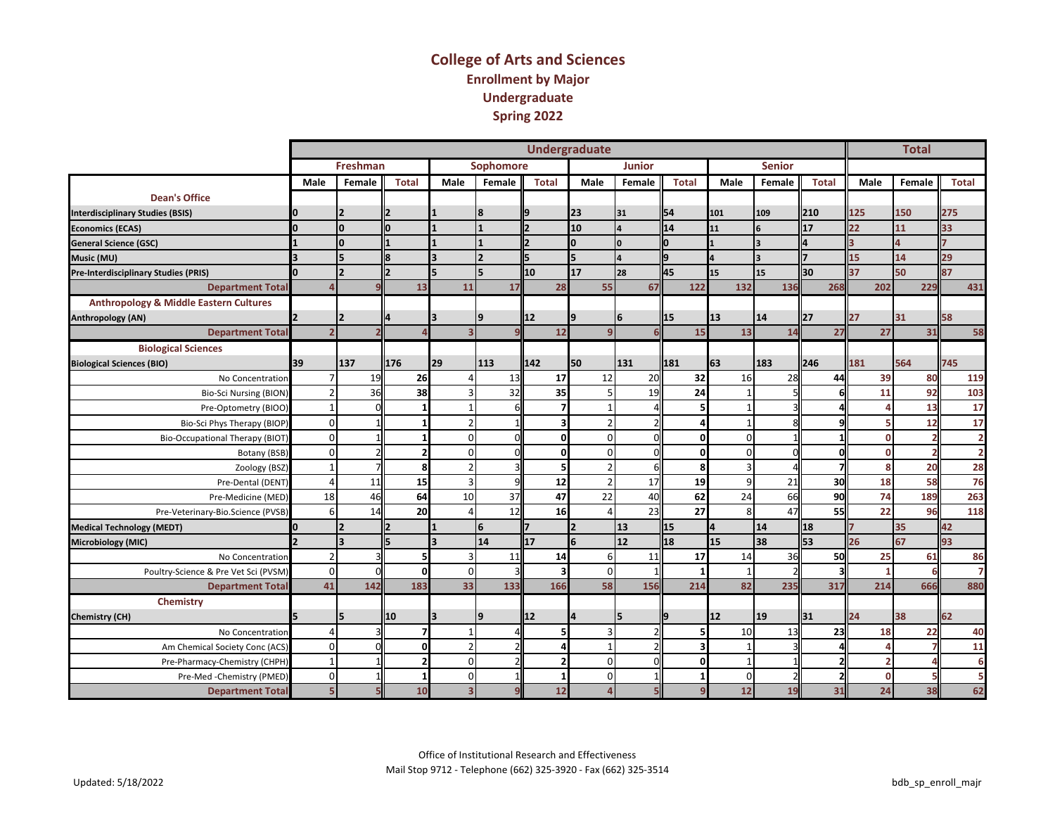# College of Arts and Sciences

## Enrollment by Major

## Undergraduate

## Spring 2022

| | Undergraduate | | | | | | | | | | | | Total | | |
|---|---|---|---|---|---|---|---|---|---|---|---|---|---|---|---|
| | Freshman | | | Sophomore | | | Junior | | | Senior | | | | | |
| | Male | Female | Total | Male | Female | Total | Male | Female | Total | Male | Female | Total | Male | Female | Total |
| **Dean's Office** | | | | | | | | | | | | | | | |
| **Interdisciplinary Studies (BSIS)** | 0 | 2 | 2 | 1 | 8 | 9 | 23 | 31 | 54 | 101 | 109 | 210 | 125 | 150 | 275 |
| **Economics (ECAS)** | 0 | 0 | 0 | 1 | 1 | 2 | 10 | 4 | 14 | 11 | 6 | 17 | 22 | 11 | 33 |
| **General Science (GSC)** | 1 | 0 | 1 | 1 | 1 | 2 | 0 | 0 | 0 | 1 | 3 | 4 | 3 | 4 | 7 |
| **Music (MU)** | 3 | 5 | 8 | 3 | 2 | 5 | 5 | 4 | 9 | 4 | 3 | 7 | 15 | 14 | 29 |
| **Pre-Interdisciplinary Studies (PRIS)** | 0 | 2 | 2 | 5 | 5 | 10 | 17 | 28 | 45 | 15 | 15 | 30 | 37 | 50 | 87 |
| **Department Total** | 4 | 9 | 13 | 11 | 17 | 28 | 55 | 67 | 122 | 132 | 136 | 268 | 202 | 229 | 431 |
| **Anthropology & Middle Eastern Cultures** | | | | | | | | | | | | | | | |
| **Anthropology (AN)** | 2 | 2 | 4 | 3 | 9 | 12 | 9 | 6 | 15 | 13 | 14 | 27 | 27 | 31 | 58 |
| **Department Total** | 2 | 2 | 4 | 3 | 9 | 12 | 9 | 6 | 15 | 13 | 14 | 27 | 27 | 31 | 58 |
| **Biological Sciences** | | | | | | | | | | | | | | | |
| **Biological Sciences (BIO)** | 39 | 137 | 176 | 29 | 113 | 142 | 50 | 131 | 181 | 63 | 183 | 246 | 181 | 564 | 745 |
| No Concentration | 7 | 19 | 26 | 4 | 13 | 17 | 12 | 20 | 32 | 16 | 28 | 44 | 39 | 80 | 119 |
| Bio-Sci Nursing (BION) | 2 | 36 | 38 | 3 | 32 | 35 | 5 | 19 | 24 | 1 | 5 | 6 | 11 | 92 | 103 |
| Pre-Optometry (BIOO) | 1 | 0 | 1 | 1 | 6 | 7 | 1 | 4 | 5 | 1 | 3 | 4 | 4 | 13 | 17 |
| Bio-Sci Phys Therapy (BIOP) | 0 | 1 | 1 | 2 | 1 | 3 | 2 | 2 | 4 | 1 | 8 | 9 | 5 | 12 | 17 |
| Bio-Occupational Therapy (BIOT) | 0 | 1 | 1 | 0 | 0 | 0 | 0 | 0 | 0 | 0 | 1 | 1 | 0 | 2 | 2 |
| Botany (BSB) | 0 | 2 | 2 | 0 | 0 | 0 | 0 | 0 | 0 | 0 | 0 | 0 | 0 | 2 | 2 |
| Zoology (BSZ) | 1 | 7 | 8 | 2 | 3 | 5 | 2 | 6 | 8 | 3 | 4 | 7 | 8 | 20 | 28 |
| Pre-Dental (DENT) | 4 | 11 | 15 | 3 | 9 | 12 | 2 | 17 | 19 | 9 | 21 | 30 | 18 | 58 | 76 |
| Pre-Medicine (MED) | 18 | 46 | 64 | 10 | 37 | 47 | 22 | 40 | 62 | 24 | 66 | 90 | 74 | 189 | 263 |
| Pre-Veterinary-Bio.Science (PVSB) | 6 | 14 | 20 | 4 | 12 | 16 | 4 | 23 | 27 | 8 | 47 | 55 | 22 | 96 | 118 |
| **Medical Technology (MEDT)** | 0 | 2 | 2 | 1 | 6 | 7 | 2 | 13 | 15 | 4 | 14 | 18 | 7 | 35 | 42 |
| **Microbiology (MIC)** | 2 | 3 | 5 | 3 | 14 | 17 | 6 | 12 | 18 | 15 | 38 | 53 | 26 | 67 | 93 |
| No Concentration | 2 | 3 | 5 | 3 | 11 | 14 | 6 | 11 | 17 | 14 | 36 | 50 | 25 | 61 | 86 |
| Poultry-Science & Pre Vet Sci (PVSM) | 0 | 0 | 0 | 0 | 3 | 3 | 0 | 1 | 1 | 1 | 2 | 3 | 1 | 6 | 7 |
| **Department Total** | 41 | 142 | 183 | 33 | 133 | 166 | 58 | 156 | 214 | 82 | 235 | 317 | 214 | 666 | 880 |
| **Chemistry** | | | | | | | | | | | | | | | |
| **Chemistry (CH)** | 5 | 5 | 10 | 3 | 9 | 12 | 4 | 5 | 9 | 12 | 19 | 31 | 24 | 38 | 62 |
| No Concentration | 4 | 3 | 7 | 1 | 4 | 5 | 3 | 2 | 5 | 10 | 13 | 23 | 18 | 22 | 40 |
| Am Chemical Society Conc (ACS) | 0 | 0 | 0 | 2 | 2 | 4 | 1 | 2 | 3 | 1 | 3 | 4 | 4 | 7 | 11 |
| Pre-Pharmacy-Chemistry (CHPH) | 1 | 1 | 2 | 0 | 2 | 2 | 0 | 0 | 0 | 1 | 1 | 2 | 2 | 4 | 6 |
| Pre-Med -Chemistry (PMED) | 0 | 1 | 1 | 0 | 1 | 1 | 0 | 1 | 1 | 0 | 2 | 2 | 0 | 5 | 5 |
| **Department Total** | 5 | 5 | 10 | 3 | 9 | 12 | 4 | 5 | 9 | 12 | 19 | 31 | 24 | 38 | 62 |

Office of Institutional Research and Effectiveness
Mail Stop 9712 - Telephone (662) 325-3920 - Fax (662) 325-3514

Updated: 5/18/2022

bdb_sp_enroll_majr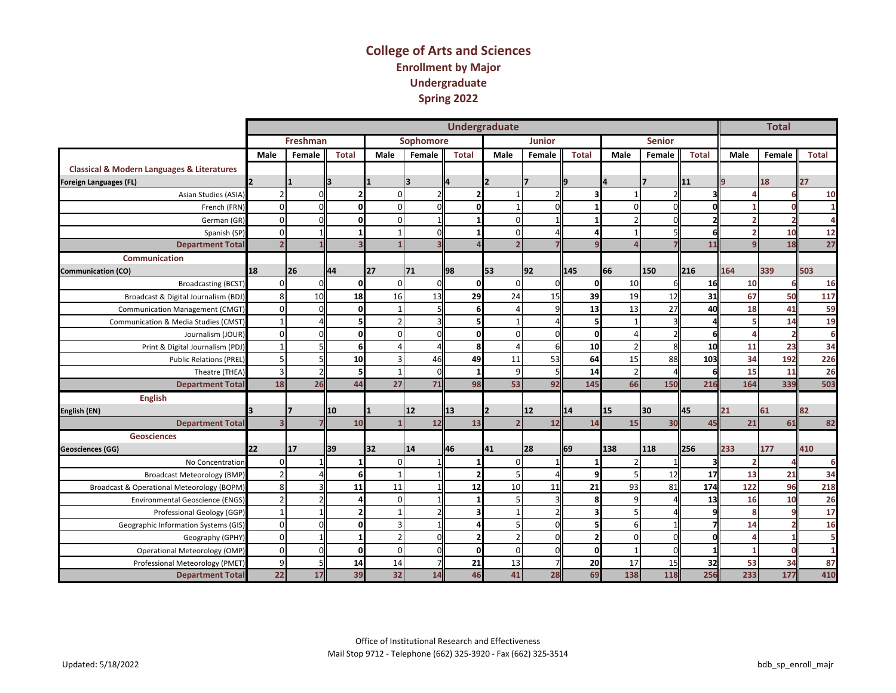# College of Arts and Sciences

## Enrollment by Major

## Undergraduate

## Spring 2022

| | Undergraduate | | | | | | | | | | | | Total | | |
|---|---|---|---|---|---|---|---|---|---|---|---|---|---|---|---|
| | Freshman | | | Sophomore | | | Junior | | | Senior | | | | | |
| | Male | Female | Total | Male | Female | Total | Male | Female | Total | Male | Female | Total | Male | Female | Total |
| **Classical & Modern Languages & Literatures** | | | | | | | | | | | | | | | |
| **Foreign Languages (FL)** | 2 | 1 | 3 | 1 | 3 | 4 | 2 | 7 | 9 | 4 | 7 | 11 | 9 | 18 | 27 |
| Asian Studies (ASIA) | 2 | 0 | 2 | 0 | 2 | 2 | 1 | 2 | 3 | 1 | 2 | 3 | 4 | 6 | 10 |
| French (FRN) | 0 | 0 | 0 | 0 | 0 | 0 | 1 | 0 | 1 | 0 | 0 | 0 | 1 | 0 | 1 |
| German (GR) | 0 | 0 | 0 | 0 | 1 | 1 | 0 | 1 | 1 | 2 | 0 | 2 | 2 | 2 | 4 |
| Spanish (SP) | 0 | 1 | 1 | 1 | 0 | 1 | 0 | 4 | 4 | 1 | 5 | 6 | 2 | 10 | 12 |
| **Department Total** | 2 | 1 | 3 | 1 | 3 | 4 | 2 | 7 | 9 | 4 | 7 | 11 | 9 | 18 | 27 |
| **Communication** | | | | | | | | | | | | | | | |
| **Communication (CO)** | 18 | 26 | 44 | 27 | 71 | 98 | 53 | 92 | 145 | 66 | 150 | 216 | 164 | 339 | 503 |
| Broadcasting (BCST) | 0 | 0 | 0 | 0 | 0 | 0 | 0 | 0 | 0 | 10 | 6 | 16 | 10 | 6 | 16 |
| Broadcast & Digital Journalism (BDJ) | 8 | 10 | 18 | 16 | 13 | 29 | 24 | 15 | 39 | 19 | 12 | 31 | 67 | 50 | 117 |
| Communication Management (CMGT) | 0 | 0 | 0 | 1 | 5 | 6 | 4 | 9 | 13 | 13 | 27 | 40 | 18 | 41 | 59 |
| Communication & Media Studies (CMST) | 1 | 4 | 5 | 2 | 3 | 5 | 1 | 4 | 5 | 1 | 3 | 4 | 5 | 14 | 19 |
| Journalism (JOUR) | 0 | 0 | 0 | 0 | 0 | 0 | 0 | 0 | 0 | 4 | 2 | 6 | 4 | 2 | 6 |
| Print & Digital Journalism (PDJ) | 1 | 5 | 6 | 4 | 4 | 8 | 4 | 6 | 10 | 2 | 8 | 10 | 11 | 23 | 34 |
| Public Relations (PREL) | 5 | 5 | 10 | 3 | 46 | 49 | 11 | 53 | 64 | 15 | 88 | 103 | 34 | 192 | 226 |
| Theatre (THEA) | 3 | 2 | 5 | 1 | 0 | 1 | 9 | 5 | 14 | 2 | 4 | 6 | 15 | 11 | 26 |
| **Department Total** | 18 | 26 | 44 | 27 | 71 | 98 | 53 | 92 | 145 | 66 | 150 | 216 | 164 | 339 | 503 |
| **English** | | | | | | | | | | | | | | | |
| **English (EN)** | 3 | 7 | 10 | 1 | 12 | 13 | 2 | 12 | 14 | 15 | 30 | 45 | 21 | 61 | 82 |
| **Department Total** | 3 | 7 | 10 | 1 | 12 | 13 | 2 | 12 | 14 | 15 | 30 | 45 | 21 | 61 | 82 |
| **Geosciences** | | | | | | | | | | | | | | | |
| **Geosciences (GG)** | 22 | 17 | 39 | 32 | 14 | 46 | 41 | 28 | 69 | 138 | 118 | 256 | 233 | 177 | 410 |
| No Concentration | 0 | 1 | 1 | 0 | 1 | 1 | 0 | 1 | 1 | 2 | 1 | 3 | 2 | 4 | 6 |
| Broadcast Meteorology (BMP) | 2 | 4 | 6 | 1 | 1 | 2 | 5 | 4 | 9 | 5 | 12 | 17 | 13 | 21 | 34 |
| Broadcast & Operational Meteorology (BOPM) | 8 | 3 | 11 | 11 | 1 | 12 | 10 | 11 | 21 | 93 | 81 | 174 | 122 | 96 | 218 |
| Environmental Geoscience (ENGS) | 2 | 2 | 4 | 0 | 1 | 1 | 5 | 3 | 8 | 9 | 4 | 13 | 16 | 10 | 26 |
| Professional Geology (GGP) | 1 | 1 | 2 | 1 | 2 | 3 | 1 | 2 | 3 | 5 | 4 | 9 | 8 | 9 | 17 |
| Geographic Information Systems (GIS) | 0 | 0 | 0 | 3 | 1 | 4 | 5 | 0 | 5 | 6 | 1 | 7 | 14 | 2 | 16 |
| Geography (GPHY) | 0 | 1 | 1 | 2 | 0 | 2 | 2 | 0 | 2 | 0 | 0 | 0 | 4 | 1 | 5 |
| Operational Meteorology (OMP) | 0 | 0 | 0 | 0 | 0 | 0 | 0 | 0 | 0 | 1 | 0 | 1 | 1 | 0 | 1 |
| Professional Meteorology (PMET) | 9 | 5 | 14 | 14 | 7 | 21 | 13 | 7 | 20 | 17 | 15 | 32 | 53 | 34 | 87 |
| **Department Total** | 22 | 17 | 39 | 32 | 14 | 46 | 41 | 28 | 69 | 138 | 118 | 256 | 233 | 177 | 410 |

Office of Institutional Research and Effectiveness
Mail Stop 9712 - Telephone (662) 325-3920 - Fax (662) 325-3514

Updated: 5/18/2022

bdb_sp_enroll_majr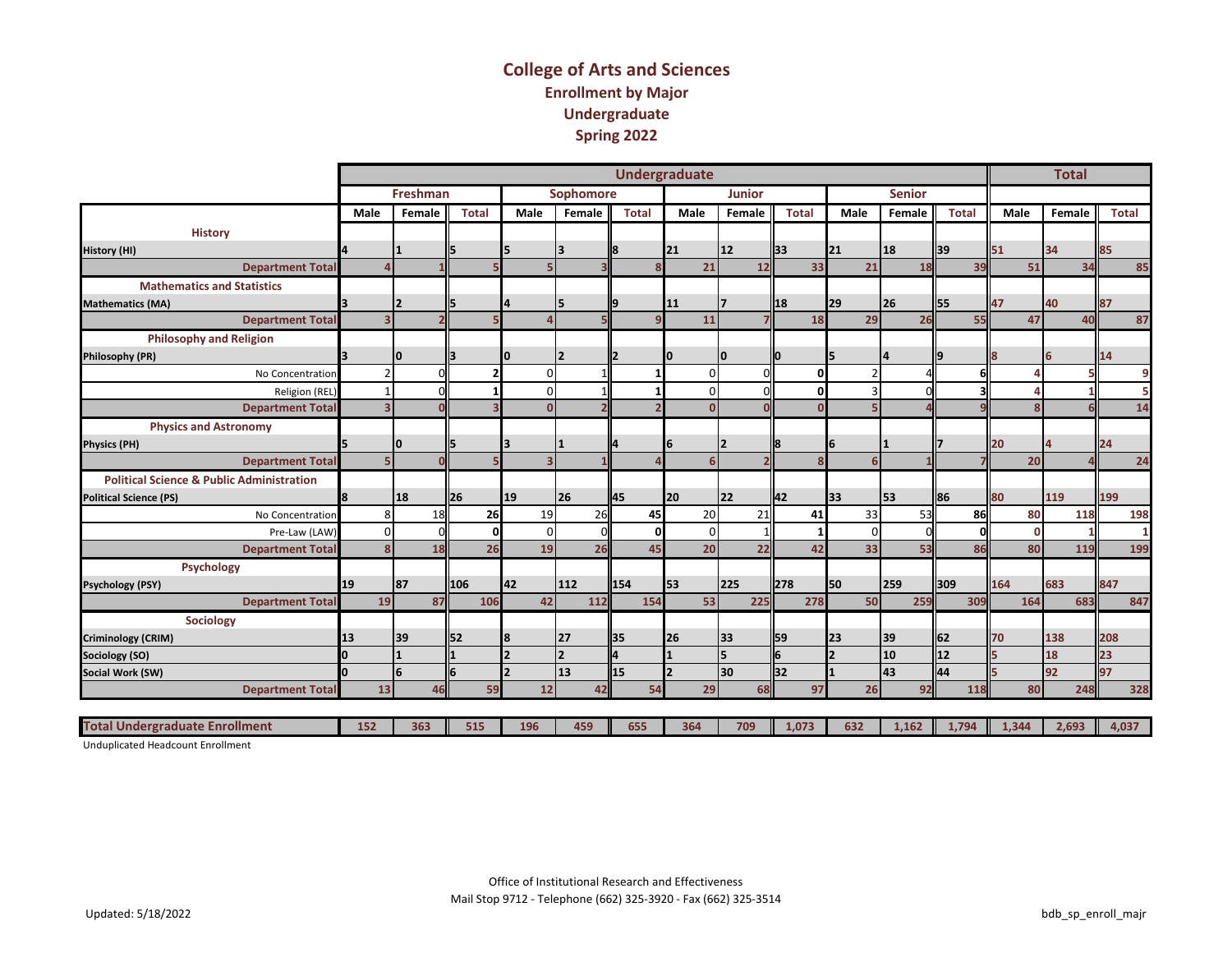# College of Arts and Sciences
## Enrollment by Major
## Undergraduate
## Spring 2022

| | Undergraduate | | | | | | | | | | | | Total | | |
|---|---|---|---|---|---|---|---|---|---|---|---|---|---|---|---|
| | Freshman | | | Sophomore | | | Junior | | | Senior | | | | | |
| | Male | Female | Total | Male | Female | Total | Male | Female | Total | Male | Female | Total | Male | Female | Total |
| **History** | | | | | | | | | | | | | | | |
| History (HI) | 4 | 1 | 5 | 5 | 3 | 8 | 21 | 12 | 33 | 21 | 18 | 39 | 51 | 34 | 85 |
| **Department Total** | 4 | 1 | 5 | 5 | 3 | 8 | 21 | 12 | 33 | 21 | 18 | 39 | 51 | 34 | 85 |
| **Mathematics and Statistics** | | | | | | | | | | | | | | | |
| Mathematics (MA) | 3 | 2 | 5 | 4 | 5 | 9 | 11 | 7 | 18 | 29 | 26 | 55 | 47 | 40 | 87 |
| **Department Total** | 3 | 2 | 5 | 4 | 5 | 9 | 11 | 7 | 18 | 29 | 26 | 55 | 47 | 40 | 87 |
| **Philosophy and Religion** | | | | | | | | | | | | | | | |
| Philosophy (PR) | 3 | 0 | 3 | 0 | 2 | 2 | 0 | 0 | 0 | 5 | 4 | 9 | 8 | 6 | 14 |
| No Concentration | 2 | 0 | 2 | 0 | 1 | 1 | 0 | 0 | 0 | 2 | 4 | 6 | 4 | 5 | 9 |
| Religion (REL) | 1 | 0 | 1 | 0 | 1 | 1 | 0 | 0 | 0 | 3 | 0 | 3 | 4 | 1 | 5 |
| **Department Total** | 3 | 0 | 3 | 0 | 2 | 2 | 0 | 0 | 0 | 5 | 4 | 9 | 8 | 6 | 14 |
| **Physics and Astronomy** | | | | | | | | | | | | | | | |
| Physics (PH) | 5 | 0 | 5 | 3 | 1 | 4 | 6 | 2 | 8 | 6 | 1 | 7 | 20 | 4 | 24 |
| **Department Total** | 5 | 0 | 5 | 3 | 1 | 4 | 6 | 2 | 8 | 6 | 1 | 7 | 20 | 4 | 24 |
| **Political Science & Public Administration** | | | | | | | | | | | | | | | |
| Political Science (PS) | 8 | 18 | 26 | 19 | 26 | 45 | 20 | 22 | 42 | 33 | 53 | 86 | 80 | 119 | 199 |
| No Concentration | 8 | 18 | 26 | 19 | 26 | 45 | 20 | 21 | 41 | 33 | 53 | 86 | 80 | 118 | 198 |
| Pre-Law (LAW) | 0 | 0 | 0 | 0 | 0 | 0 | 0 | 1 | 1 | 0 | 0 | 0 | 0 | 1 | 1 |
| **Department Total** | 8 | 18 | 26 | 19 | 26 | 45 | 20 | 22 | 42 | 33 | 53 | 86 | 80 | 119 | 199 |
| **Psychology** | | | | | | | | | | | | | | | |
| Psychology (PSY) | 19 | 87 | 106 | 42 | 112 | 154 | 53 | 225 | 278 | 50 | 259 | 309 | 164 | 683 | 847 |
| **Department Total** | 19 | 87 | 106 | 42 | 112 | 154 | 53 | 225 | 278 | 50 | 259 | 309 | 164 | 683 | 847 |
| **Sociology** | | | | | | | | | | | | | | | |
| Criminology (CRIM) | 13 | 39 | 52 | 8 | 27 | 35 | 26 | 33 | 59 | 23 | 39 | 62 | 70 | 138 | 208 |
| Sociology (SO) | 0 | 1 | 1 | 2 | 2 | 4 | 1 | 5 | 6 | 2 | 10 | 12 | 5 | 18 | 23 |
| Social Work (SW) | 0 | 6 | 6 | 2 | 13 | 15 | 2 | 30 | 32 | 1 | 43 | 44 | 5 | 92 | 97 |
| **Department Total** | 13 | 46 | 59 | 12 | 42 | 54 | 29 | 68 | 97 | 26 | 92 | 118 | 80 | 248 | 328 |
| **Total Undergraduate Enrollment** | 152 | 363 | 515 | 196 | 459 | 655 | 364 | 709 | 1,073 | 632 | 1,162 | 1,794 | 1,344 | 2,693 | 4,037 |

Unduplicated Headcount Enrollment

Office of Institutional Research and Effectiveness
Mail Stop 9712 - Telephone (662) 325-3920 - Fax (662) 325-3514

Updated: 5/18/2022

bdb_sp_enroll_majr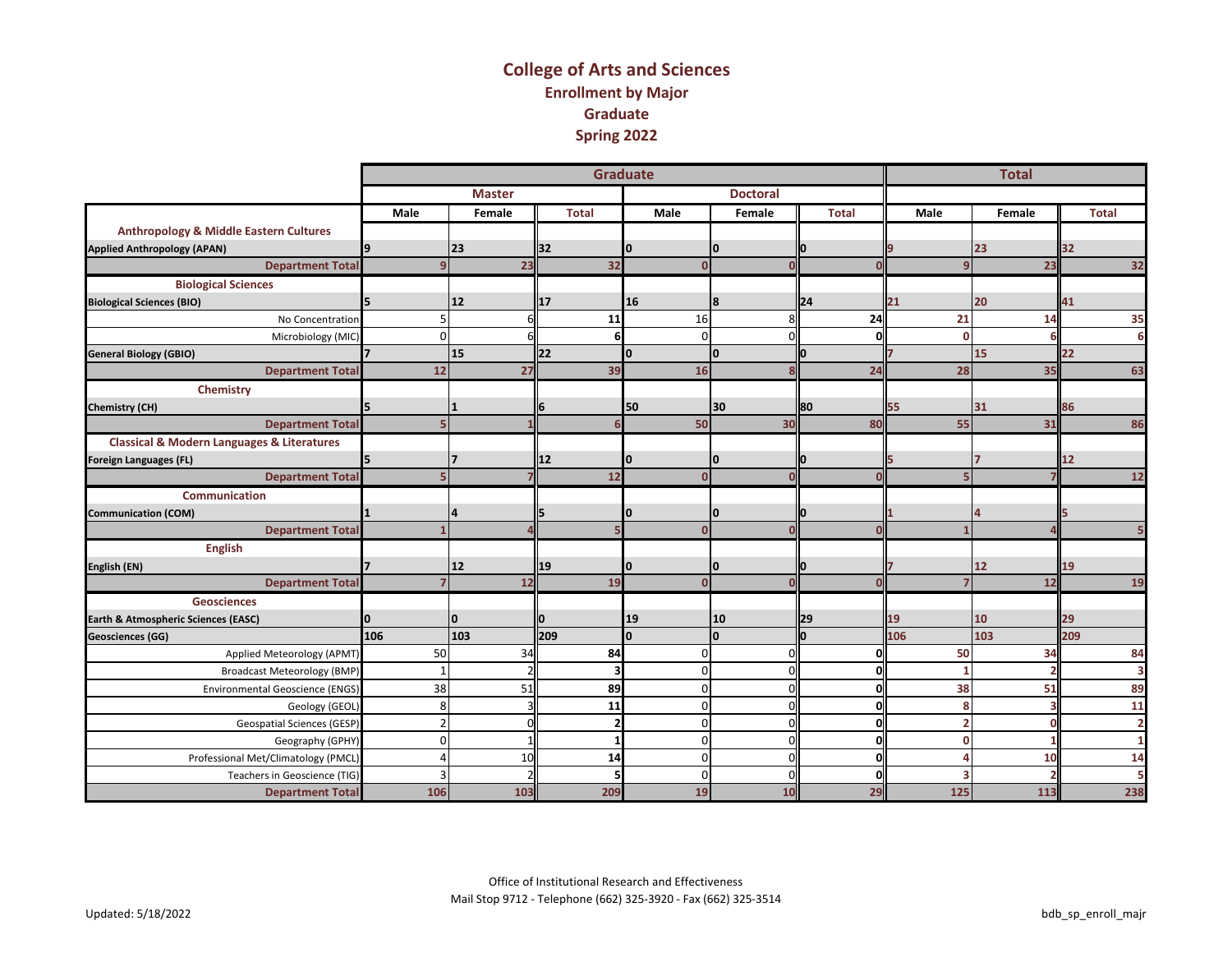# College of Arts and Sciences

## Enrollment by Major

## Graduate

## Spring 2022

| | Graduate | | | | | | Total | | |
|---|---|---|---|---|---|---|---|---|---|
| | Master | | | Doctoral | | | | | |
| | Male | Female | Total | Male | Female | Total | Male | Female | Total |
| **Anthropology & Middle Eastern Cultures** | | | | | | | | | |
| **Applied Anthropology (APAN)** | 9 | 23 | 32 | 0 | 0 | 0 | 9 | 23 | 32 |
| **Department Total** | 9 | 23 | 32 | 0 | 0 | 0 | 9 | 23 | 32 |
| **Biological Sciences** | | | | | | | | | |
| **Biological Sciences (BIO)** | 5 | 12 | 17 | 16 | 8 | 24 | 21 | 20 | 41 |
| No Concentration | 5 | 6 | 11 | 16 | 8 | 24 | 21 | 14 | 35 |
| Microbiology (MIC) | 0 | 6 | 6 | 0 | 0 | 0 | 0 | 6 | 6 |
| **General Biology (GBIO)** | 7 | 15 | 22 | 0 | 0 | 0 | 7 | 15 | 22 |
| **Department Total** | 12 | 27 | 39 | 16 | 8 | 24 | 28 | 35 | 63 |
| **Chemistry** | | | | | | | | | |
| **Chemistry (CH)** | 5 | 1 | 6 | 50 | 30 | 80 | 55 | 31 | 86 |
| **Department Total** | 5 | 1 | 6 | 50 | 30 | 80 | 55 | 31 | 86 |
| **Classical & Modern Languages & Literatures** | | | | | | | | | |
| **Foreign Languages (FL)** | 5 | 7 | 12 | 0 | 0 | 0 | 5 | 7 | 12 |
| **Department Total** | 5 | 7 | 12 | 0 | 0 | 0 | 5 | 7 | 12 |
| **Communication** | | | | | | | | | |
| **Communication (COM)** | 1 | 4 | 5 | 0 | 0 | 0 | 1 | 4 | 5 |
| **Department Total** | 1 | 4 | 5 | 0 | 0 | 0 | 1 | 4 | 5 |
| **English** | | | | | | | | | |
| **English (EN)** | 7 | 12 | 19 | 0 | 0 | 0 | 7 | 12 | 19 |
| **Department Total** | 7 | 12 | 19 | 0 | 0 | 0 | 7 | 12 | 19 |
| **Geosciences** | | | | | | | | | |
| **Earth & Atmospheric Sciences (EASC)** | 0 | 0 | 0 | 19 | 10 | 29 | 19 | 10 | 29 |
| **Geosciences (GG)** | 106 | 103 | 209 | 0 | 0 | 0 | 106 | 103 | 209 |
| Applied Meteorology (APMT) | 50 | 34 | 84 | 0 | 0 | 0 | 50 | 34 | 84 |
| Broadcast Meteorology (BMP) | 1 | 2 | 3 | 0 | 0 | 0 | 1 | 2 | 3 |
| Environmental Geoscience (ENGS) | 38 | 51 | 89 | 0 | 0 | 0 | 38 | 51 | 89 |
| Geology (GEOL) | 8 | 3 | 11 | 0 | 0 | 0 | 8 | 3 | 11 |
| Geospatial Sciences (GESP) | 2 | 0 | 2 | 0 | 0 | 0 | 2 | 0 | 2 |
| Geography (GPHY) | 0 | 1 | 1 | 0 | 0 | 0 | 0 | 1 | 1 |
| Professional Met/Climatology (PMCL) | 4 | 10 | 14 | 0 | 0 | 0 | 4 | 10 | 14 |
| Teachers in Geoscience (TIG) | 3 | 2 | 5 | 0 | 0 | 0 | 3 | 2 | 5 |
| **Department Total** | 106 | 103 | 209 | 19 | 10 | 29 | 125 | 113 | 238 |

Office of Institutional Research and Effectiveness
Mail Stop 9712 - Telephone (662) 325-3920 - Fax (662) 325-3514

Updated: 5/18/2022

bdb_sp_enroll_majr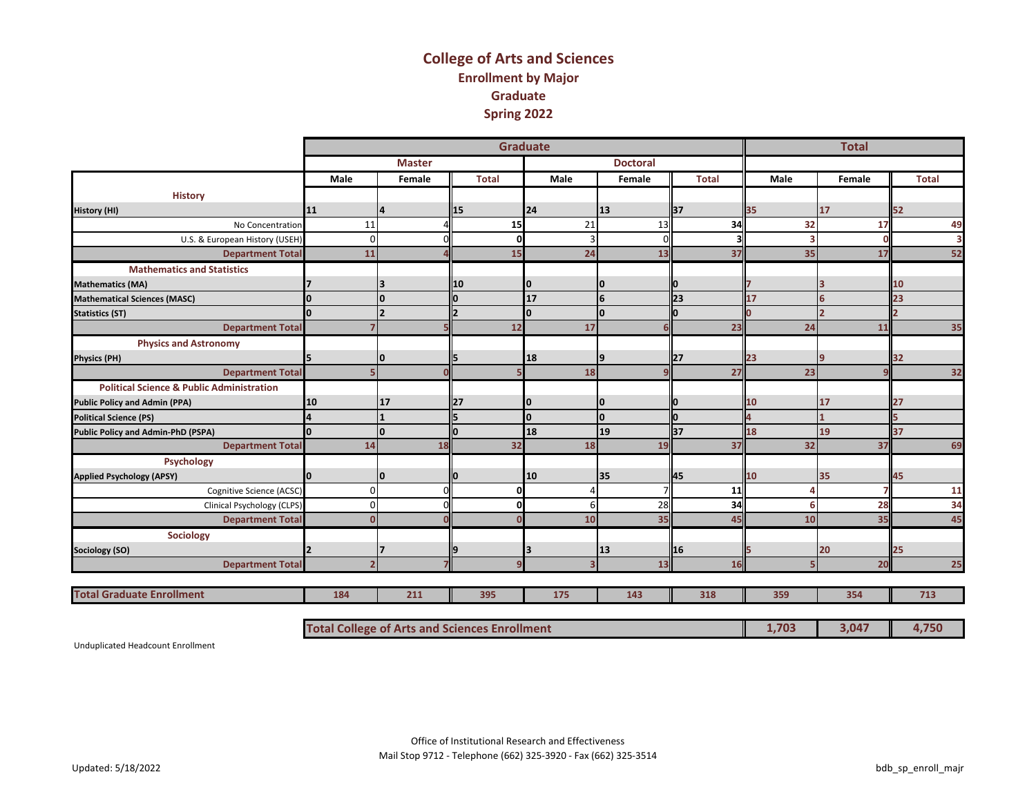# College of Arts and Sciences
## Enrollment by Major
## Graduate
## Spring 2022

| | Graduate | | | | | | Total | | |
|---|---|---|---|---|---|---|---|---|---|
| | Master | | | Doctoral | | | | | |
| | Male | Female | Total | Male | Female | Total | Male | Female | Total |
| **History** | | | | | | | | | |
| **History (HI)** | 11 | 4 | 15 | 24 | 13 | 37 | 35 | 17 | 52 |
| No Concentration | 11 | 4 | 15 | 21 | 13 | 34 | 32 | 17 | 49 |
| U.S. & European History (USEH) | 0 | 0 | 0 | 3 | 0 | 3 | 3 | 0 | 3 |
| **Department Total** | 11 | 4 | 15 | 24 | 13 | 37 | 35 | 17 | 52 |
| **Mathematics and Statistics** | | | | | | | | | |
| **Mathematics (MA)** | 7 | 3 | 10 | 0 | 0 | 0 | 7 | 3 | 10 |
| **Mathematical Sciences (MASC)** | 0 | 0 | 0 | 17 | 6 | 23 | 17 | 6 | 23 |
| **Statistics (ST)** | 0 | 2 | 2 | 0 | 0 | 0 | 0 | 2 | 2 |
| **Department Total** | 7 | 5 | 12 | 17 | 6 | 23 | 24 | 11 | 35 |
| **Physics and Astronomy** | | | | | | | | | |
| **Physics (PH)** | 5 | 0 | 5 | 18 | 9 | 27 | 23 | 9 | 32 |
| **Department Total** | 5 | 0 | 5 | 18 | 9 | 27 | 23 | 9 | 32 |
| **Political Science & Public Administration** | | | | | | | | | |
| **Public Policy and Admin (PPA)** | 10 | 17 | 27 | 0 | 0 | 0 | 10 | 17 | 27 |
| **Political Science (PS)** | 4 | 1 | 5 | 0 | 0 | 0 | 4 | 1 | 5 |
| **Public Policy and Admin-PhD (PSPA)** | 0 | 0 | 0 | 18 | 19 | 37 | 18 | 19 | 37 |
| **Department Total** | 14 | 18 | 32 | 18 | 19 | 37 | 32 | 37 | 69 |
| **Psychology** | | | | | | | | | |
| **Applied Psychology (APSY)** | 0 | 0 | 0 | 10 | 35 | 45 | 10 | 35 | 45 |
| Cognitive Science (ACSC) | 0 | 0 | 0 | 4 | 7 | 11 | 4 | 7 | 11 |
| Clinical Psychology (CLPS) | 0 | 0 | 0 | 6 | 28 | 34 | 6 | 28 | 34 |
| **Department Total** | 0 | 0 | 0 | 10 | 35 | 45 | 10 | 35 | 45 |
| **Sociology** | | | | | | | | | |
| **Sociology (SO)** | 2 | 7 | 9 | 3 | 13 | 16 | 5 | 20 | 25 |
| **Department Total** | 2 | 7 | 9 | 3 | 13 | 16 | 5 | 20 | 25 |
| **Total Graduate Enrollment** | 184 | 211 | 395 | 175 | 143 | 318 | 359 | 354 | 713 |

| | Male | Female | Total |
|---|---|---|---|
| **Total College of Arts and Sciences Enrollment** | 1,703 | 3,047 | 4,750 |

Unduplicated Headcount Enrollment

Office of Institutional Research and Effectiveness
Mail Stop 9712 - Telephone (662) 325-3920 - Fax (662) 325-3514

Updated: 5/18/2022

bdb_sp_enroll_majr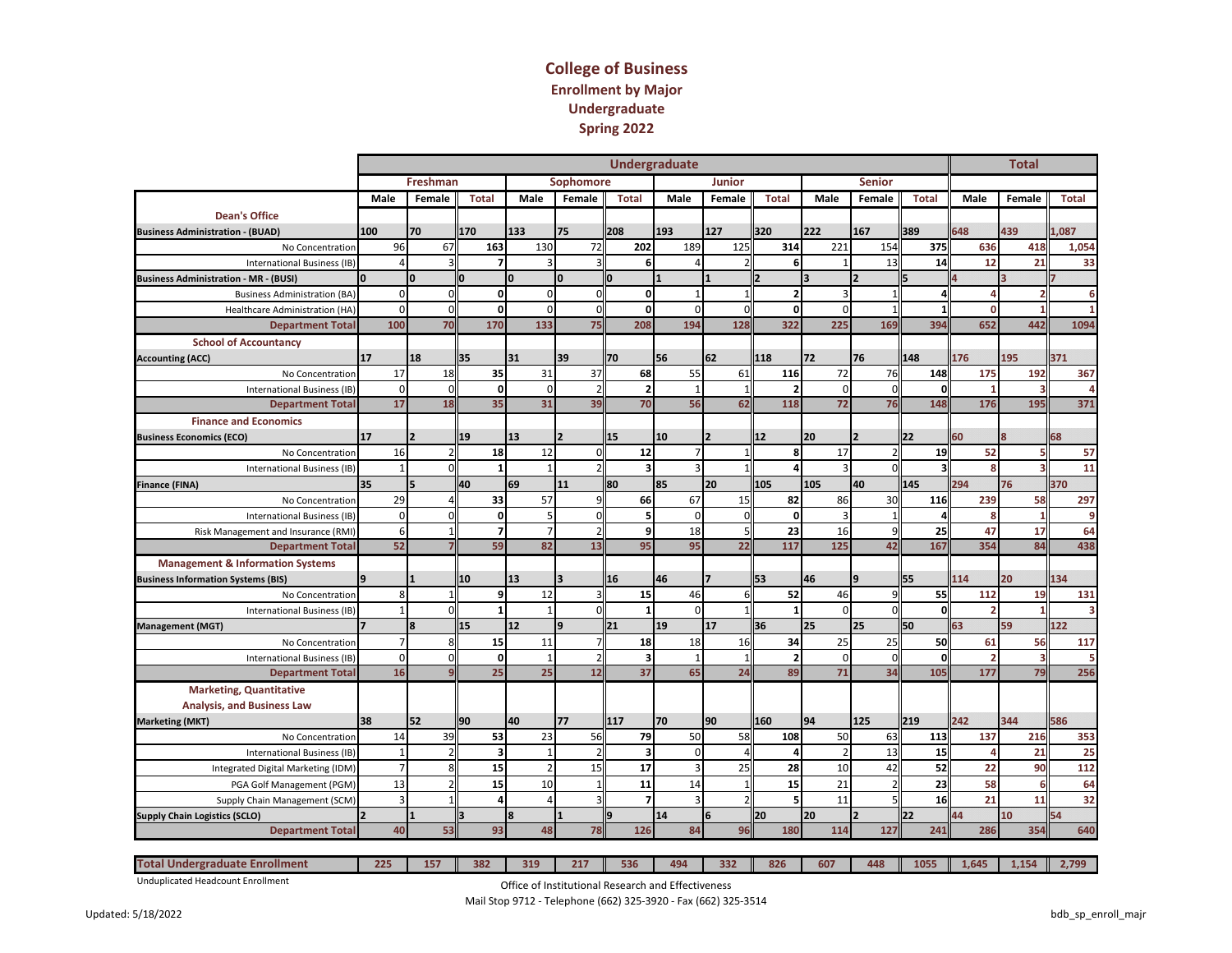# College of Business
## Enrollment by Major
## Undergraduate
## Spring 2022

| | Undergraduate | | | | | | | | | | | | Total | | |
|---|---|---|---|---|---|---|---|---|---|---|---|---|---|---|---|
| | Freshman | | | Sophomore | | | Junior | | | Senior | | | | | |
| | Male | Female | Total | Male | Female | Total | Male | Female | Total | Male | Female | Total | Male | Female | Total |
| **Dean's Office** | | | | | | | | | | | | | | | |
| **Business Administration - (BUAD)** | 100 | 70 | 170 | 133 | 75 | 208 | 193 | 127 | 320 | 222 | 167 | 389 | 648 | 439 | 1,087 |
| No Concentration | 96 | 67 | 163 | 130 | 72 | 202 | 189 | 125 | 314 | 221 | 154 | 375 | 636 | 418 | 1,054 |
| International Business (IB) | 4 | 3 | 7 | 3 | 3 | 6 | 4 | 2 | 6 | 1 | 13 | 14 | 12 | 21 | 33 |
| **Business Administration - MR - (BUSI)** | 0 | 0 | 0 | 0 | 0 | 0 | 1 | 1 | 2 | 3 | 2 | 5 | 4 | 3 | 7 |
| Business Administration (BA) | 0 | 0 | 0 | 0 | 0 | 0 | 1 | 1 | 2 | 3 | 1 | 4 | 4 | 2 | 6 |
| Healthcare Administration (HA) | 0 | 0 | 0 | 0 | 0 | 0 | 0 | 0 | 0 | 0 | 1 | 1 | 0 | 1 | 1 |
| **Department Total** | 100 | 70 | 170 | 133 | 75 | 208 | 194 | 128 | 322 | 225 | 169 | 394 | 652 | 442 | 1094 |
| **School of Accountancy** | | | | | | | | | | | | | | | |
| **Accounting (ACC)** | 17 | 18 | 35 | 31 | 39 | 70 | 56 | 62 | 118 | 72 | 76 | 148 | 176 | 195 | 371 |
| No Concentration | 17 | 18 | 35 | 31 | 37 | 68 | 55 | 61 | 116 | 72 | 76 | 148 | 175 | 192 | 367 |
| International Business (IB) | 0 | 0 | 0 | 0 | 2 | 2 | 1 | 1 | 2 | 0 | 0 | 0 | 1 | 3 | 4 |
| **Department Total** | 17 | 18 | 35 | 31 | 39 | 70 | 56 | 62 | 118 | 72 | 76 | 148 | 176 | 195 | 371 |
| **Finance and Economics** | | | | | | | | | | | | | | | |
| **Business Economics (ECO)** | 17 | 2 | 19 | 13 | 2 | 15 | 10 | 2 | 12 | 20 | 2 | 22 | 60 | 8 | 68 |
| No Concentration | 16 | 2 | 18 | 12 | 0 | 12 | 7 | 1 | 8 | 17 | 2 | 19 | 52 | 5 | 57 |
| International Business (IB) | 1 | 0 | 1 | 1 | 2 | 3 | 3 | 1 | 4 | 3 | 0 | 3 | 8 | 3 | 11 |
| **Finance (FINA)** | 35 | 5 | 40 | 69 | 11 | 80 | 85 | 20 | 105 | 105 | 40 | 145 | 294 | 76 | 370 |
| No Concentration | 29 | 4 | 33 | 57 | 9 | 66 | 67 | 15 | 82 | 86 | 30 | 116 | 239 | 58 | 297 |
| International Business (IB) | 0 | 0 | 0 | 5 | 0 | 5 | 0 | 0 | 0 | 3 | 1 | 4 | 8 | 1 | 9 |
| Risk Management and Insurance (RMI) | 6 | 1 | 7 | 7 | 2 | 9 | 18 | 5 | 23 | 16 | 9 | 25 | 47 | 17 | 64 |
| **Department Total** | 52 | 7 | 59 | 82 | 13 | 95 | 95 | 22 | 117 | 125 | 42 | 167 | 354 | 84 | 438 |
| **Management & Information Systems** | | | | | | | | | | | | | | | |
| **Business Information Systems (BIS)** | 9 | 1 | 10 | 13 | 3 | 16 | 46 | 7 | 53 | 46 | 9 | 55 | 114 | 20 | 134 |
| No Concentration | 8 | 1 | 9 | 12 | 3 | 15 | 46 | 6 | 52 | 46 | 9 | 55 | 112 | 19 | 131 |
| International Business (IB) | 1 | 0 | 1 | 1 | 0 | 1 | 0 | 1 | 1 | 0 | 0 | 0 | 2 | 1 | 3 |
| **Management (MGT)** | 7 | 8 | 15 | 12 | 9 | 21 | 19 | 17 | 36 | 25 | 25 | 50 | 63 | 59 | 122 |
| No Concentration | 7 | 8 | 15 | 11 | 7 | 18 | 18 | 16 | 34 | 25 | 25 | 50 | 61 | 56 | 117 |
| International Business (IB) | 0 | 0 | 0 | 1 | 2 | 3 | 1 | 1 | 2 | 0 | 0 | 0 | 2 | 3 | 5 |
| **Department Total** | 16 | 9 | 25 | 25 | 12 | 37 | 65 | 24 | 89 | 71 | 34 | 105 | 177 | 79 | 256 |
| **Marketing, Quantitative Analysis, and Business Law** | | | | | | | | | | | | | | | |
| **Marketing (MKT)** | 38 | 52 | 90 | 40 | 77 | 117 | 70 | 90 | 160 | 94 | 125 | 219 | 242 | 344 | 586 |
| No Concentration | 14 | 39 | 53 | 23 | 56 | 79 | 50 | 58 | 108 | 50 | 63 | 113 | 137 | 216 | 353 |
| International Business (IB) | 1 | 2 | 3 | 1 | 2 | 3 | 0 | 4 | 4 | 2 | 13 | 15 | 4 | 21 | 25 |
| Integrated Digital Marketing (IDM) | 7 | 8 | 15 | 2 | 15 | 17 | 3 | 25 | 28 | 10 | 42 | 52 | 22 | 90 | 112 |
| PGA Golf Management (PGM) | 13 | 2 | 15 | 10 | 1 | 11 | 14 | 1 | 15 | 21 | 2 | 23 | 58 | 6 | 64 |
| Supply Chain Management (SCM) | 3 | 1 | 4 | 4 | 3 | 7 | 3 | 2 | 5 | 11 | 5 | 16 | 21 | 11 | 32 |
| **Supply Chain Logistics (SCLO)** | 2 | 1 | 3 | 8 | 1 | 9 | 14 | 6 | 20 | 20 | 2 | 22 | 44 | 10 | 54 |
| **Department Total** | 40 | 53 | 93 | 48 | 78 | 126 | 84 | 96 | 180 | 114 | 127 | 241 | 286 | 354 | 640 |
| **Total Undergraduate Enrollment** | 225 | 157 | 382 | 319 | 217 | 536 | 494 | 332 | 826 | 607 | 448 | 1055 | 1,645 | 1,154 | 2,799 |

Unduplicated Headcount Enrollment

Office of Institutional Research and Effectiveness

Mail Stop 9712 - Telephone (662) 325-3920 - Fax (662) 325-3514

Updated: 5/18/2022

bdb_sp_enroll_majr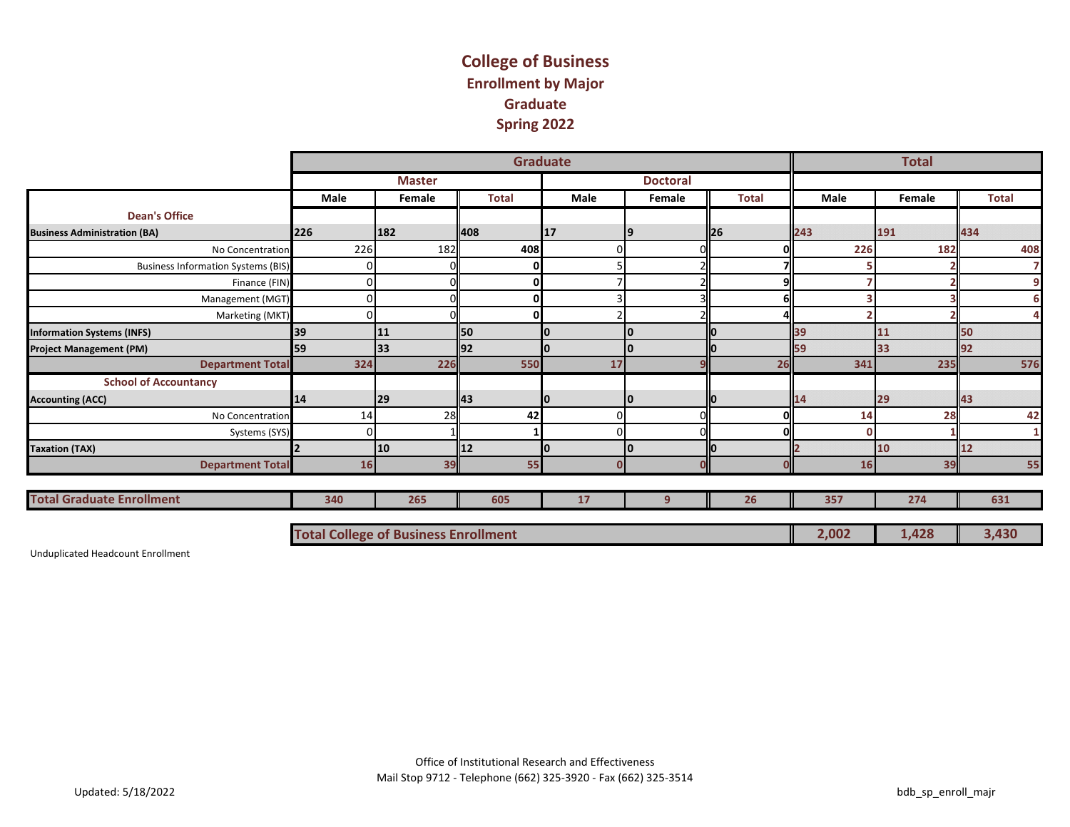# College of Business
## Enrollment by Major
## Graduate
## Spring 2022

| | Graduate | | | | | | Total | | |
|---|---|---|---|---|---|---|---|---|---|
| | Master | | | Doctoral | | | | | |
| | Male | Female | Total | Male | Female | Total | Male | Female | Total |
| **Dean's Office** | | | | | | | | | |
| **Business Administration (BA)** | 226 | 182 | 408 | 17 | 9 | 26 | 243 | 191 | 434 |
| No Concentration | 226 | 182 | 408 | 0 | 0 | 0 | 226 | 182 | 408 |
| Business Information Systems (BIS) | 0 | 0 | 0 | 5 | 2 | 7 | 5 | 2 | 7 |
| Finance (FIN) | 0 | 0 | 0 | 7 | 2 | 9 | 7 | 2 | 9 |
| Management (MGT) | 0 | 0 | 0 | 3 | 3 | 6 | 3 | 3 | 6 |
| Marketing (MKT) | 0 | 0 | 0 | 2 | 2 | 4 | 2 | 2 | 4 |
| **Information Systems (INFS)** | 39 | 11 | 50 | 0 | 0 | 0 | 39 | 11 | 50 |
| **Project Management (PM)** | 59 | 33 | 92 | 0 | 0 | 0 | 59 | 33 | 92 |
| **Department Total** | 324 | 226 | 550 | 17 | 9 | 26 | 341 | 235 | 576 |
| **School of Accountancy** | | | | | | | | | |
| **Accounting (ACC)** | 14 | 29 | 43 | 0 | 0 | 0 | 14 | 29 | 43 |
| No Concentration | 14 | 28 | 42 | 0 | 0 | 0 | 14 | 28 | 42 |
| Systems (SYS) | 0 | 1 | 1 | 0 | 0 | 0 | 0 | 1 | 1 |
| **Taxation (TAX)** | 2 | 10 | 12 | 0 | 0 | 0 | 2 | 10 | 12 |
| **Department Total** | 16 | 39 | 55 | 0 | 0 | 0 | 16 | 39 | 55 |
| **Total Graduate Enrollment** | 340 | 265 | 605 | 17 | 9 | 26 | 357 | 274 | 631 |

| | Male | Female | Total |
|---|---|---|---|
| **Total College of Business Enrollment** | 2,002 | 1,428 | 3,430 |

Unduplicated Headcount Enrollment

Office of Institutional Research and Effectiveness
Mail Stop 9712 - Telephone (662) 325-3920 - Fax (662) 325-3514

Updated: 5/18/2022

bdb_sp_enroll_majr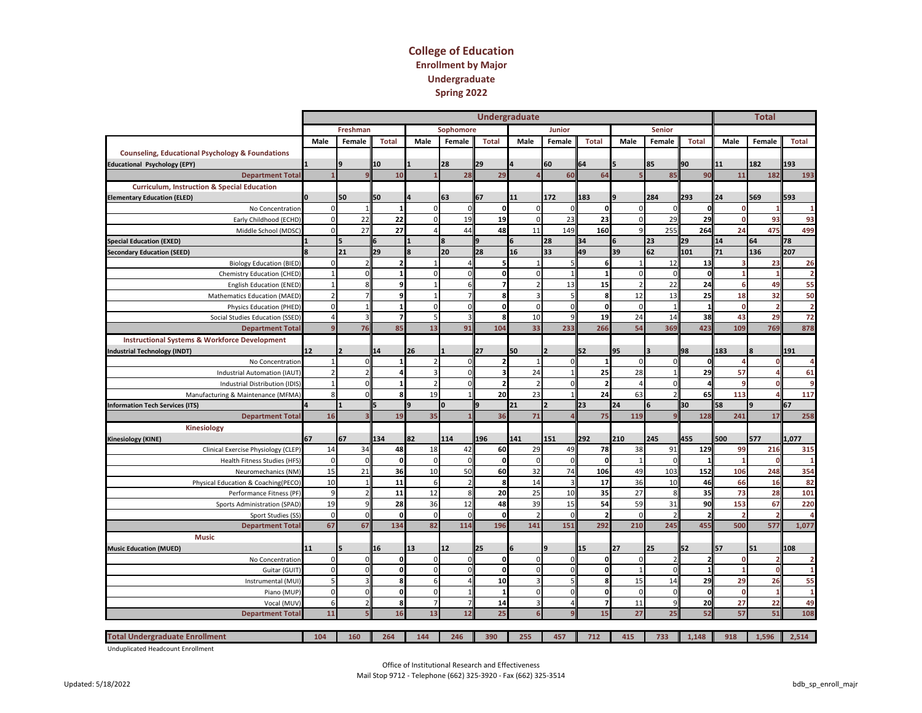# College of Education

## Enrollment by Major

## Undergraduate

## Spring 2022

| | Undergraduate | | | | | | | | | | | | Total | | |
|---|---|---|---|---|---|---|---|---|---|---|---|---|---|---|---|
| | Freshman | | | Sophomore | | | Junior | | | Senior | | | | | |
| | Male | Female | Total | Male | Female | Total | Male | Female | Total | Male | Female | Total | Male | Female | Total |
| **Counseling, Educational Psychology & Foundations** | | | | | | | | | | | | | | | |
| **Educational Psychology (EPY)** | 1 | 9 | 10 | 1 | 28 | 29 | 4 | 60 | 64 | 5 | 85 | 90 | 11 | 182 | 193 |
| **Department Total** | 1 | 9 | 10 | 1 | 28 | 29 | 4 | 60 | 64 | 5 | 85 | 90 | 11 | 182 | 193 |
| **Curriculum, Instruction & Special Education** | | | | | | | | | | | | | | | |
| **Elementary Education (ELED)** | 0 | 50 | 50 | 4 | 63 | 67 | 11 | 172 | 183 | 9 | 284 | 293 | 24 | 569 | 593 |
| No Concentration | 0 | 1 | 1 | 0 | 0 | 0 | 0 | 0 | 0 | 0 | 0 | 0 | 0 | 1 | 1 |
| Early Childhood (ECHD) | 0 | 22 | 22 | 0 | 19 | 19 | 0 | 23 | 23 | 0 | 29 | 29 | 0 | 93 | 93 |
| Middle School (MDSC) | 0 | 27 | 27 | 4 | 44 | 48 | 11 | 149 | 160 | 9 | 255 | 264 | 24 | 475 | 499 |
| **Special Education (EXED)** | 1 | 5 | 6 | 1 | 8 | 9 | 6 | 28 | 34 | 6 | 23 | 29 | 14 | 64 | 78 |
| **Secondary Education (SEED)** | 8 | 21 | 29 | 8 | 20 | 28 | 16 | 33 | 49 | 39 | 62 | 101 | 71 | 136 | 207 |
| Biology Education (BIED) | 0 | 2 | 2 | 1 | 4 | 5 | 1 | 5 | 6 | 1 | 12 | 13 | 3 | 23 | 26 |
| Chemistry Education (CHED) | 1 | 0 | 1 | 0 | 0 | 0 | 0 | 1 | 1 | 0 | 0 | 0 | 1 | 1 | 2 |
| English Education (ENED) | 1 | 8 | 9 | 1 | 6 | 7 | 2 | 13 | 15 | 2 | 22 | 24 | 6 | 49 | 55 |
| Mathematics Education (MAED) | 2 | 7 | 9 | 1 | 7 | 8 | 3 | 5 | 8 | 12 | 13 | 25 | 18 | 32 | 50 |
| Physics Education (PHED) | 0 | 1 | 1 | 0 | 0 | 0 | 0 | 0 | 0 | 0 | 1 | 1 | 0 | 2 | 2 |
| Social Studies Education (SSED) | 4 | 3 | 7 | 5 | 3 | 8 | 10 | 9 | 19 | 24 | 14 | 38 | 43 | 29 | 72 |
| **Department Total** | 9 | 76 | 85 | 13 | 91 | 104 | 33 | 233 | 266 | 54 | 369 | 423 | 109 | 769 | 878 |
| **Instructional Systems & Workforce Development** | | | | | | | | | | | | | | | |
| **Industrial Technology (INDT)** | 12 | 2 | 14 | 26 | 1 | 27 | 50 | 2 | 52 | 95 | 3 | 98 | 183 | 8 | 191 |
| No Concentration | 1 | 0 | 1 | 2 | 0 | 2 | 1 | 0 | 1 | 0 | 0 | 0 | 4 | 0 | 4 |
| Industrial Automation (IAUT) | 2 | 2 | 4 | 3 | 0 | 3 | 24 | 1 | 25 | 28 | 1 | 29 | 57 | 4 | 61 |
| Industrial Distribution (IDIS) | 1 | 0 | 1 | 2 | 0 | 2 | 2 | 0 | 2 | 4 | 0 | 4 | 9 | 0 | 9 |
| Manufacturing & Maintenance (MFMA) | 8 | 0 | 8 | 19 | 1 | 20 | 23 | 1 | 24 | 63 | 2 | 65 | 113 | 4 | 117 |
| **Information Tech Services (ITS)** | 4 | 1 | 5 | 9 | 0 | 9 | 21 | 2 | 23 | 24 | 6 | 30 | 58 | 9 | 67 |
| **Department Total** | 16 | 3 | 19 | 35 | 1 | 36 | 71 | 4 | 75 | 119 | 9 | 128 | 241 | 17 | 258 |
| **Kinesiology** | | | | | | | | | | | | | | | |
| **Kinesiology (KINE)** | 67 | 67 | 134 | 82 | 114 | 196 | 141 | 151 | 292 | 210 | 245 | 455 | 500 | 577 | 1,077 |
| Clinical Exercise Physiology (CLEP) | 14 | 34 | 48 | 18 | 42 | 60 | 29 | 49 | 78 | 38 | 91 | 129 | 99 | 216 | 315 |
| Health Fitness Studies (HFS) | 0 | 0 | 0 | 0 | 0 | 0 | 0 | 0 | 0 | 1 | 0 | 1 | 1 | 0 | 1 |
| Neuromechanics (NM) | 15 | 21 | 36 | 10 | 50 | 60 | 32 | 74 | 106 | 49 | 103 | 152 | 106 | 248 | 354 |
| Physical Education & Coaching(PECO) | 10 | 1 | 11 | 6 | 2 | 8 | 14 | 3 | 17 | 36 | 10 | 46 | 66 | 16 | 82 |
| Performance Fitness (PF) | 9 | 2 | 11 | 12 | 8 | 20 | 25 | 10 | 35 | 27 | 8 | 35 | 73 | 28 | 101 |
| Sports Administration (SPAD) | 19 | 9 | 28 | 36 | 12 | 48 | 39 | 15 | 54 | 59 | 31 | 90 | 153 | 67 | 220 |
| Sport Studies (SS) | 0 | 0 | 0 | 0 | 0 | 0 | 2 | 0 | 2 | 0 | 2 | 2 | 2 | 2 | 4 |
| **Department Total** | 67 | 67 | 134 | 82 | 114 | 196 | 141 | 151 | 292 | 210 | 245 | 455 | 500 | 577 | 1,077 |
| **Music** | | | | | | | | | | | | | | | |
| **Music Education (MUED)** | 11 | 5 | 16 | 13 | 12 | 25 | 6 | 9 | 15 | 27 | 25 | 52 | 57 | 51 | 108 |
| No Concentration | 0 | 0 | 0 | 0 | 0 | 0 | 0 | 0 | 0 | 0 | 2 | 2 | 0 | 2 | 2 |
| Guitar (GUIT) | 0 | 0 | 0 | 0 | 0 | 0 | 0 | 0 | 0 | 1 | 0 | 1 | 1 | 0 | 1 |
| Instrumental (MUI) | 5 | 3 | 8 | 6 | 4 | 10 | 3 | 5 | 8 | 15 | 14 | 29 | 29 | 26 | 55 |
| Piano (MUP) | 0 | 0 | 0 | 0 | 1 | 1 | 0 | 0 | 0 | 0 | 0 | 0 | 0 | 1 | 1 |
| Vocal (MUV) | 6 | 2 | 8 | 7 | 7 | 14 | 3 | 4 | 7 | 11 | 9 | 20 | 27 | 22 | 49 |
| **Department Total** | 11 | 5 | 16 | 13 | 12 | 25 | 6 | 9 | 15 | 27 | 25 | 52 | 57 | 51 | 108 |
| **Total Undergraduate Enrollment** | 104 | 160 | 264 | 144 | 246 | 390 | 255 | 457 | 712 | 415 | 733 | 1,148 | 918 | 1,596 | 2,514 |

Unduplicated Headcount Enrollment

Office of Institutional Research and Effectiveness
Mail Stop 9712 - Telephone (662) 325-3920 - Fax (662) 325-3514

Updated: 5/18/2022

bdb_sp_enroll_majr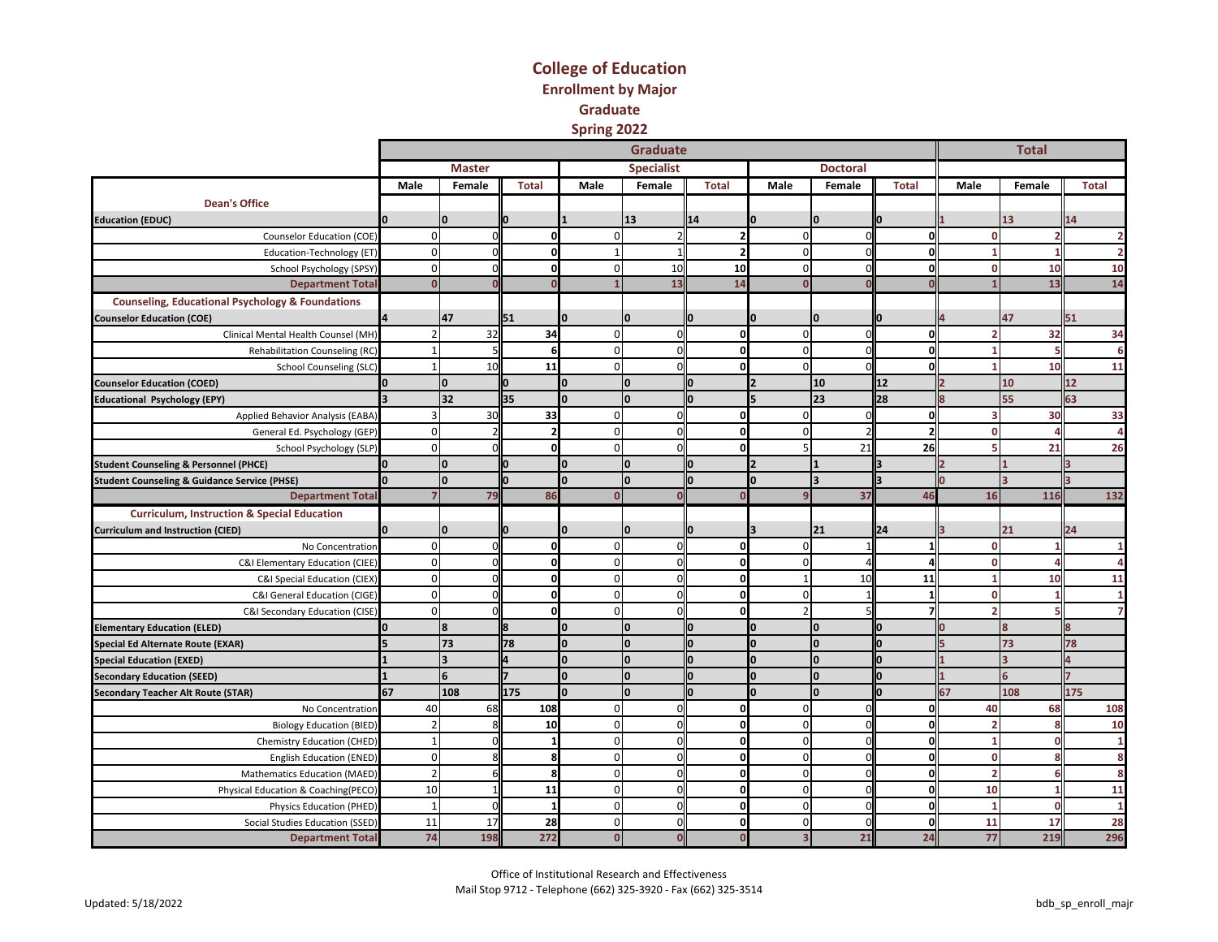# College of Education

## Enrollment by Major

## Graduate

## Spring 2022

| | Graduate | | | | | | | | | Total | | |
|---|---|---|---|---|---|---|---|---|---|---|---|---|
| | Master | | | Specialist | | | Doctoral | | | | | |
| | Male | Female | Total | Male | Female | Total | Male | Female | Total | Male | Female | Total |
| **Dean's Office** | | | | | | | | | | | | |
| **Education (EDUC)** | 0 | 0 | 0 | 1 | 13 | 14 | 0 | 0 | 0 | 1 | 13 | 14 |
| Counselor Education (COE) | 0 | 0 | 0 | 0 | 2 | 2 | 0 | 0 | 0 | 0 | 2 | 2 |
| Education-Technology (ET) | 0 | 0 | 0 | 1 | 1 | 2 | 0 | 0 | 0 | 1 | 1 | 2 |
| School Psychology (SPSY) | 0 | 0 | 0 | 0 | 10 | 10 | 0 | 0 | 0 | 0 | 10 | 10 |
| **Department Total** | 0 | 0 | 0 | 1 | 13 | 14 | 0 | 0 | 0 | 1 | 13 | 14 |
| **Counseling, Educational Psychology & Foundations** | | | | | | | | | | | | |
| **Counselor Education (COE)** | 4 | 47 | 51 | 0 | 0 | 0 | 0 | 0 | 0 | 4 | 47 | 51 |
| Clinical Mental Health Counsel (MH) | 2 | 32 | 34 | 0 | 0 | 0 | 0 | 0 | 0 | 2 | 32 | 34 |
| Rehabilitation Counseling (RC) | 1 | 5 | 6 | 0 | 0 | 0 | 0 | 0 | 0 | 1 | 5 | 6 |
| School Counseling (SLC) | 1 | 10 | 11 | 0 | 0 | 0 | 0 | 0 | 0 | 1 | 10 | 11 |
| **Counselor Education (COED)** | 0 | 0 | 0 | 0 | 0 | 0 | 2 | 10 | 12 | 2 | 10 | 12 |
| **Educational Psychology (EPY)** | 3 | 32 | 35 | 0 | 0 | 0 | 5 | 23 | 28 | 8 | 55 | 63 |
| Applied Behavior Analysis (EABA) | 3 | 30 | 33 | 0 | 0 | 0 | 0 | 0 | 0 | 3 | 30 | 33 |
| General Ed. Psychology (GEP) | 0 | 2 | 2 | 0 | 0 | 0 | 0 | 2 | 2 | 0 | 4 | 4 |
| School Psychology (SLP) | 0 | 0 | 0 | 0 | 0 | 0 | 5 | 21 | 26 | 5 | 21 | 26 |
| **Student Counseling & Personnel (PHCE)** | 0 | 0 | 0 | 0 | 0 | 0 | 2 | 1 | 3 | 2 | 1 | 3 |
| **Student Counseling & Guidance Service (PHSE)** | 0 | 0 | 0 | 0 | 0 | 0 | 0 | 3 | 3 | 0 | 3 | 3 |
| **Department Total** | 7 | 79 | 86 | 0 | 0 | 0 | 9 | 37 | 46 | 16 | 116 | 132 |
| **Curriculum, Instruction & Special Education** | | | | | | | | | | | | |
| **Curriculum and Instruction (CIED)** | 0 | 0 | 0 | 0 | 0 | 0 | 3 | 21 | 24 | 3 | 21 | 24 |
| No Concentration | 0 | 0 | 0 | 0 | 0 | 0 | 0 | 1 | 1 | 0 | 1 | 1 |
| C&I Elementary Education (CIEE) | 0 | 0 | 0 | 0 | 0 | 0 | 0 | 4 | 4 | 0 | 4 | 4 |
| C&I Special Education (CIEX) | 0 | 0 | 0 | 0 | 0 | 0 | 1 | 10 | 11 | 1 | 10 | 11 |
| C&I General Education (CIGE) | 0 | 0 | 0 | 0 | 0 | 0 | 0 | 1 | 1 | 0 | 1 | 1 |
| C&I Secondary Education (CISE) | 0 | 0 | 0 | 0 | 0 | 0 | 2 | 5 | 7 | 2 | 5 | 7 |
| **Elementary Education (ELED)** | 0 | 8 | 8 | 0 | 0 | 0 | 0 | 0 | 0 | 0 | 8 | 8 |
| **Special Ed Alternate Route (EXAR)** | 5 | 73 | 78 | 0 | 0 | 0 | 0 | 0 | 0 | 5 | 73 | 78 |
| **Special Education (EXED)** | 1 | 3 | 4 | 0 | 0 | 0 | 0 | 0 | 0 | 1 | 3 | 4 |
| **Secondary Education (SEED)** | 1 | 6 | 7 | 0 | 0 | 0 | 0 | 0 | 0 | 1 | 6 | 7 |
| **Secondary Teacher Alt Route (STAR)** | 67 | 108 | 175 | 0 | 0 | 0 | 0 | 0 | 0 | 67 | 108 | 175 |
| No Concentration | 40 | 68 | 108 | 0 | 0 | 0 | 0 | 0 | 0 | 40 | 68 | 108 |
| Biology Education (BIED) | 2 | 8 | 10 | 0 | 0 | 0 | 0 | 0 | 0 | 2 | 8 | 10 |
| Chemistry Education (CHED) | 1 | 0 | 1 | 0 | 0 | 0 | 0 | 0 | 0 | 1 | 0 | 1 |
| English Education (ENED) | 0 | 8 | 8 | 0 | 0 | 0 | 0 | 0 | 0 | 0 | 8 | 8 |
| Mathematics Education (MAED) | 2 | 6 | 8 | 0 | 0 | 0 | 0 | 0 | 0 | 2 | 6 | 8 |
| Physical Education & Coaching(PECO) | 10 | 1 | 11 | 0 | 0 | 0 | 0 | 0 | 0 | 10 | 1 | 11 |
| Physics Education (PHED) | 1 | 0 | 1 | 0 | 0 | 0 | 0 | 0 | 0 | 1 | 0 | 1 |
| Social Studies Education (SSED) | 11 | 17 | 28 | 0 | 0 | 0 | 0 | 0 | 0 | 11 | 17 | 28 |
| **Department Total** | 74 | 198 | 272 | 0 | 0 | 0 | 3 | 21 | 24 | 77 | 219 | 296 |

Office of Institutional Research and Effectiveness

Mail Stop 9712 - Telephone (662) 325-3920 - Fax (662) 325-3514

Updated: 5/18/2022

bdb_sp_enroll_majr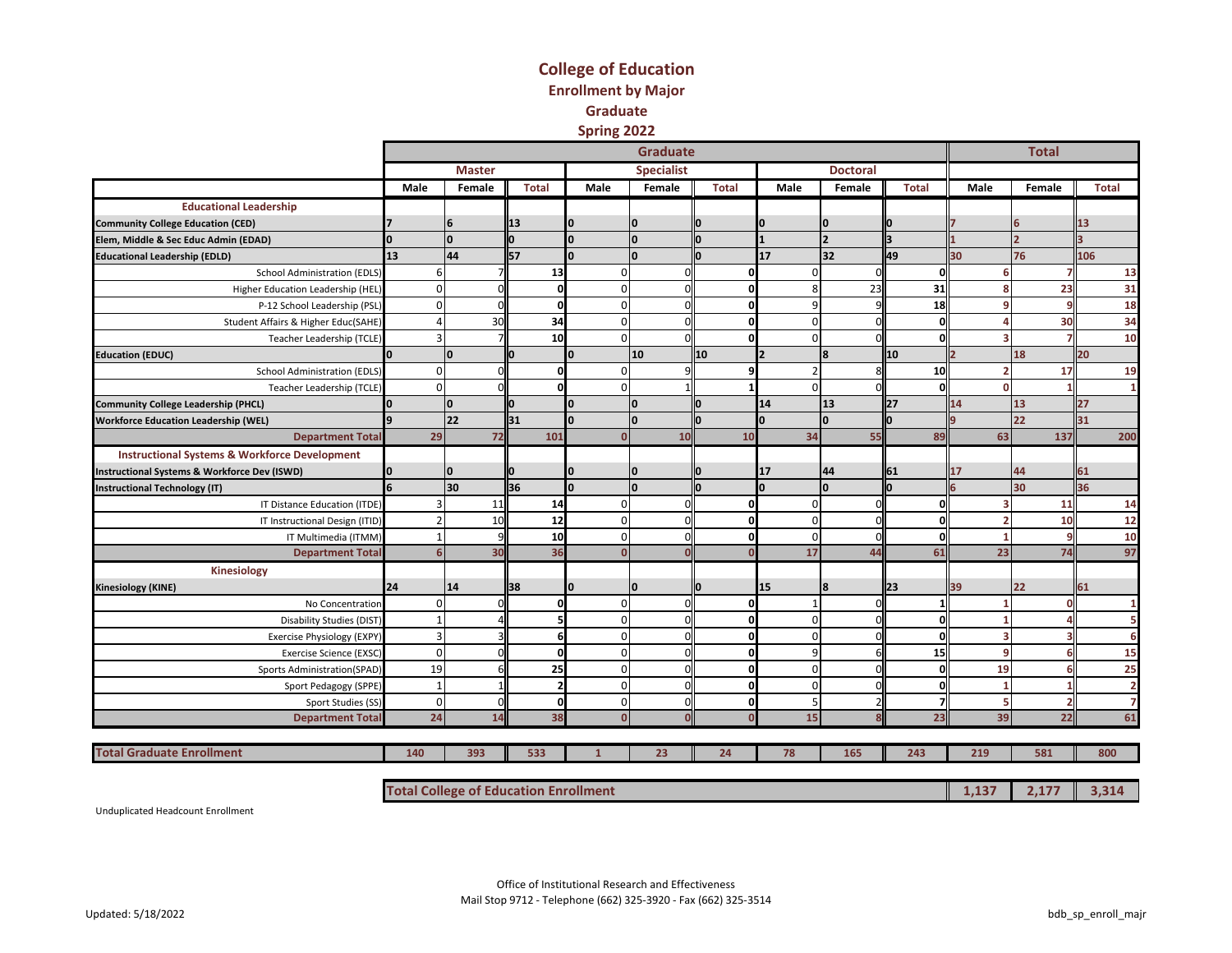# College of Education

## Enrollment by Major

## Graduate

## Spring 2022

| | Graduate | | | | | | | | | Total | | |
|---|---|---|---|---|---|---|---|---|---|---|---|---|
| | Master | | | Specialist | | | Doctoral | | | | | |
| | Male | Female | Total | Male | Female | Total | Male | Female | Total | Male | Female | Total |
| **Educational Leadership** | | | | | | | | | | | | |
| **Community College Education (CED)** | 7 | 6 | 13 | 0 | 0 | 0 | 0 | 0 | 0 | 7 | 6 | 13 |
| **Elem, Middle & Sec Educ Admin (EDAD)** | 0 | 0 | 0 | 0 | 0 | 0 | 1 | 2 | 3 | 1 | 2 | 3 |
| **Educational Leadership (EDLD)** | 13 | 44 | 57 | 0 | 0 | 0 | 17 | 32 | 49 | 30 | 76 | 106 |
| School Administration (EDLS) | 6 | 7 | 13 | 0 | 0 | 0 | 0 | 0 | 0 | 6 | 7 | 13 |
| Higher Education Leadership (HEL) | 0 | 0 | 0 | 0 | 0 | 0 | 8 | 23 | 31 | 8 | 23 | 31 |
| P-12 School Leadership (PSL) | 0 | 0 | 0 | 0 | 0 | 0 | 9 | 9 | 18 | 9 | 9 | 18 |
| Student Affairs & Higher Educ(SAHE) | 4 | 30 | 34 | 0 | 0 | 0 | 0 | 0 | 0 | 4 | 30 | 34 |
| Teacher Leadership (TCLE) | 3 | 7 | 10 | 0 | 0 | 0 | 0 | 0 | 0 | 3 | 7 | 10 |
| **Education (EDUC)** | 0 | 0 | 0 | 0 | 10 | 10 | 2 | 8 | 10 | 2 | 18 | 20 |
| School Administration (EDLS) | 0 | 0 | 0 | 0 | 9 | 9 | 2 | 8 | 10 | 2 | 17 | 19 |
| Teacher Leadership (TCLE) | 0 | 0 | 0 | 0 | 1 | 1 | 0 | 0 | 0 | 0 | 1 | 1 |
| **Community College Leadership (PHCL)** | 0 | 0 | 0 | 0 | 0 | 0 | 14 | 13 | 27 | 14 | 13 | 27 |
| **Workforce Education Leadership (WEL)** | 9 | 22 | 31 | 0 | 0 | 0 | 0 | 0 | 0 | 9 | 22 | 31 |
| **Department Total** | 29 | 72 | 101 | 0 | 10 | 10 | 34 | 55 | 89 | 63 | 137 | 200 |
| **Instructional Systems & Workforce Development** | | | | | | | | | | | | |
| **Instructional Systems & Workforce Dev (ISWD)** | 0 | 0 | 0 | 0 | 0 | 0 | 17 | 44 | 61 | 17 | 44 | 61 |
| **Instructional Technology (IT)** | 6 | 30 | 36 | 0 | 0 | 0 | 0 | 0 | 0 | 6 | 30 | 36 |
| IT Distance Education (ITDE) | 3 | 11 | 14 | 0 | 0 | 0 | 0 | 0 | 0 | 3 | 11 | 14 |
| IT Instructional Design (ITID) | 2 | 10 | 12 | 0 | 0 | 0 | 0 | 0 | 0 | 2 | 10 | 12 |
| IT Multimedia (ITMM) | 1 | 9 | 10 | 0 | 0 | 0 | 0 | 0 | 0 | 1 | 9 | 10 |
| **Department Total** | 6 | 30 | 36 | 0 | 0 | 0 | 17 | 44 | 61 | 23 | 74 | 97 |
| **Kinesiology** | | | | | | | | | | | | |
| **Kinesiology (KINE)** | 24 | 14 | 38 | 0 | 0 | 0 | 15 | 8 | 23 | 39 | 22 | 61 |
| No Concentration | 0 | 0 | 0 | 0 | 0 | 0 | 1 | 0 | 1 | 1 | 0 | 1 |
| Disability Studies (DIST) | 1 | 4 | 5 | 0 | 0 | 0 | 0 | 0 | 0 | 1 | 4 | 5 |
| Exercise Physiology (EXPY) | 3 | 3 | 6 | 0 | 0 | 0 | 0 | 0 | 0 | 3 | 3 | 6 |
| Exercise Science (EXSC) | 0 | 0 | 0 | 0 | 0 | 0 | 9 | 6 | 15 | 9 | 6 | 15 |
| Sports Administration(SPAD) | 19 | 6 | 25 | 0 | 0 | 0 | 0 | 0 | 0 | 19 | 6 | 25 |
| Sport Pedagogy (SPPE) | 1 | 1 | 2 | 0 | 0 | 0 | 0 | 0 | 0 | 1 | 1 | 2 |
| Sport Studies (SS) | 0 | 0 | 0 | 0 | 0 | 0 | 5 | 2 | 7 | 5 | 2 | 7 |
| **Department Total** | 24 | 14 | 38 | 0 | 0 | 0 | 15 | 8 | 23 | 39 | 22 | 61 |
| **Total Graduate Enrollment** | 140 | 393 | 533 | 1 | 23 | 24 | 78 | 165 | 243 | 219 | 581 | 800 |

| Total College of Education Enrollment | Male | Female | Total |
|---|---|---|---|
| | 1,137 | 2,177 | 3,314 |

Unduplicated Headcount Enrollment

Office of Institutional Research and Effectiveness
Mail Stop 9712 - Telephone (662) 325-3920 - Fax (662) 325-3514

Updated: 5/18/2022

bdb_sp_enroll_majr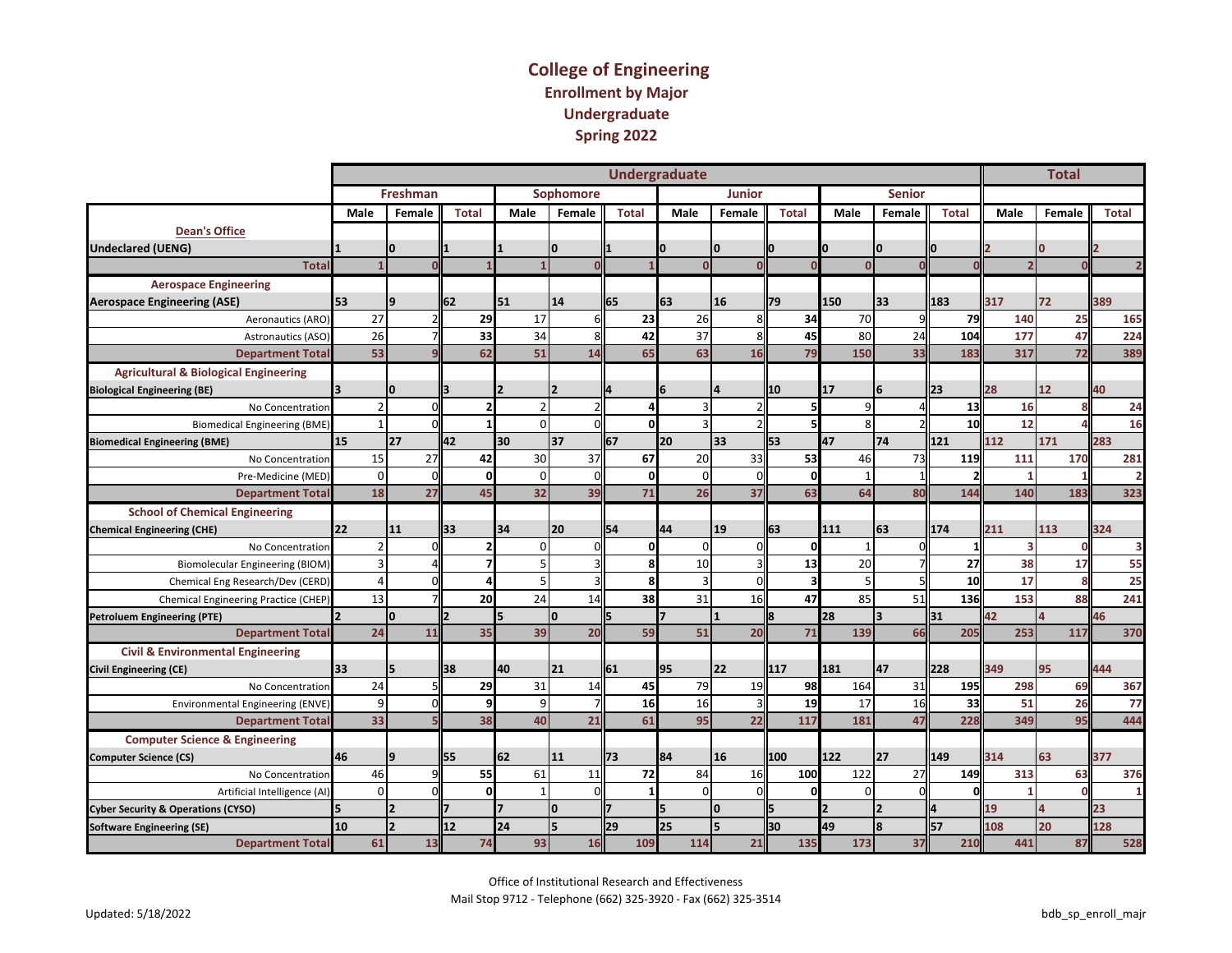# College of Engineering
## Enrollment by Major
## Undergraduate
## Spring 2022

| | Undergraduate | | | | | | | | | | | | Total | | |
|---|---|---|---|---|---|---|---|---|---|---|---|---|---|---|---|
| | Freshman | | | Sophomore | | | Junior | | | Senior | | | | | |
| | Male | Female | Total | Male | Female | Total | Male | Female | Total | Male | Female | Total | Male | Female | Total |
| **Dean's Office** | | | | | | | | | | | | | | | |
| **Undeclared (UENG)** | 1 | 0 | 1 | 1 | 0 | 1 | 0 | 0 | 0 | 0 | 0 | 0 | 2 | 0 | 2 |
| **Total** | 1 | 0 | 1 | 1 | 0 | 1 | 0 | 0 | 0 | 0 | 0 | 0 | 2 | 0 | 2 |
| **Aerospace Engineering** | | | | | | | | | | | | | | | |
| **Aerospace Engineering (ASE)** | 53 | 9 | 62 | 51 | 14 | 65 | 63 | 16 | 79 | 150 | 33 | 183 | 317 | 72 | 389 |
| Aeronautics (ARO) | 27 | 2 | 29 | 17 | 6 | 23 | 26 | 8 | 34 | 70 | 9 | 79 | 140 | 25 | 165 |
| Astronautics (ASO) | 26 | 7 | 33 | 34 | 8 | 42 | 37 | 8 | 45 | 80 | 24 | 104 | 177 | 47 | 224 |
| **Department Total** | 53 | 9 | 62 | 51 | 14 | 65 | 63 | 16 | 79 | 150 | 33 | 183 | 317 | 72 | 389 |
| **Agricultural & Biological Engineering** | | | | | | | | | | | | | | | |
| **Biological Engineering (BE)** | 3 | 0 | 3 | 2 | 2 | 4 | 6 | 4 | 10 | 17 | 6 | 23 | 28 | 12 | 40 |
| No Concentration | 2 | 0 | 2 | 2 | 2 | 4 | 3 | 2 | 5 | 9 | 4 | 13 | 16 | 8 | 24 |
| Biomedical Engineering (BME) | 1 | 0 | 1 | 0 | 0 | 0 | 3 | 2 | 5 | 8 | 2 | 10 | 12 | 4 | 16 |
| **Biomedical Engineering (BME)** | 15 | 27 | 42 | 30 | 37 | 67 | 20 | 33 | 53 | 47 | 74 | 121 | 112 | 171 | 283 |
| No Concentration | 15 | 27 | 42 | 30 | 37 | 67 | 20 | 33 | 53 | 46 | 73 | 119 | 111 | 170 | 281 |
| Pre-Medicine (MED) | 0 | 0 | 0 | 0 | 0 | 0 | 0 | 0 | 0 | 1 | 1 | 2 | 1 | 1 | 2 |
| **Department Total** | 18 | 27 | 45 | 32 | 39 | 71 | 26 | 37 | 63 | 64 | 80 | 144 | 140 | 183 | 323 |
| **School of Chemical Engineering** | | | | | | | | | | | | | | | |
| **Chemical Engineering (CHE)** | 22 | 11 | 33 | 34 | 20 | 54 | 44 | 19 | 63 | 111 | 63 | 174 | 211 | 113 | 324 |
| No Concentration | 2 | 0 | 2 | 0 | 0 | 0 | 0 | 0 | 0 | 1 | 0 | 1 | 3 | 0 | 3 |
| Biomolecular Engineering (BIOM) | 3 | 4 | 7 | 5 | 3 | 8 | 10 | 3 | 13 | 20 | 7 | 27 | 38 | 17 | 55 |
| Chemical Eng Research/Dev (CERD) | 4 | 0 | 4 | 5 | 3 | 8 | 3 | 0 | 3 | 5 | 5 | 10 | 17 | 8 | 25 |
| Chemical Engineering Practice (CHEP) | 13 | 7 | 20 | 24 | 14 | 38 | 31 | 16 | 47 | 85 | 51 | 136 | 153 | 88 | 241 |
| **Petroluem Engineering (PTE)** | 2 | 0 | 2 | 5 | 0 | 5 | 7 | 1 | 8 | 28 | 3 | 31 | 42 | 4 | 46 |
| **Department Total** | 24 | 11 | 35 | 39 | 20 | 59 | 51 | 20 | 71 | 139 | 66 | 205 | 253 | 117 | 370 |
| **Civil & Environmental Engineering** | | | | | | | | | | | | | | | |
| **Civil Engineering (CE)** | 33 | 5 | 38 | 40 | 21 | 61 | 95 | 22 | 117 | 181 | 47 | 228 | 349 | 95 | 444 |
| No Concentration | 24 | 5 | 29 | 31 | 14 | 45 | 79 | 19 | 98 | 164 | 31 | 195 | 298 | 69 | 367 |
| Environmental Engineering (ENVE) | 9 | 0 | 9 | 9 | 7 | 16 | 16 | 3 | 19 | 17 | 16 | 33 | 51 | 26 | 77 |
| **Department Total** | 33 | 5 | 38 | 40 | 21 | 61 | 95 | 22 | 117 | 181 | 47 | 228 | 349 | 95 | 444 |
| **Computer Science & Engineering** | | | | | | | | | | | | | | | |
| **Computer Science (CS)** | 46 | 9 | 55 | 62 | 11 | 73 | 84 | 16 | 100 | 122 | 27 | 149 | 314 | 63 | 377 |
| No Concentration | 46 | 9 | 55 | 61 | 11 | 72 | 84 | 16 | 100 | 122 | 27 | 149 | 313 | 63 | 376 |
| Artificial Intelligence (AI) | 0 | 0 | 0 | 1 | 0 | 1 | 0 | 0 | 0 | 0 | 0 | 0 | 1 | 0 | 1 |
| **Cyber Security & Operations (CYSO)** | 5 | 2 | 7 | 7 | 0 | 7 | 5 | 0 | 5 | 2 | 2 | 4 | 19 | 4 | 23 |
| **Software Engineering (SE)** | 10 | 2 | 12 | 24 | 5 | 29 | 25 | 5 | 30 | 49 | 8 | 57 | 108 | 20 | 128 |
| **Department Total** | 61 | 13 | 74 | 93 | 16 | 109 | 114 | 21 | 135 | 173 | 37 | 210 | 441 | 87 | 528 |

Office of Institutional Research and Effectiveness
Mail Stop 9712 - Telephone (662) 325-3920 - Fax (662) 325-3514

Updated: 5/18/2022

bdb_sp_enroll_majr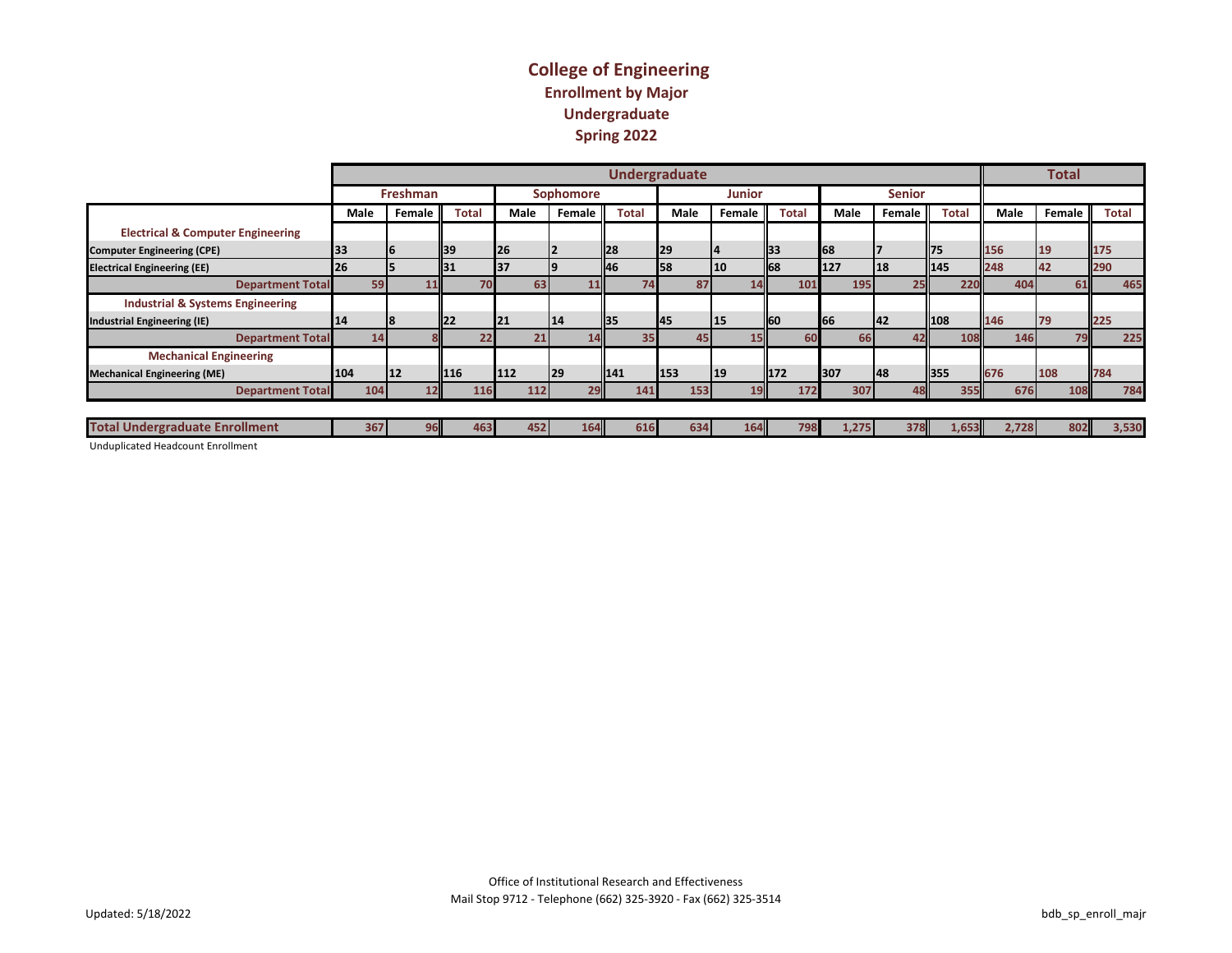# College of Engineering
## Enrollment by Major
## Undergraduate
## Spring 2022

| | Undergraduate | | | | | | | | | | | | Total | | |
|---|---|---|---|---|---|---|---|---|---|---|---|---|---|---|---|
| | Freshman | | | Sophomore | | | Junior | | | Senior | | | | | |
| | Male | Female | Total | Male | Female | Total | Male | Female | Total | Male | Female | Total | Male | Female | Total |
| **Electrical & Computer Engineering** | | | | | | | | | | | | | | | |
| Computer Engineering (CPE) | 33 | 6 | 39 | 26 | 2 | 28 | 29 | 4 | 33 | 68 | 7 | 75 | 156 | 19 | 175 |
| Electrical Engineering (EE) | 26 | 5 | 31 | 37 | 9 | 46 | 58 | 10 | 68 | 127 | 18 | 145 | 248 | 42 | 290 |
| **Department Total** | 59 | 11 | 70 | 63 | 11 | 74 | 87 | 14 | 101 | 195 | 25 | 220 | 404 | 61 | 465 |
| **Industrial & Systems Engineering** | | | | | | | | | | | | | | | |
| Industrial Engineering (IE) | 14 | 8 | 22 | 21 | 14 | 35 | 45 | 15 | 60 | 66 | 42 | 108 | 146 | 79 | 225 |
| **Department Total** | 14 | 8 | 22 | 21 | 14 | 35 | 45 | 15 | 60 | 66 | 42 | 108 | 146 | 79 | 225 |
| **Mechanical Engineering** | | | | | | | | | | | | | | | |
| Mechanical Engineering (ME) | 104 | 12 | 116 | 112 | 29 | 141 | 153 | 19 | 172 | 307 | 48 | 355 | 676 | 108 | 784 |
| **Department Total** | 104 | 12 | 116 | 112 | 29 | 141 | 153 | 19 | 172 | 307 | 48 | 355 | 676 | 108 | 784 |
| **Total Undergraduate Enrollment** | 367 | 96 | 463 | 452 | 164 | 616 | 634 | 164 | 798 | 1,275 | 378 | 1,653 | 2,728 | 802 | 3,530 |

Unduplicated Headcount Enrollment

Office of Institutional Research and Effectiveness
Mail Stop 9712 - Telephone (662) 325-3920 - Fax (662) 325-3514

Updated: 5/18/2022

bdb_sp_enroll_majr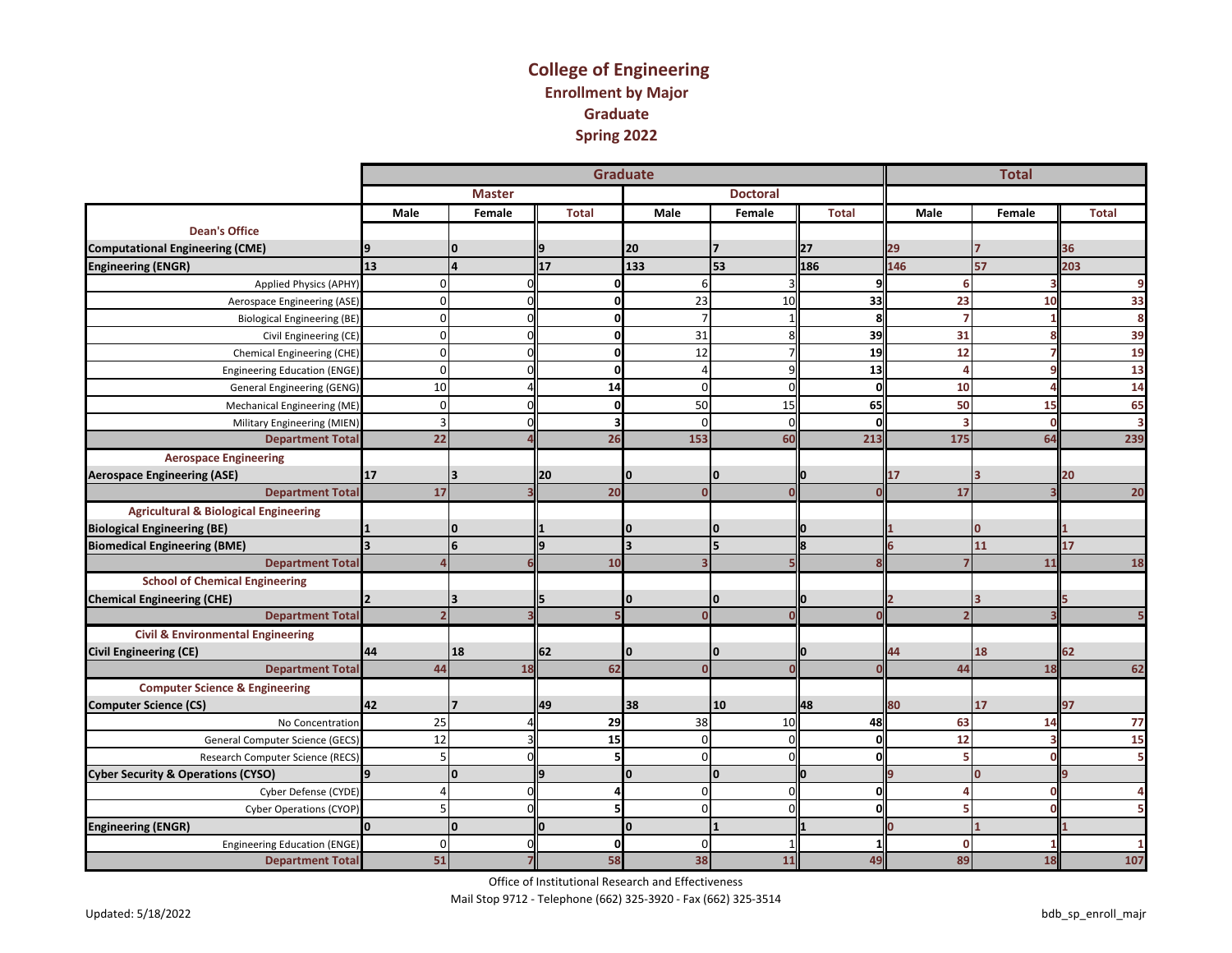# College of Engineering
## Enrollment by Major
## Graduate
## Spring 2022

| | Graduate | | | | | | Total | | |
|---|---|---|---|---|---|---|---|---|---|
| | Master | | | Doctoral | | | | | |
| | Male | Female | Total | Male | Female | Total | Male | Female | Total |
| **Dean's Office** | | | | | | | | | |
| **Computational Engineering (CME)** | 9 | 0 | 9 | 20 | 7 | 27 | 29 | 7 | 36 |
| **Engineering (ENGR)** | 13 | 4 | 17 | 133 | 53 | 186 | 146 | 57 | 203 |
| Applied Physics (APHY) | 0 | 0 | 0 | 6 | 3 | 9 | 6 | 3 | 9 |
| Aerospace Engineering (ASE) | 0 | 0 | 0 | 23 | 10 | 33 | 23 | 10 | 33 |
| Biological Engineering (BE) | 0 | 0 | 0 | 7 | 1 | 8 | 7 | 1 | 8 |
| Civil Engineering (CE) | 0 | 0 | 0 | 31 | 8 | 39 | 31 | 8 | 39 |
| Chemical Engineering (CHE) | 0 | 0 | 0 | 12 | 7 | 19 | 12 | 7 | 19 |
| Engineering Education (ENGE) | 0 | 0 | 0 | 4 | 9 | 13 | 4 | 9 | 13 |
| General Engineering (GENG) | 10 | 4 | 14 | 0 | 0 | 0 | 10 | 4 | 14 |
| Mechanical Engineering (ME) | 0 | 0 | 0 | 50 | 15 | 65 | 50 | 15 | 65 |
| Military Engineering (MIEN) | 3 | 0 | 3 | 0 | 0 | 0 | 3 | 0 | 3 |
| **Department Total** | 22 | 4 | 26 | 153 | 60 | 213 | 175 | 64 | 239 |
| **Aerospace Engineering** | | | | | | | | | |
| **Aerospace Engineering (ASE)** | 17 | 3 | 20 | 0 | 0 | 0 | 17 | 3 | 20 |
| **Department Total** | 17 | 3 | 20 | 0 | 0 | 0 | 17 | 3 | 20 |
| **Agricultural & Biological Engineering** | | | | | | | | | |
| **Biological Engineering (BE)** | 1 | 0 | 1 | 0 | 0 | 0 | 1 | 0 | 1 |
| **Biomedical Engineering (BME)** | 3 | 6 | 9 | 3 | 5 | 8 | 6 | 11 | 17 |
| **Department Total** | 4 | 6 | 10 | 3 | 5 | 8 | 7 | 11 | 18 |
| **School of Chemical Engineering** | | | | | | | | | |
| **Chemical Engineering (CHE)** | 2 | 3 | 5 | 0 | 0 | 0 | 2 | 3 | 5 |
| **Department Total** | 2 | 3 | 5 | 0 | 0 | 0 | 2 | 3 | 5 |
| **Civil & Environmental Engineering** | | | | | | | | | |
| **Civil Engineering (CE)** | 44 | 18 | 62 | 0 | 0 | 0 | 44 | 18 | 62 |
| **Department Total** | 44 | 18 | 62 | 0 | 0 | 0 | 44 | 18 | 62 |
| **Computer Science & Engineering** | | | | | | | | | |
| **Computer Science (CS)** | 42 | 7 | 49 | 38 | 10 | 48 | 80 | 17 | 97 |
| No Concentration | 25 | 4 | 29 | 38 | 10 | 48 | 63 | 14 | 77 |
| General Computer Science (GECS) | 12 | 3 | 15 | 0 | 0 | 0 | 12 | 3 | 15 |
| Research Computer Science (RECS) | 5 | 0 | 5 | 0 | 0 | 0 | 5 | 0 | 5 |
| **Cyber Security & Operations (CYSO)** | 9 | 0 | 9 | 0 | 0 | 0 | 9 | 0 | 9 |
| Cyber Defense (CYDE) | 4 | 0 | 4 | 0 | 0 | 0 | 4 | 0 | 4 |
| Cyber Operations (CYOP) | 5 | 0 | 5 | 0 | 0 | 0 | 5 | 0 | 5 |
| **Engineering (ENGR)** | 0 | 0 | 0 | 0 | 1 | 1 | 0 | 1 | 1 |
| Engineering Education (ENGE) | 0 | 0 | 0 | 0 | 1 | 1 | 0 | 1 | 1 |
| **Department Total** | 51 | 7 | 58 | 38 | 11 | 49 | 89 | 18 | 107 |

Office of Institutional Research and Effectiveness

Mail Stop 9712 - Telephone (662) 325-3920 - Fax (662) 325-3514

Updated: 5/18/2022

bdb_sp_enroll_majr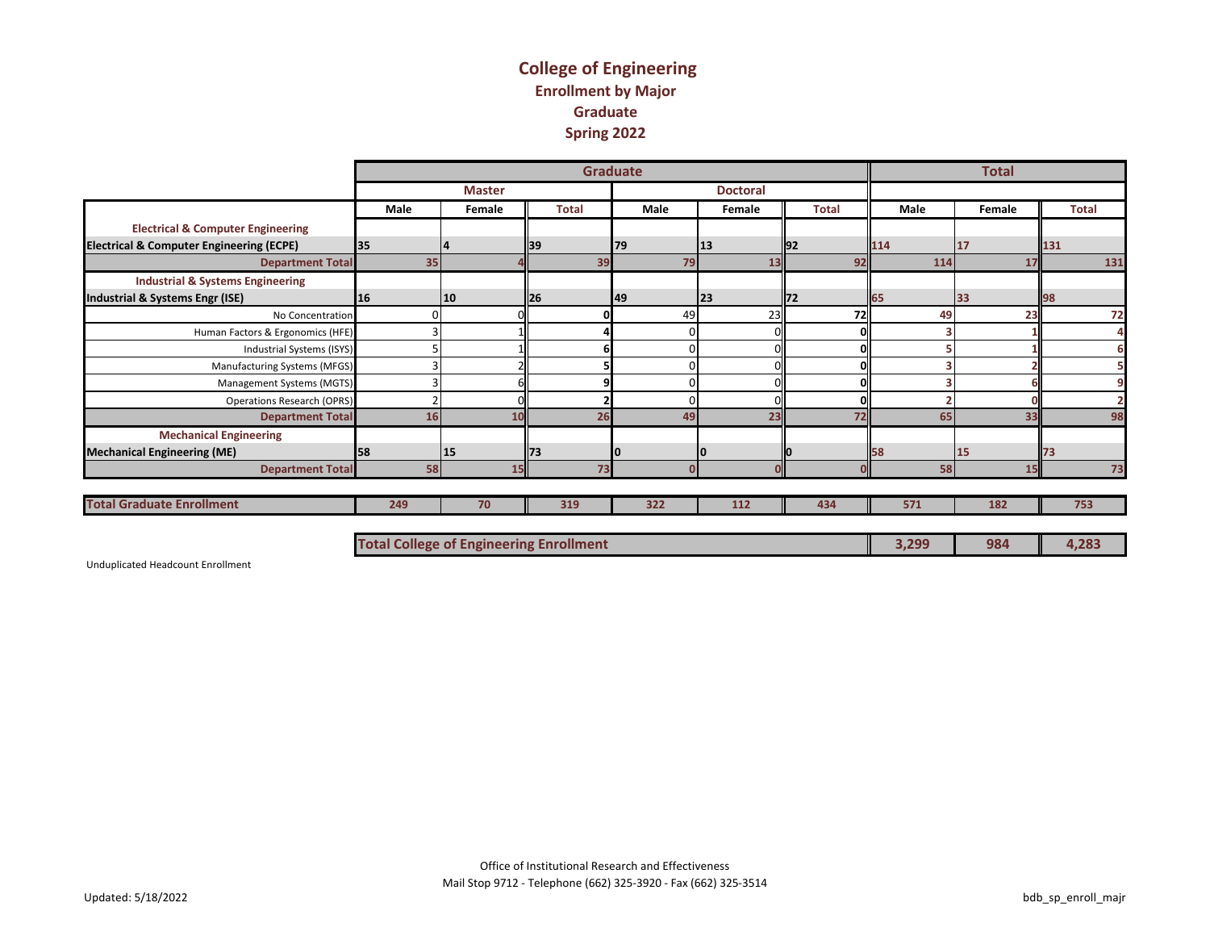# College of Engineering
## Enrollment by Major
## Graduate
## Spring 2022

| | Graduate | | | | | | Total | | |
|---|---|---|---|---|---|---|---|---|---|
| | Master | | | Doctoral | | | | | |
| | Male | Female | Total | Male | Female | Total | Male | Female | Total |
| **Electrical & Computer Engineering** | | | | | | | | | |
| **Electrical & Computer Engineering (ECPE)** | 35 | 4 | 39 | 79 | 13 | 92 | 114 | 17 | 131 |
| **Department Total** | 35 | 4 | 39 | 79 | 13 | 92 | 114 | 17 | 131 |
| **Industrial & Systems Engineering** | | | | | | | | | |
| **Industrial & Systems Engr (ISE)** | 16 | 10 | 26 | 49 | 23 | 72 | 65 | 33 | 98 |
| No Concentration | 0 | 0 | 0 | 49 | 23 | 72 | 49 | 23 | 72 |
| Human Factors & Ergonomics (HFE) | 3 | 1 | 4 | 0 | 0 | 0 | 3 | 1 | 4 |
| Industrial Systems (ISYS) | 5 | 1 | 6 | 0 | 0 | 0 | 5 | 1 | 6 |
| Manufacturing Systems (MFGS) | 3 | 2 | 5 | 0 | 0 | 0 | 3 | 2 | 5 |
| Management Systems (MGTS) | 3 | 6 | 9 | 0 | 0 | 0 | 3 | 6 | 9 |
| Operations Research (OPRS) | 2 | 0 | 2 | 0 | 0 | 0 | 2 | 0 | 2 |
| **Department Total** | 16 | 10 | 26 | 49 | 23 | 72 | 65 | 33 | 98 |
| **Mechanical Engineering** | | | | | | | | | |
| **Mechanical Engineering (ME)** | 58 | 15 | 73 | 0 | 0 | 0 | 58 | 15 | 73 |
| **Department Total** | 58 | 15 | 73 | 0 | 0 | 0 | 58 | 15 | 73 |
| **Total Graduate Enrollment** | 249 | 70 | 319 | 322 | 112 | 434 | 571 | 182 | 753 |

| Total College of Engineering Enrollment | Male | Female | Total |
|---|---|---|---|
| | 3,299 | 984 | 4,283 |

Unduplicated Headcount Enrollment

Office of Institutional Research and Effectiveness
Mail Stop 9712 - Telephone (662) 325-3920 - Fax (662) 325-3514

Updated: 5/18/2022

bdb_sp_enroll_majr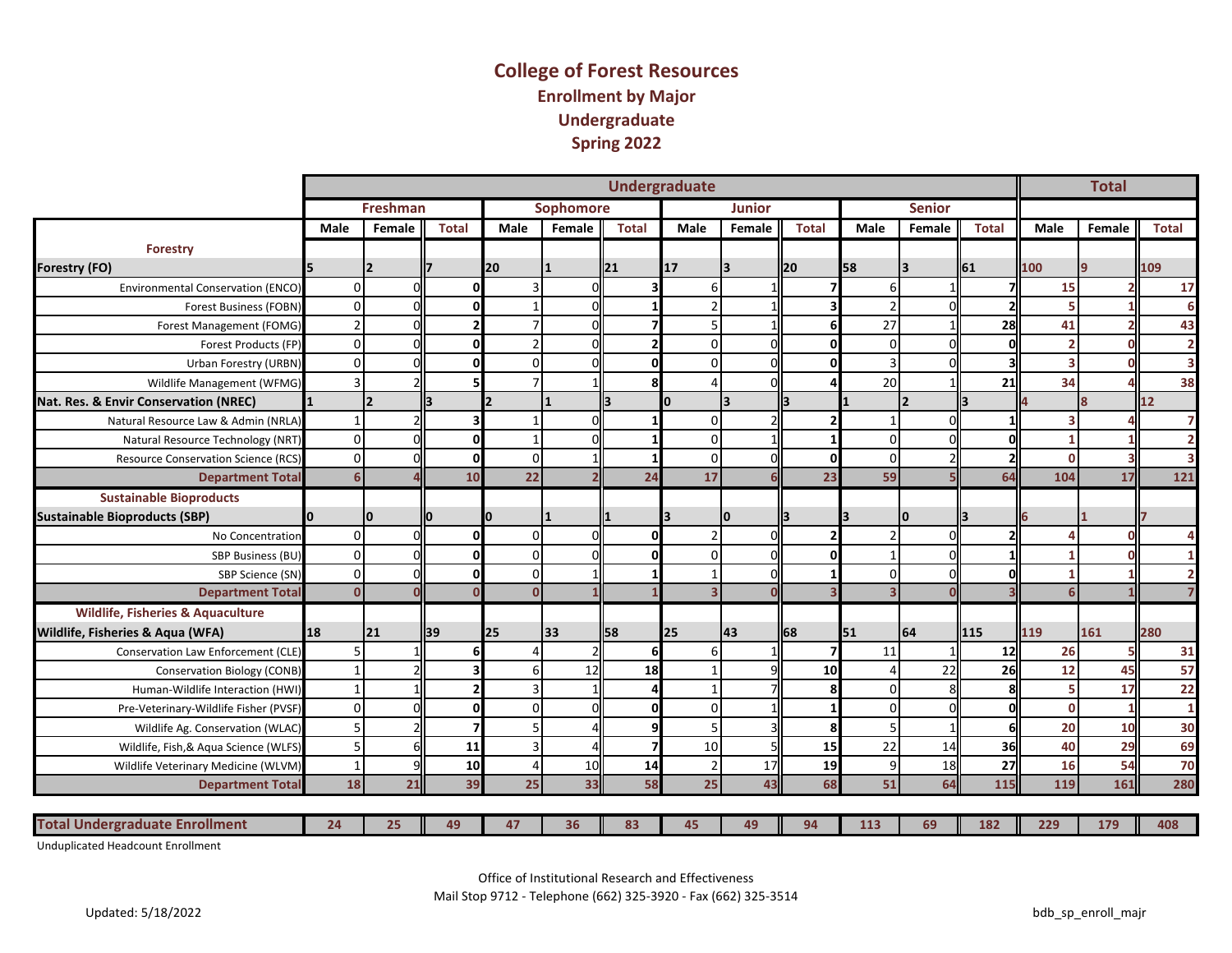# College of Forest Resources
## Enrollment by Major
## Undergraduate
## Spring 2022

| | Undergraduate | | | | | | | | | | | | Total | | |
|---|---|---|---|---|---|---|---|---|---|---|---|---|---|---|---|
| | Freshman | | | Sophomore | | | Junior | | | Senior | | | | | |
| | Male | Female | Total | Male | Female | Total | Male | Female | Total | Male | Female | Total | Male | Female | Total |
| **Forestry** | | | | | | | | | | | | | | | |
| **Forestry (FO)** | 5 | 2 | 7 | 20 | 1 | 21 | 17 | 3 | 20 | 58 | 3 | 61 | 100 | 9 | 109 |
| Environmental Conservation (ENCO) | 0 | 0 | **0** | 3 | 0 | **3** | 6 | 1 | **7** | 6 | 1 | **7** | **15** | **2** | **17** |
| Forest Business (FOBN) | 0 | 0 | **0** | 1 | 0 | **1** | 2 | 1 | **3** | 2 | 0 | **2** | **5** | **1** | **6** |
| Forest Management (FOMG) | 2 | 0 | **2** | 7 | 0 | **7** | 5 | 1 | **6** | 27 | 1 | **28** | **41** | **2** | **43** |
| Forest Products (FP) | 0 | 0 | **0** | 2 | 0 | **2** | 0 | 0 | **0** | 0 | 0 | **0** | **2** | **0** | **2** |
| Urban Forestry (URBN) | 0 | 0 | **0** | 0 | 0 | **0** | 0 | 0 | **0** | 3 | 0 | **3** | **3** | **0** | **3** |
| Wildlife Management (WFMG) | 3 | 2 | **5** | 7 | 1 | **8** | 4 | 0 | **4** | 20 | 1 | **21** | **34** | **4** | **38** |
| **Nat. Res. & Envir Conservation (NREC)** | 1 | 2 | 3 | 2 | 1 | 3 | 0 | 3 | 3 | 1 | 2 | 3 | 4 | 8 | 12 |
| Natural Resource Law & Admin (NRLA) | 1 | 2 | **3** | 1 | 0 | **1** | 0 | 2 | **2** | 1 | 0 | **1** | **3** | **4** | **7** |
| Natural Resource Technology (NRT) | 0 | 0 | **0** | 1 | 0 | **1** | 0 | 1 | **1** | 0 | 0 | **0** | **1** | **1** | **2** |
| Resource Conservation Science (RCS) | 0 | 0 | **0** | 0 | 1 | **1** | 0 | 0 | **0** | 0 | 2 | **2** | **0** | **3** | **3** |
| **Department Total** | **6** | **4** | **10** | **22** | **2** | **24** | **17** | **6** | **23** | **59** | **5** | **64** | **104** | **17** | **121** |
| **Sustainable Bioproducts** | | | | | | | | | | | | | | | |
| **Sustainable Bioproducts (SBP)** | 0 | 0 | 0 | 0 | 1 | 1 | 3 | 0 | 3 | 3 | 0 | 3 | 6 | 1 | 7 |
| No Concentration | 0 | 0 | **0** | 0 | 0 | **0** | 2 | 0 | **2** | 2 | 0 | **2** | **4** | **0** | **4** |
| SBP Business (BU) | 0 | 0 | **0** | 0 | 0 | **0** | 0 | 0 | **0** | 1 | 0 | **1** | **1** | **0** | **1** |
| SBP Science (SN) | 0 | 0 | **0** | 0 | 1 | **1** | 1 | 0 | **1** | 0 | 0 | **0** | **1** | **1** | **2** |
| **Department Total** | **0** | **0** | **0** | **0** | **1** | **1** | **3** | **0** | **3** | **3** | **0** | **3** | **6** | **1** | **7** |
| **Wildlife, Fisheries & Aquaculture** | | | | | | | | | | | | | | | |
| **Wildlife, Fisheries & Aqua (WFA)** | 18 | 21 | 39 | 25 | 33 | 58 | 25 | 43 | 68 | 51 | 64 | 115 | 119 | 161 | 280 |
| Conservation Law Enforcement (CLE) | 5 | 1 | **6** | 4 | 2 | **6** | 6 | 1 | **7** | 11 | 1 | **12** | **26** | **5** | **31** |
| Conservation Biology (CONB) | 1 | 2 | **3** | 6 | 12 | **18** | 1 | 9 | **10** | 4 | 22 | **26** | **12** | **45** | **57** |
| Human-Wildlife Interaction (HWI) | 1 | 1 | **2** | 3 | 1 | **4** | 1 | 7 | **8** | 0 | 8 | **8** | **5** | **17** | **22** |
| Pre-Veterinary-Wildlife Fisher (PVSF) | 0 | 0 | **0** | 0 | 0 | **0** | 0 | 1 | **1** | 0 | 0 | **0** | **0** | **1** | **1** |
| Wildlife Ag. Conservation (WLAC) | 5 | 2 | **7** | 5 | 4 | **9** | 5 | 3 | **8** | 5 | 1 | **6** | **20** | **10** | **30** |
| Wildlife, Fish,& Aqua Science (WLFS) | 5 | 6 | **11** | 3 | 4 | **7** | 10 | 5 | **15** | 22 | 14 | **36** | **40** | **29** | **69** |
| Wildlife Veterinary Medicine (WLVM) | 1 | 9 | **10** | 4 | 10 | **14** | 2 | 17 | **19** | 9 | 18 | **27** | **16** | **54** | **70** |
| **Department Total** | **18** | **21** | **39** | **25** | **33** | **58** | **25** | **43** | **68** | **51** | **64** | **115** | **119** | **161** | **280** |
| **Total Undergraduate Enrollment** | **24** | **25** | **49** | **47** | **36** | **83** | **45** | **49** | **94** | **113** | **69** | **182** | **229** | **179** | **408** |

Unduplicated Headcount Enrollment

Office of Institutional Research and Effectiveness
Mail Stop 9712 - Telephone (662) 325-3920 - Fax (662) 325-3514

Updated: 5/18/2022

bdb_sp_enroll_majr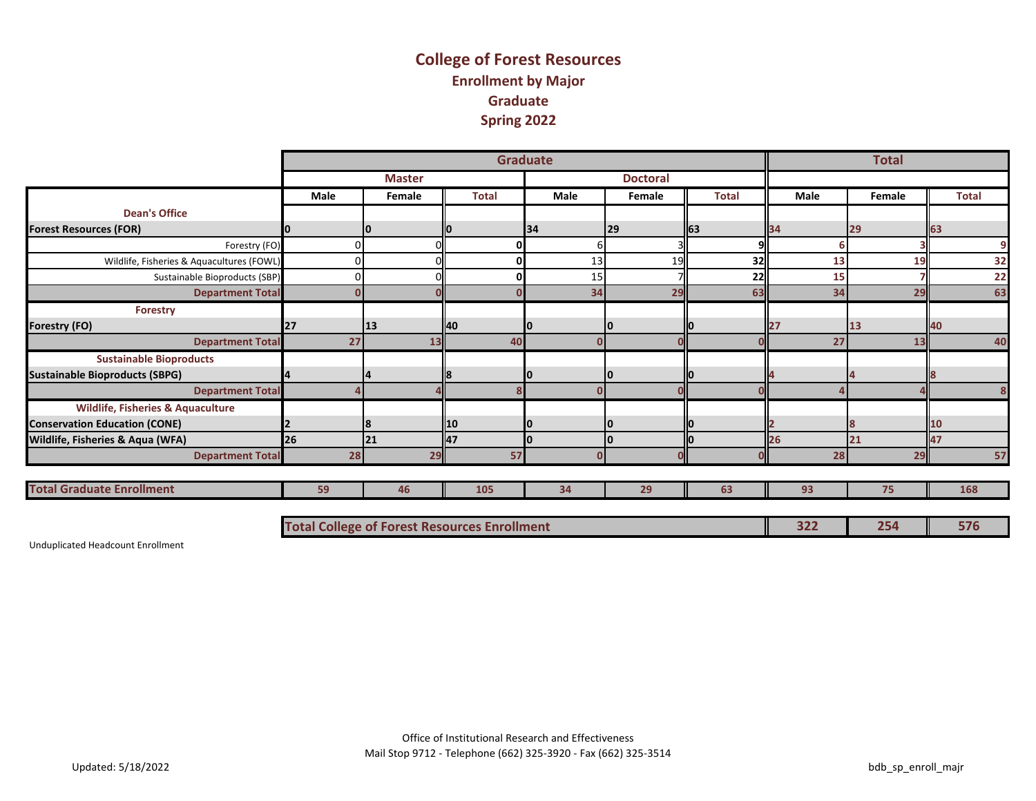# College of Forest Resources
## Enrollment by Major
## Graduate
## Spring 2022

| | Graduate | | | | | | Total | | |
|---|---|---|---|---|---|---|---|---|---|
| | Master | | | Doctoral | | | | | |
| | Male | Female | Total | Male | Female | Total | Male | Female | Total |
| **Dean's Office** | | | | | | | | | |
| **Forest Resources (FOR)** | 0 | 0 | 0 | 34 | 29 | 63 | 34 | 29 | 63 |
| Forestry (FO) | 0 | 0 | 0 | 6 | 3 | 9 | 6 | 3 | 9 |
| Wildlife, Fisheries & Aquacultures (FOWL) | 0 | 0 | 0 | 13 | 19 | 32 | 13 | 19 | 32 |
| Sustainable Bioproducts (SBP) | 0 | 0 | 0 | 15 | 7 | 22 | 15 | 7 | 22 |
| **Department Total** | 0 | 0 | 0 | 34 | 29 | 63 | 34 | 29 | 63 |
| **Forestry** | | | | | | | | | |
| **Forestry (FO)** | 27 | 13 | 40 | 0 | 0 | 0 | 27 | 13 | 40 |
| **Department Total** | 27 | 13 | 40 | 0 | 0 | 0 | 27 | 13 | 40 |
| **Sustainable Bioproducts** | | | | | | | | | |
| **Sustainable Bioproducts (SBPG)** | 4 | 4 | 8 | 0 | 0 | 0 | 4 | 4 | 8 |
| **Department Total** | 4 | 4 | 8 | 0 | 0 | 0 | 4 | 4 | 8 |
| **Wildlife, Fisheries & Aquaculture** | | | | | | | | | |
| **Conservation Education (CONE)** | 2 | 8 | 10 | 0 | 0 | 0 | 2 | 8 | 10 |
| **Wildlife, Fisheries & Aqua (WFA)** | 26 | 21 | 47 | 0 | 0 | 0 | 26 | 21 | 47 |
| **Department Total** | 28 | 29 | 57 | 0 | 0 | 0 | 28 | 29 | 57 |
| **Total Graduate Enrollment** | 59 | 46 | 105 | 34 | 29 | 63 | 93 | 75 | 168 |

| Total College of Forest Resources Enrollment | Male | Female | Total |
|---|---|---|---|
| | 322 | 254 | 576 |

Unduplicated Headcount Enrollment

Office of Institutional Research and Effectiveness
Mail Stop 9712 - Telephone (662) 325-3920 - Fax (662) 325-3514

Updated: 5/18/2022

bdb_sp_enroll_majr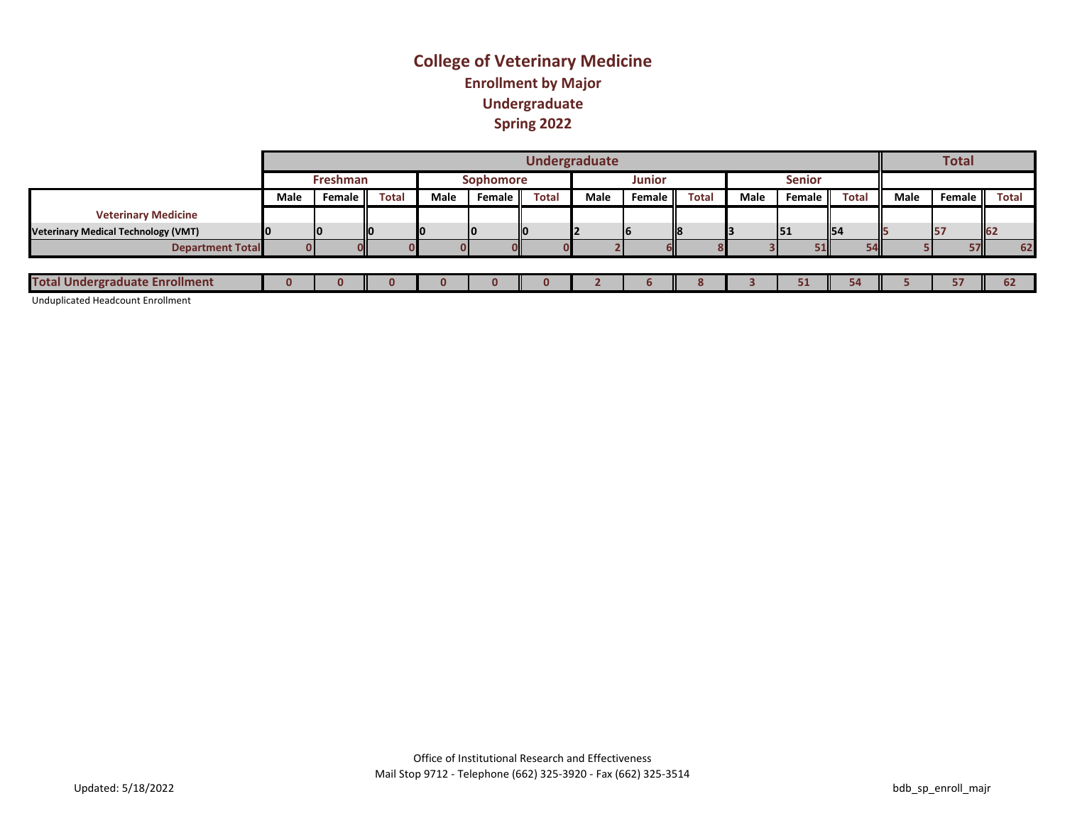# College of Veterinary Medicine

## Enrollment by Major

## Undergraduate

## Spring 2022

| | Undergraduate | | | | | | | | | | | | Total | | |
|---|---|---|---|---|---|---|---|---|---|---|---|---|---|---|---|
| | Freshman | | | Sophomore | | | Junior | | | Senior | | | | | |
| | Male | Female | Total | Male | Female | Total | Male | Female | Total | Male | Female | Total | Male | Female | Total |
| **Veterinary Medicine** | | | | | | | | | | | | | | | |
| Veterinary Medical Technology (VMT) | 0 | 0 | 0 | 0 | 0 | 0 | 2 | 6 | 8 | 3 | 51 | 54 | 5 | 57 | 62 |
| **Department Total** | 0 | 0 | 0 | 0 | 0 | 0 | 2 | 6 | 8 | 3 | 51 | 54 | 5 | 57 | 62 |
| **Total Undergraduate Enrollment** | 0 | 0 | 0 | 0 | 0 | 0 | 2 | 6 | 8 | 3 | 51 | 54 | 5 | 57 | 62 |

Unduplicated Headcount Enrollment

Office of Institutional Research and Effectiveness
Mail Stop 9712 - Telephone (662) 325-3920 - Fax (662) 325-3514

Updated: 5/18/2022

bdb_sp_enroll_majr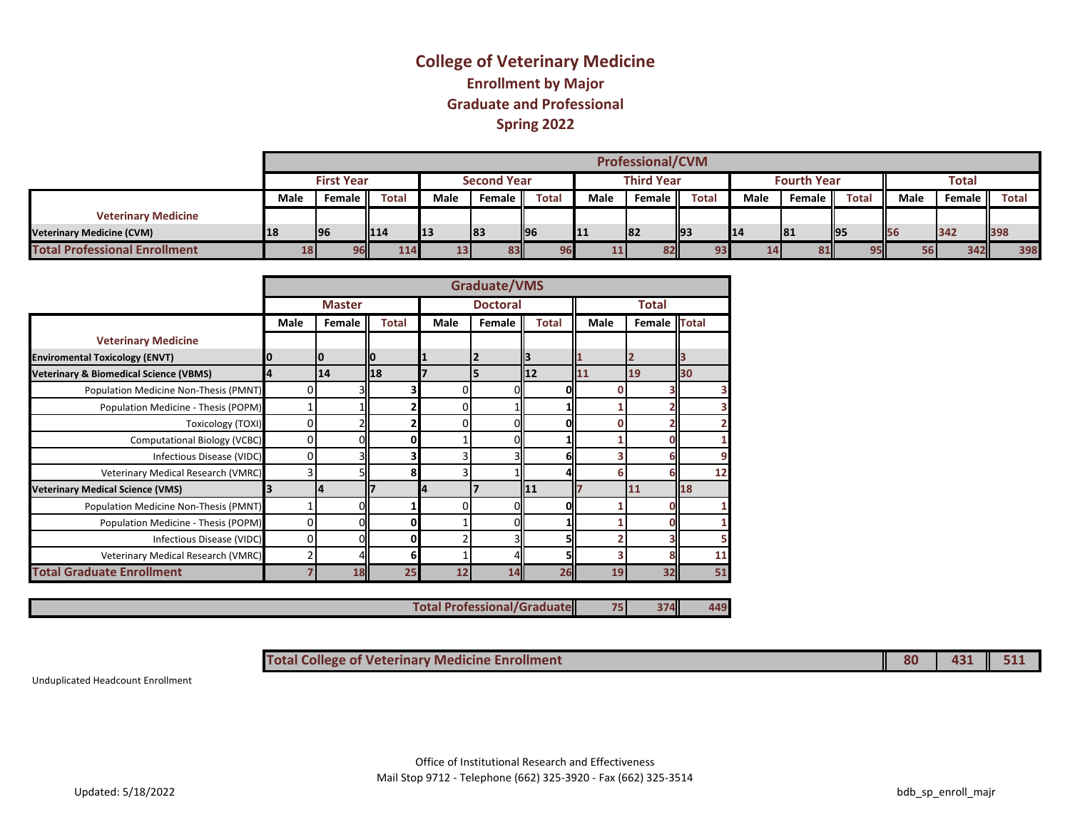# College of Veterinary Medicine

## Enrollment by Major

## Graduate and Professional

## Spring 2022

| | Professional/CVM | | | | | | | | | | | | | | |
|---|---|---|---|---|---|---|---|---|---|---|---|---|---|---|---|
| | First Year | | | Second Year | | | Third Year | | | Fourth Year | | | Total | | |
| | Male | Female | Total | Male | Female | Total | Male | Female | Total | Male | Female | Total | Male | Female | Total |
| **Veterinary Medicine** | | | | | | | | | | | | | | | |
| **Veterinary Medicine (CVM)** | 18 | 96 | 114 | 13 | 83 | 96 | 11 | 82 | 93 | 14 | 81 | 95 | 56 | 342 | 398 |
| **Total Professional Enrollment** | 18 | 96 | 114 | 13 | 83 | 96 | 11 | 82 | 93 | 14 | 81 | 95 | 56 | 342 | 398 |

| | Graduate/VMS | | | | | | | | |
|---|---|---|---|---|---|---|---|---|---|
| | Master | | | Doctoral | | | Total | | |
| | Male | Female | Total | Male | Female | Total | Male | Female | Total |
| **Veterinary Medicine** | | | | | | | | | |
| **Enviromental Toxicology (ENVT)** | 0 | 0 | 0 | 1 | 2 | 3 | 1 | 2 | 3 |
| **Veterinary & Biomedical Science (VBMS)** | 4 | 14 | 18 | 7 | 5 | 12 | 11 | 19 | 30 |
| Population Medicine Non-Thesis (PMNT) | 0 | 3 | 3 | 0 | 0 | 0 | 0 | 3 | 3 |
| Population Medicine - Thesis (POPM) | 1 | 1 | 2 | 0 | 1 | 1 | 1 | 2 | 3 |
| Toxicology (TOXI) | 0 | 2 | 2 | 0 | 0 | 0 | 0 | 2 | 2 |
| Computational Biology (VCBC) | 0 | 0 | 0 | 1 | 0 | 1 | 1 | 0 | 1 |
| Infectious Disease (VIDC) | 0 | 3 | 3 | 3 | 3 | 6 | 3 | 6 | 9 |
| Veterinary Medical Research (VMRC) | 3 | 5 | 8 | 3 | 1 | 4 | 6 | 6 | 12 |
| **Veterinary Medical Science (VMS)** | 3 | 4 | 7 | 4 | 7 | 11 | 7 | 11 | 18 |
| Population Medicine Non-Thesis (PMNT) | 1 | 0 | 1 | 0 | 0 | 0 | 1 | 0 | 1 |
| Population Medicine - Thesis (POPM) | 0 | 0 | 0 | 1 | 0 | 1 | 1 | 0 | 1 |
| Infectious Disease (VIDC) | 0 | 0 | 0 | 2 | 3 | 5 | 2 | 3 | 5 |
| Veterinary Medical Research (VMRC) | 2 | 4 | 6 | 1 | 4 | 5 | 3 | 8 | 11 |
| **Total Graduate Enrollment** | 7 | 18 | 25 | 12 | 14 | 26 | 19 | 32 | 51 |
| **Total Professional/Graduate** | | | | | | | 75 | 374 | 449 |

| | Male | Female | Total |
|---|---|---|---|
| **Total College of Veterinary Medicine Enrollment** | 80 | 431 | 511 |

Unduplicated Headcount Enrollment

Office of Institutional Research and Effectiveness
Mail Stop 9712 - Telephone (662) 325-3920 - Fax (662) 325-3514

Updated: 5/18/2022

bdb_sp_enroll_majr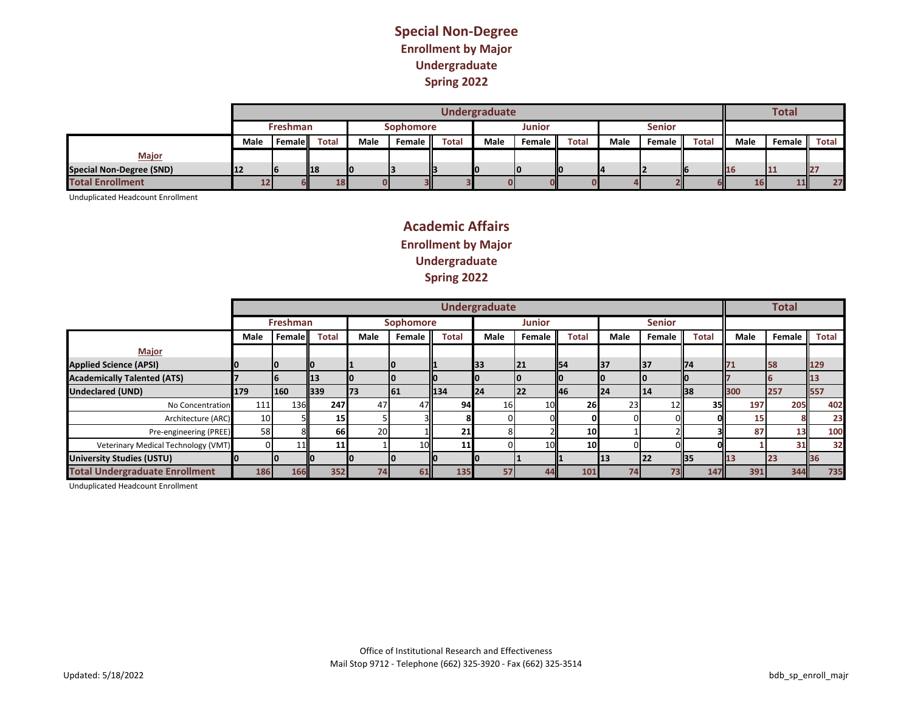## Special Non-Degree
### Enrollment by Major
### Undergraduate
### Spring 2022

| | Undergraduate | | | | | | | | | | | | Total | | |
|---|---|---|---|---|---|---|---|---|---|---|---|---|---|---|---|
| | Freshman | | | Sophomore | | | Junior | | | Senior | | | | | |
| | Male | Female | Total | Male | Female | Total | Male | Female | Total | Male | Female | Total | Male | Female | Total |
| **Major** | | | | | | | | | | | | | | | |
| **Special Non-Degree (SND)** | 12 | 6 | 18 | 0 | 3 | 3 | 0 | 0 | 0 | 4 | 2 | 6 | 16 | 11 | 27 |
| **Total Enrollment** | 12 | 6 | 18 | 0 | 3 | 3 | 0 | 0 | 0 | 4 | 2 | 6 | 16 | 11 | 27 |

Unduplicated Headcount Enrollment

## Academic Affairs
### Enrollment by Major
### Undergraduate
### Spring 2022

| | Undergraduate | | | | | | | | | | | | Total | | |
|---|---|---|---|---|---|---|---|---|---|---|---|---|---|---|---|
| | Freshman | | | Sophomore | | | Junior | | | Senior | | | | | |
| | Male | Female | Total | Male | Female | Total | Male | Female | Total | Male | Female | Total | Male | Female | Total |
| **Major** | | | | | | | | | | | | | | | |
| **Applied Science (APSI)** | 0 | 0 | 0 | 1 | 0 | 1 | 33 | 21 | 54 | 37 | 37 | 74 | 71 | 58 | 129 |
| **Academically Talented (ATS)** | 7 | 6 | 13 | 0 | 0 | 0 | 0 | 0 | 0 | 0 | 0 | 0 | 7 | 6 | 13 |
| **Undeclared (UND)** | 179 | 160 | 339 | 73 | 61 | 134 | 24 | 22 | 46 | 24 | 14 | 38 | 300 | 257 | 557 |
| No Concentration | 111 | 136 | 247 | 47 | 47 | 94 | 16 | 10 | 26 | 23 | 12 | 35 | 197 | 205 | 402 |
| Architecture (ARC) | 10 | 5 | 15 | 5 | 3 | 8 | 0 | 0 | 0 | 0 | 0 | 0 | 15 | 8 | 23 |
| Pre-engineering (PREE) | 58 | 8 | 66 | 20 | 1 | 21 | 8 | 2 | 10 | 1 | 2 | 3 | 87 | 13 | 100 |
| Veterinary Medical Technology (VMT) | 0 | 11 | 11 | 1 | 10 | 11 | 0 | 10 | 10 | 0 | 0 | 0 | 1 | 31 | 32 |
| **University Studies (USTU)** | 0 | 0 | 0 | 0 | 0 | 0 | 0 | 1 | 1 | 13 | 22 | 35 | 13 | 23 | 36 |
| **Total Undergraduate Enrollment** | 186 | 166 | 352 | 74 | 61 | 135 | 57 | 44 | 101 | 74 | 73 | 147 | 391 | 344 | 735 |

Unduplicated Headcount Enrollment

Office of Institutional Research and Effectiveness
Mail Stop 9712 - Telephone (662) 325-3920 - Fax (662) 325-3514

Updated: 5/18/2022

bdb_sp_enroll_majr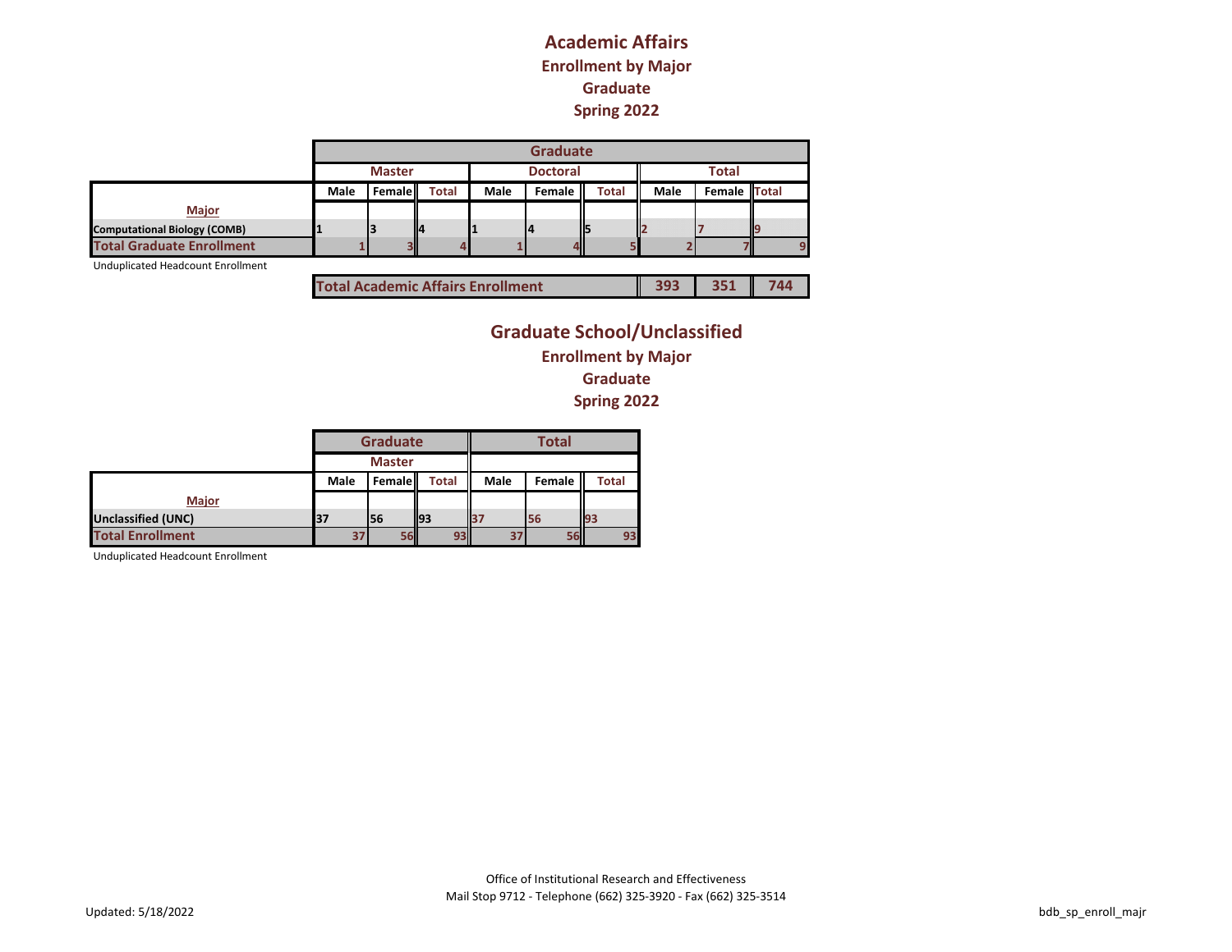# Academic Affairs

## Enrollment by Major

## Graduate

## Spring 2022

| | Graduate | | | | | | | | |
|---|---|---|---|---|---|---|---|---|---|
| | Master | | | Doctoral | | | Total | | |
| | Male | Female | Total | Male | Female | Total | Male | Female | Total |
| **Major** | | | | | | | | | |
| Computational Biology (COMB) | 1 | 3 | 4 | 1 | 4 | 5 | 2 | 7 | 9 |
| **Total Graduate Enrollment** | 1 | 3 | 4 | 1 | 4 | 5 | 2 | 7 | 9 |

Unduplicated Headcount Enrollment

| Total Academic Affairs Enrollment | 393 | 351 | 744 |
|---|---|---|---|

# Graduate School/Unclassified

## Enrollment by Major

## Graduate

## Spring 2022

| | Graduate | | | Total | | |
|---|---|---|---|---|---|---|
| | Master | | | | | |
| | Male | Female | Total | Male | Female | Total |
| **Major** | | | | | | |
| Unclassified (UNC) | 37 | 56 | 93 | 37 | 56 | 93 |
| **Total Enrollment** | 37 | 56 | 93 | 37 | 56 | 93 |

Unduplicated Headcount Enrollment

Office of Institutional Research and Effectiveness
Mail Stop 9712 - Telephone (662) 325-3920 - Fax (662) 325-3514

Updated: 5/18/2022

bdb_sp_enroll_majr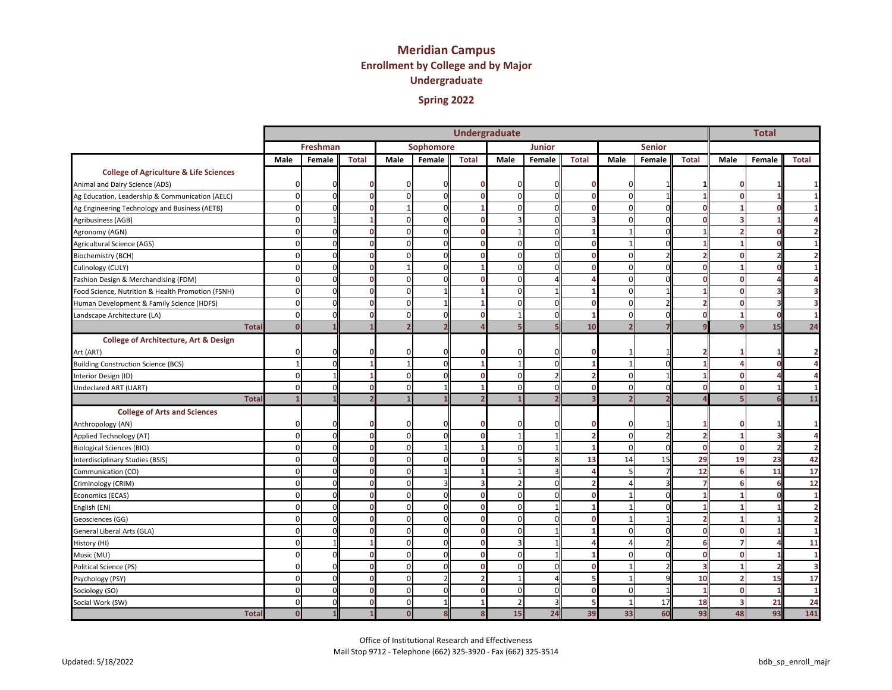# Meridian Campus

## Enrollment by College and by Major

## Undergraduate

## Spring 2022

| | Undergraduate | | | | | | | | | | | | Total | | |
|---|---|---|---|---|---|---|---|---|---|---|---|---|---|---|---|
| | Freshman | | | Sophomore | | | Junior | | | Senior | | | | | |
| | Male | Female | Total | Male | Female | Total | Male | Female | Total | Male | Female | Total | Male | Female | Total |
| **College of Agriculture & Life Sciences** | | | | | | | | | | | | | | | |
| Animal and Dairy Science (ADS) | 0 | 0 | 0 | 0 | 0 | 0 | 0 | 0 | 0 | 0 | 1 | 1 | 0 | 1 | 1 |
| Ag Education, Leadership & Communication (AELC) | 0 | 0 | 0 | 0 | 0 | 0 | 0 | 0 | 0 | 0 | 1 | 1 | 0 | 1 | 1 |
| Ag Engineering Technology and Business (AETB) | 0 | 0 | 0 | 1 | 0 | 1 | 0 | 0 | 0 | 0 | 0 | 0 | 1 | 0 | 1 |
| Agribusiness (AGB) | 0 | 1 | 1 | 0 | 0 | 0 | 3 | 0 | 3 | 0 | 0 | 0 | 3 | 1 | 4 |
| Agronomy (AGN) | 0 | 0 | 0 | 0 | 0 | 0 | 1 | 0 | 1 | 1 | 0 | 1 | 2 | 0 | 2 |
| Agricultural Science (AGS) | 0 | 0 | 0 | 0 | 0 | 0 | 0 | 0 | 0 | 1 | 0 | 1 | 1 | 0 | 1 |
| Biochemistry (BCH) | 0 | 0 | 0 | 0 | 0 | 0 | 0 | 0 | 0 | 0 | 2 | 2 | 0 | 2 | 2 |
| Culinology (CULY) | 0 | 0 | 0 | 1 | 0 | 1 | 0 | 0 | 0 | 0 | 0 | 0 | 1 | 0 | 1 |
| Fashion Design & Merchandising (FDM) | 0 | 0 | 0 | 0 | 0 | 0 | 0 | 4 | 4 | 0 | 0 | 0 | 0 | 4 | 4 |
| Food Science, Nutrition & Health Promotion (FSNH) | 0 | 0 | 0 | 0 | 1 | 1 | 0 | 1 | 1 | 0 | 1 | 1 | 0 | 3 | 3 |
| Human Development & Family Science (HDFS) | 0 | 0 | 0 | 0 | 1 | 1 | 0 | 0 | 0 | 0 | 2 | 2 | 0 | 3 | 3 |
| Landscape Architecture (LA) | 0 | 0 | 0 | 0 | 0 | 0 | 1 | 0 | 1 | 0 | 0 | 0 | 1 | 0 | 1 |
| **Total** | 0 | 1 | 1 | 2 | 2 | 4 | 5 | 5 | 10 | 2 | 7 | 9 | 9 | 15 | 24 |
| **College of Architecture, Art & Design** | | | | | | | | | | | | | | | |
| Art (ART) | 0 | 0 | 0 | 0 | 0 | 0 | 0 | 0 | 0 | 1 | 1 | 2 | 1 | 1 | 2 |
| Building Construction Science (BCS) | 1 | 0 | 1 | 1 | 0 | 1 | 1 | 0 | 1 | 1 | 0 | 1 | 4 | 0 | 4 |
| Interior Design (ID) | 0 | 1 | 1 | 0 | 0 | 0 | 0 | 2 | 2 | 0 | 1 | 1 | 0 | 4 | 4 |
| Undeclared ART (UART) | 0 | 0 | 0 | 0 | 1 | 1 | 0 | 0 | 0 | 0 | 0 | 0 | 0 | 1 | 1 |
| **Total** | 1 | 1 | 2 | 1 | 1 | 2 | 1 | 2 | 3 | 2 | 2 | 4 | 5 | 6 | 11 |
| **College of Arts and Sciences** | | | | | | | | | | | | | | | |
| Anthropology (AN) | 0 | 0 | 0 | 0 | 0 | 0 | 0 | 0 | 0 | 0 | 1 | 1 | 0 | 1 | 1 |
| Applied Technology (AT) | 0 | 0 | 0 | 0 | 0 | 0 | 1 | 1 | 2 | 0 | 2 | 2 | 1 | 3 | 4 |
| Biological Sciences (BIO) | 0 | 0 | 0 | 0 | 1 | 1 | 0 | 1 | 1 | 0 | 0 | 0 | 0 | 2 | 2 |
| Interdisciplinary Studies (BSIS) | 0 | 0 | 0 | 0 | 0 | 0 | 5 | 8 | 13 | 14 | 15 | 29 | 19 | 23 | 42 |
| Communication (CO) | 0 | 0 | 0 | 0 | 1 | 1 | 1 | 3 | 4 | 5 | 7 | 12 | 6 | 11 | 17 |
| Criminology (CRIM) | 0 | 0 | 0 | 0 | 3 | 3 | 2 | 0 | 2 | 4 | 3 | 7 | 6 | 6 | 12 |
| Economics (ECAS) | 0 | 0 | 0 | 0 | 0 | 0 | 0 | 0 | 0 | 1 | 0 | 1 | 1 | 0 | 1 |
| English (EN) | 0 | 0 | 0 | 0 | 0 | 0 | 0 | 1 | 1 | 1 | 0 | 1 | 1 | 1 | 2 |
| Geosciences (GG) | 0 | 0 | 0 | 0 | 0 | 0 | 0 | 0 | 0 | 1 | 1 | 2 | 1 | 1 | 2 |
| General Liberal Arts (GLA) | 0 | 0 | 0 | 0 | 0 | 0 | 0 | 1 | 1 | 0 | 0 | 0 | 0 | 1 | 1 |
| History (HI) | 0 | 1 | 1 | 0 | 0 | 0 | 3 | 1 | 4 | 4 | 2 | 6 | 7 | 4 | 11 |
| Music (MU) | 0 | 0 | 0 | 0 | 0 | 0 | 0 | 1 | 1 | 0 | 0 | 0 | 0 | 1 | 1 |
| Political Science (PS) | 0 | 0 | 0 | 0 | 0 | 0 | 0 | 0 | 0 | 1 | 2 | 3 | 1 | 2 | 3 |
| Psychology (PSY) | 0 | 0 | 0 | 0 | 2 | 2 | 1 | 4 | 5 | 1 | 9 | 10 | 2 | 15 | 17 |
| Sociology (SO) | 0 | 0 | 0 | 0 | 0 | 0 | 0 | 0 | 0 | 0 | 1 | 1 | 0 | 1 | 1 |
| Social Work (SW) | 0 | 0 | 0 | 0 | 1 | 1 | 2 | 3 | 5 | 1 | 17 | 18 | 3 | 21 | 24 |
| **Total** | 0 | 1 | 1 | 0 | 8 | 8 | 15 | 24 | 39 | 33 | 60 | 93 | 48 | 93 | 141 |

Office of Institutional Research and Effectiveness
Mail Stop 9712 - Telephone (662) 325-3920 - Fax (662) 325-3514

Updated: 5/18/2022

bdb_sp_enroll_majr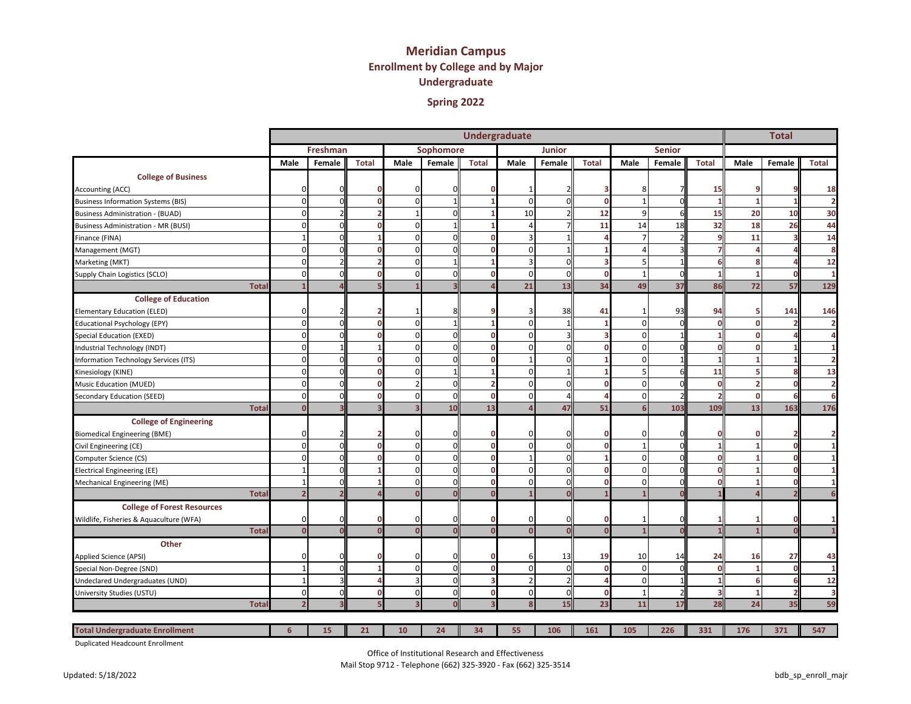# Meridian Campus

## Enrollment by College and by Major

## Undergraduate

## Spring 2022

| | Undergraduate | | | | | | | | | | | | Total | | |
|---|---|---|---|---|---|---|---|---|---|---|---|---|---|---|---|
| | Freshman | | | Sophomore | | | Junior | | | Senior | | | | | |
| | Male | Female | Total | Male | Female | Total | Male | Female | Total | Male | Female | Total | Male | Female | Total |
| **College of Business** | | | | | | | | | | | | | | | |
| Accounting (ACC) | 0 | 0 | **0** | 0 | 0 | **0** | 1 | 2 | **3** | 8 | 7 | **15** | **9** | **9** | **18** |
| Business Information Systems (BIS) | 0 | 0 | **0** | 0 | 1 | **1** | 0 | 0 | **0** | 1 | 0 | **1** | **1** | **1** | **2** |
| Business Administration - (BUAD) | 0 | 2 | **2** | 1 | 0 | **1** | 10 | 2 | **12** | 9 | 6 | **15** | **20** | **10** | **30** |
| Business Administration - MR (BUSI) | 0 | 0 | **0** | 0 | 1 | **1** | 4 | 7 | **11** | 14 | 18 | **32** | **18** | **26** | **44** |
| Finance (FINA) | 1 | 0 | **1** | 0 | 0 | **0** | 3 | 1 | **4** | 7 | 2 | **9** | **11** | **3** | **14** |
| Management (MGT) | 0 | 0 | **0** | 0 | 0 | **0** | 0 | 1 | **1** | 4 | 3 | **7** | **4** | **4** | **8** |
| Marketing (MKT) | 0 | 2 | **2** | 0 | 1 | **1** | 3 | 0 | **3** | 5 | 1 | **6** | **8** | **4** | **12** |
| Supply Chain Logistics (SCLO) | 0 | 0 | **0** | 0 | 0 | **0** | 0 | 0 | **0** | 1 | 0 | **1** | **1** | **0** | **1** |
| **Total** | **1** | **4** | **5** | **1** | **3** | **4** | **21** | **13** | **34** | **49** | **37** | **86** | **72** | **57** | **129** |
| **College of Education** | | | | | | | | | | | | | | | |
| Elementary Education (ELED) | 0 | 2 | **2** | 1 | 8 | **9** | 3 | 38 | **41** | 1 | 93 | **94** | **5** | **141** | **146** |
| Educational Psychology (EPY) | 0 | 0 | **0** | 0 | 1 | **1** | 0 | 1 | **1** | 0 | 0 | **0** | **0** | **2** | **2** |
| Special Education (EXED) | 0 | 0 | **0** | 0 | 0 | **0** | 0 | 3 | **3** | 0 | 1 | **1** | **0** | **4** | **4** |
| Industrial Technology (INDT) | 0 | 1 | **1** | 0 | 0 | **0** | 0 | 0 | **0** | 0 | 0 | **0** | **0** | **1** | **1** |
| Information Technology Services (ITS) | 0 | 0 | **0** | 0 | 0 | **0** | 1 | 0 | **1** | 0 | 1 | **1** | **1** | **1** | **2** |
| Kinesiology (KINE) | 0 | 0 | **0** | 0 | 1 | **1** | 0 | 1 | **1** | 5 | 6 | **11** | **5** | **8** | **13** |
| Music Education (MUED) | 0 | 0 | **0** | 2 | 0 | **2** | 0 | 0 | **0** | 0 | 0 | **0** | **2** | **0** | **2** |
| Secondary Education (SEED) | 0 | 0 | **0** | 0 | 0 | **0** | 0 | 4 | **4** | 0 | 2 | **2** | **0** | **6** | **6** |
| **Total** | **0** | **3** | **3** | **3** | **10** | **13** | **4** | **47** | **51** | **6** | **103** | **109** | **13** | **163** | **176** |
| **College of Engineering** | | | | | | | | | | | | | | | |
| Biomedical Engineering (BME) | 0 | 2 | **2** | 0 | 0 | **0** | 0 | 0 | **0** | 0 | 0 | **0** | **0** | **2** | **2** |
| Civil Engineering (CE) | 0 | 0 | **0** | 0 | 0 | **0** | 0 | 0 | **0** | 1 | 0 | **1** | **1** | **0** | **1** |
| Computer Science (CS) | 0 | 0 | **0** | 0 | 0 | **0** | 1 | 0 | **1** | 0 | 0 | **0** | **1** | **0** | **1** |
| Electrical Engineering (EE) | 1 | 0 | **1** | 0 | 0 | **0** | 0 | 0 | **0** | 0 | 0 | **0** | **1** | **0** | **1** |
| Mechanical Engineering (ME) | 1 | 0 | **1** | 0 | 0 | **0** | 0 | 0 | **0** | 0 | 0 | **0** | **1** | **0** | **1** |
| **Total** | **2** | **2** | **4** | **0** | **0** | **0** | **1** | **0** | **1** | **1** | **0** | **1** | **4** | **2** | **6** |
| **College of Forest Resources** | | | | | | | | | | | | | | | |
| Wildlife, Fisheries & Aquaculture (WFA) | 0 | 0 | **0** | 0 | 0 | **0** | 0 | 0 | **0** | 1 | 0 | **1** | **1** | **0** | **1** |
| **Total** | **0** | **0** | **0** | **0** | **0** | **0** | **0** | **0** | **0** | **1** | **0** | **1** | **1** | **0** | **1** |
| **Other** | | | | | | | | | | | | | | | |
| Applied Science (APSI) | 0 | 0 | **0** | 0 | 0 | **0** | 6 | 13 | **19** | 10 | 14 | **24** | **16** | **27** | **43** |
| Special Non-Degree (SND) | 1 | 0 | **1** | 0 | 0 | **0** | 0 | 0 | **0** | 0 | 0 | **0** | **1** | **0** | **1** |
| Undeclared Undergraduates (UND) | 1 | 3 | **4** | 3 | 0 | **3** | 2 | 2 | **4** | 0 | 1 | **1** | **6** | **6** | **12** |
| University Studies (USTU) | 0 | 0 | **0** | 0 | 0 | **0** | 0 | 0 | **0** | 1 | 2 | **3** | **1** | **2** | **3** |
| **Total** | **2** | **3** | **5** | **3** | **0** | **3** | **8** | **15** | **23** | **11** | **17** | **28** | **24** | **35** | **59** |
| **Total Undergraduate Enrollment** | **6** | **15** | **21** | **10** | **24** | **34** | **55** | **106** | **161** | **105** | **226** | **331** | **176** | **371** | **547** |

Duplicated Headcount Enrollment

Office of Institutional Research and Effectiveness

Mail Stop 9712 - Telephone (662) 325-3920 - Fax (662) 325-3514

Updated: 5/18/2022

bdb_sp_enroll_majr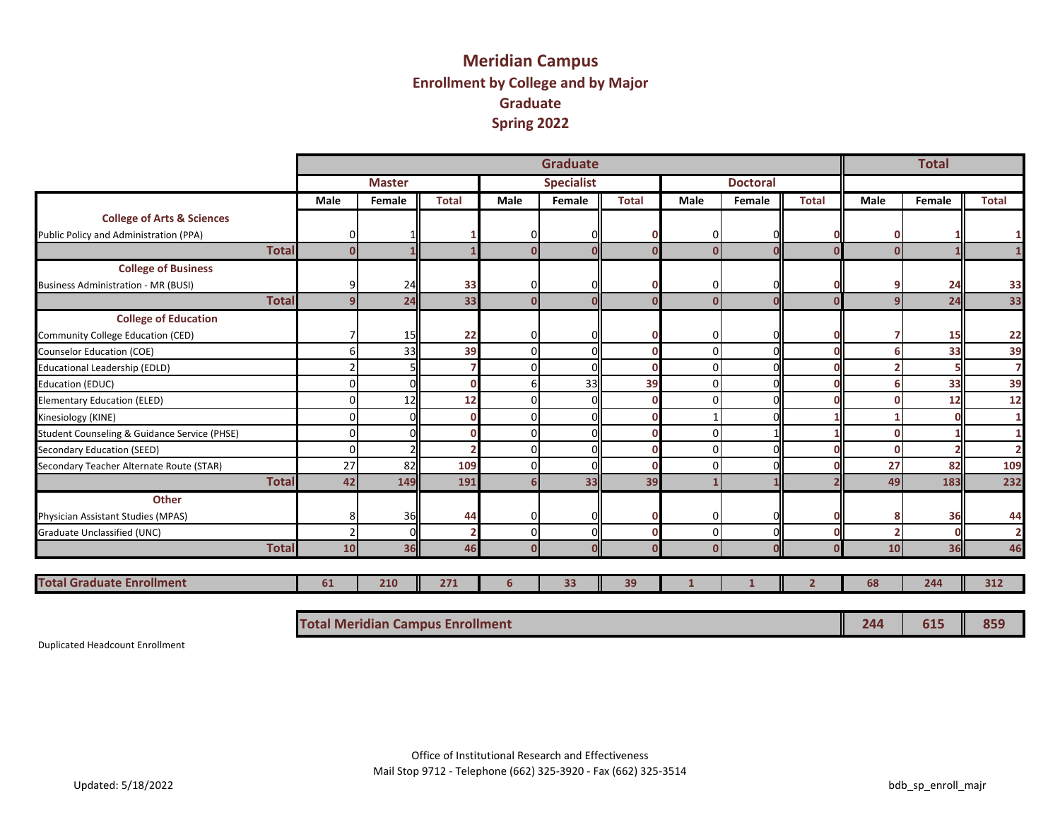# Meridian Campus
## Enrollment by College and by Major
## Graduate
## Spring 2022

| | Graduate | | | | | | | | | Total | | |
|---|---|---|---|---|---|---|---|---|---|---|---|---|
| | Master | | | Specialist | | | Doctoral | | | | | |
| | Male | Female | Total | Male | Female | Total | Male | Female | Total | Male | Female | Total |
| **College of Arts & Sciences** | | | | | | | | | | | | |
| Public Policy and Administration (PPA) | 0 | 1 | 1 | 0 | 0 | 0 | 0 | 0 | 0 | 0 | 1 | 1 |
| **Total** | 0 | 1 | 1 | 0 | 0 | 0 | 0 | 0 | 0 | 0 | 1 | 1 |
| **College of Business** | | | | | | | | | | | | |
| Business Administration - MR (BUSI) | 9 | 24 | 33 | 0 | 0 | 0 | 0 | 0 | 0 | 9 | 24 | 33 |
| **Total** | 9 | 24 | 33 | 0 | 0 | 0 | 0 | 0 | 0 | 9 | 24 | 33 |
| **College of Education** | | | | | | | | | | | | |
| Community College Education (CED) | 7 | 15 | 22 | 0 | 0 | 0 | 0 | 0 | 0 | 7 | 15 | 22 |
| Counselor Education (COE) | 6 | 33 | 39 | 0 | 0 | 0 | 0 | 0 | 0 | 6 | 33 | 39 |
| Educational Leadership (EDLD) | 2 | 5 | 7 | 0 | 0 | 0 | 0 | 0 | 0 | 2 | 5 | 7 |
| Education (EDUC) | 0 | 0 | 0 | 6 | 33 | 39 | 0 | 0 | 0 | 6 | 33 | 39 |
| Elementary Education (ELED) | 0 | 12 | 12 | 0 | 0 | 0 | 0 | 0 | 0 | 0 | 12 | 12 |
| Kinesiology (KINE) | 0 | 0 | 0 | 0 | 0 | 0 | 1 | 0 | 1 | 1 | 0 | 1 |
| Student Counseling & Guidance Service (PHSE) | 0 | 0 | 0 | 0 | 0 | 0 | 0 | 1 | 1 | 0 | 1 | 1 |
| Secondary Education (SEED) | 0 | 2 | 2 | 0 | 0 | 0 | 0 | 0 | 0 | 0 | 2 | 2 |
| Secondary Teacher Alternate Route (STAR) | 27 | 82 | 109 | 0 | 0 | 0 | 0 | 0 | 0 | 27 | 82 | 109 |
| **Total** | 42 | 149 | 191 | 6 | 33 | 39 | 1 | 1 | 2 | 49 | 183 | 232 |
| **Other** | | | | | | | | | | | | |
| Physician Assistant Studies (MPAS) | 8 | 36 | 44 | 0 | 0 | 0 | 0 | 0 | 0 | 8 | 36 | 44 |
| Graduate Unclassified (UNC) | 2 | 0 | 2 | 0 | 0 | 0 | 0 | 0 | 0 | 2 | 0 | 2 |
| **Total** | 10 | 36 | 46 | 0 | 0 | 0 | 0 | 0 | 0 | 10 | 36 | 46 |
| **Total Graduate Enrollment** | 61 | 210 | 271 | 6 | 33 | 39 | 1 | 1 | 2 | 68 | 244 | 312 |

| Total Meridian Campus Enrollment | Male | Female | Total |
|---|---|---|---|
| | 244 | 615 | 859 |

Duplicated Headcount Enrollment

Office of Institutional Research and Effectiveness
Mail Stop 9712 - Telephone (662) 325-3920 - Fax (662) 325-3514

Updated: 5/18/2022

bdb_sp_enroll_majr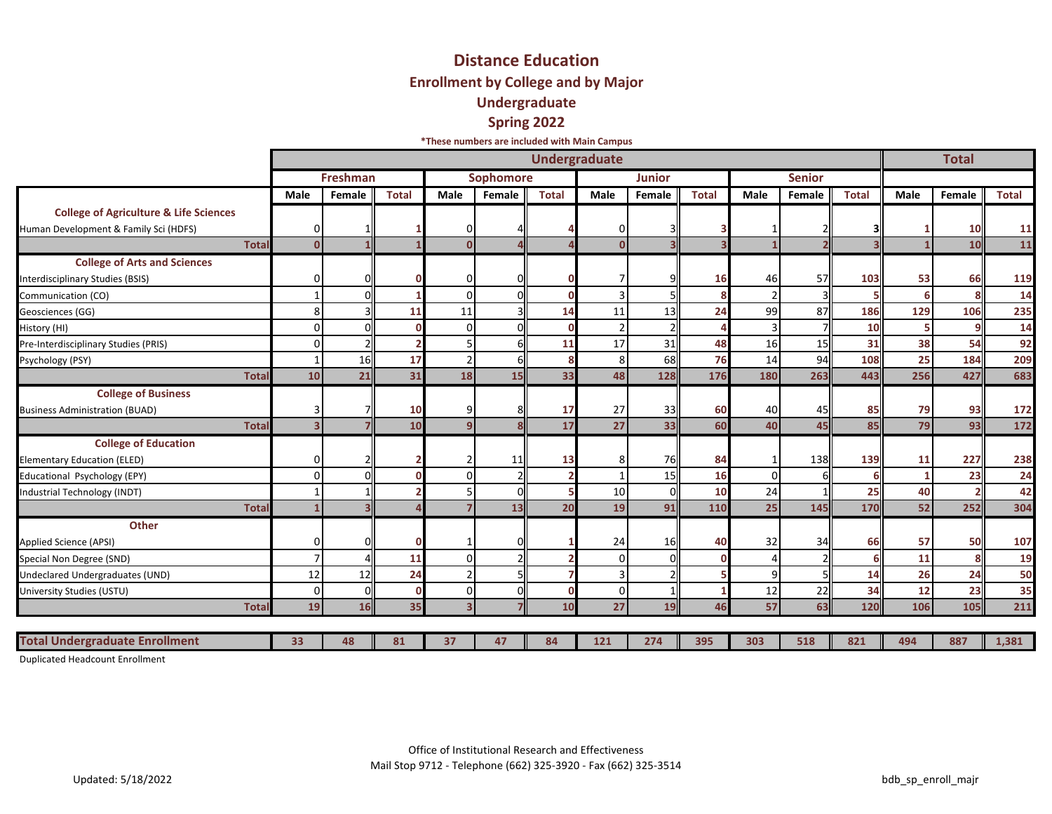# Distance Education

## Enrollment by College and by Major

## Undergraduate

## Spring 2022

***These numbers are included with Main Campus**

| | Undergraduate | | | | | | | | | | | | Total | | |
|---|---|---|---|---|---|---|---|---|---|---|---|---|---|---|---|
| | Freshman | | | Sophomore | | | Junior | | | Senior | | | | | |
| | Male | Female | Total | Male | Female | Total | Male | Female | Total | Male | Female | Total | Male | Female | Total |
| **College of Agriculture & Life Sciences** | | | | | | | | | | | | | | | |
| Human Development & Family Sci (HDFS) | 0 | 1 | 1 | 0 | 4 | 4 | 0 | 3 | 3 | 1 | 2 | 3 | 1 | 10 | 11 |
| **Total** | 0 | 1 | 1 | 0 | 4 | 4 | 0 | 3 | 3 | 1 | 2 | 3 | 1 | 10 | 11 |
| **College of Arts and Sciences** | | | | | | | | | | | | | | | |
| Interdisciplinary Studies (BSIS) | 0 | 0 | 0 | 0 | 0 | 0 | 7 | 9 | 16 | 46 | 57 | 103 | 53 | 66 | 119 |
| Communication (CO) | 1 | 0 | 1 | 0 | 0 | 0 | 3 | 5 | 8 | 2 | 3 | 5 | 6 | 8 | 14 |
| Geosciences (GG) | 8 | 3 | 11 | 11 | 3 | 14 | 11 | 13 | 24 | 99 | 87 | 186 | 129 | 106 | 235 |
| History (HI) | 0 | 0 | 0 | 0 | 0 | 0 | 2 | 2 | 4 | 3 | 7 | 10 | 5 | 9 | 14 |
| Pre-Interdisciplinary Studies (PRIS) | 0 | 2 | 2 | 5 | 6 | 11 | 17 | 31 | 48 | 16 | 15 | 31 | 38 | 54 | 92 |
| Psychology (PSY) | 1 | 16 | 17 | 2 | 6 | 8 | 8 | 68 | 76 | 14 | 94 | 108 | 25 | 184 | 209 |
| **Total** | 10 | 21 | 31 | 18 | 15 | 33 | 48 | 128 | 176 | 180 | 263 | 443 | 256 | 427 | 683 |
| **College of Business** | | | | | | | | | | | | | | | |
| Business Administration (BUAD) | 3 | 7 | 10 | 9 | 8 | 17 | 27 | 33 | 60 | 40 | 45 | 85 | 79 | 93 | 172 |
| **Total** | 3 | 7 | 10 | 9 | 8 | 17 | 27 | 33 | 60 | 40 | 45 | 85 | 79 | 93 | 172 |
| **College of Education** | | | | | | | | | | | | | | | |
| Elementary Education (ELED) | 0 | 2 | 2 | 2 | 11 | 13 | 8 | 76 | 84 | 1 | 138 | 139 | 11 | 227 | 238 |
| Educational Psychology (EPY) | 0 | 0 | 0 | 0 | 2 | 2 | 1 | 15 | 16 | 0 | 6 | 6 | 1 | 23 | 24 |
| Industrial Technology (INDT) | 1 | 1 | 2 | 5 | 0 | 5 | 10 | 0 | 10 | 24 | 1 | 25 | 40 | 2 | 42 |
| **Total** | 1 | 3 | 4 | 7 | 13 | 20 | 19 | 91 | 110 | 25 | 145 | 170 | 52 | 252 | 304 |
| **Other** | | | | | | | | | | | | | | | |
| Applied Science (APSI) | 0 | 0 | 0 | 1 | 0 | 1 | 24 | 16 | 40 | 32 | 34 | 66 | 57 | 50 | 107 |
| Special Non Degree (SND) | 7 | 4 | 11 | 0 | 2 | 2 | 0 | 0 | 0 | 4 | 2 | 6 | 11 | 8 | 19 |
| Undeclared Undergraduates (UND) | 12 | 12 | 24 | 2 | 5 | 7 | 3 | 2 | 5 | 9 | 5 | 14 | 26 | 24 | 50 |
| University Studies (USTU) | 0 | 0 | 0 | 0 | 0 | 0 | 0 | 1 | 1 | 12 | 22 | 34 | 12 | 23 | 35 |
| **Total** | 19 | 16 | 35 | 3 | 7 | 10 | 27 | 19 | 46 | 57 | 63 | 120 | 106 | 105 | 211 |
| **Total Undergraduate Enrollment** | 33 | 48 | 81 | 37 | 47 | 84 | 121 | 274 | 395 | 303 | 518 | 821 | 494 | 887 | 1,381 |

Duplicated Headcount Enrollment

Office of Institutional Research and Effectiveness
Mail Stop 9712 - Telephone (662) 325-3920 - Fax (662) 325-3514

Updated: 5/18/2022

bdb_sp_enroll_majr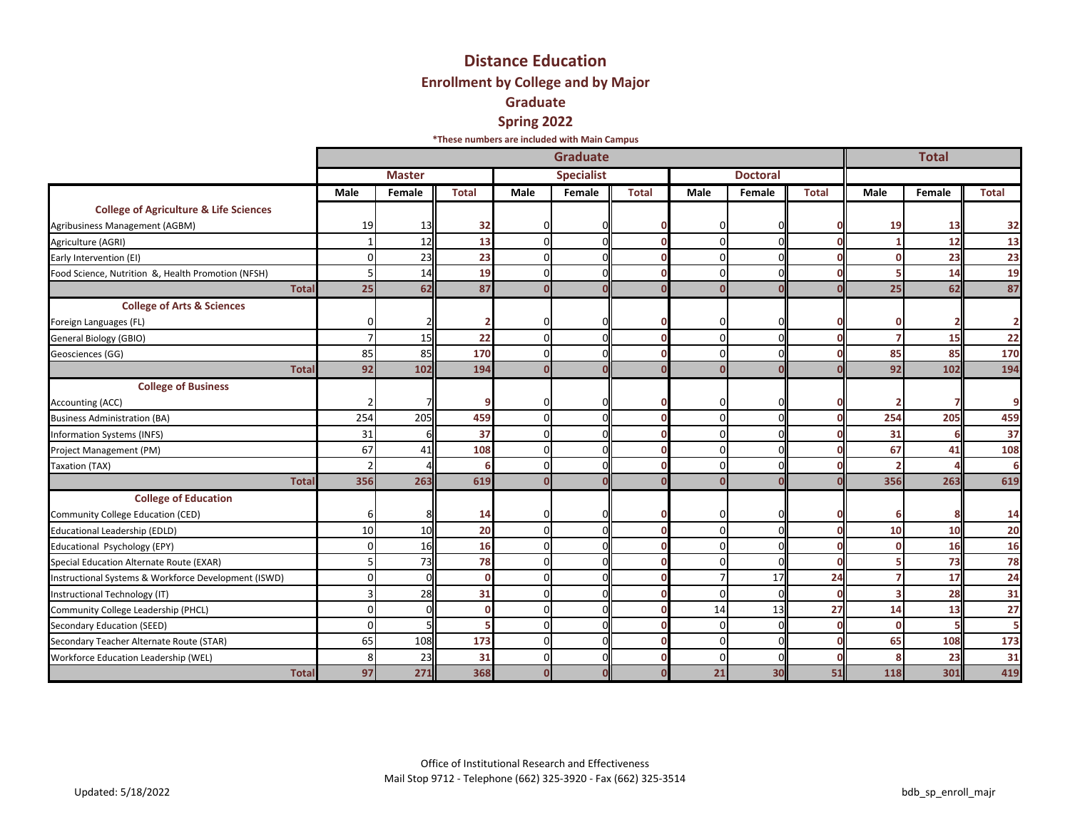# Distance Education

## Enrollment by College and by Major

## Graduate

## Spring 2022

***These numbers are included with Main Campus**

| | Graduate | | | | | | | | | Total | | |
|---|---|---|---|---|---|---|---|---|---|---|---|---|
| | Master | | | Specialist | | | Doctoral | | | | | |
| | Male | Female | Total | Male | Female | Total | Male | Female | Total | Male | Female | Total |
| **College of Agriculture & Life Sciences** | | | | | | | | | | | | |
| Agribusiness Management (AGBM) | 19 | 13 | 32 | 0 | 0 | 0 | 0 | 0 | 0 | 19 | 13 | 32 |
| Agriculture (AGRI) | 1 | 12 | 13 | 0 | 0 | 0 | 0 | 0 | 0 | 1 | 12 | 13 |
| Early Intervention (EI) | 0 | 23 | 23 | 0 | 0 | 0 | 0 | 0 | 0 | 0 | 23 | 23 |
| Food Science, Nutrition &, Health Promotion (NFSH) | 5 | 14 | 19 | 0 | 0 | 0 | 0 | 0 | 0 | 5 | 14 | 19 |
| **Total** | 25 | 62 | 87 | 0 | 0 | 0 | 0 | 0 | 0 | 25 | 62 | 87 |
| **College of Arts & Sciences** | | | | | | | | | | | | |
| Foreign Languages (FL) | 0 | 2 | 2 | 0 | 0 | 0 | 0 | 0 | 0 | 0 | 2 | 2 |
| General Biology (GBIO) | 7 | 15 | 22 | 0 | 0 | 0 | 0 | 0 | 0 | 7 | 15 | 22 |
| Geosciences (GG) | 85 | 85 | 170 | 0 | 0 | 0 | 0 | 0 | 0 | 85 | 85 | 170 |
| **Total** | 92 | 102 | 194 | 0 | 0 | 0 | 0 | 0 | 0 | 92 | 102 | 194 |
| **College of Business** | | | | | | | | | | | | |
| Accounting (ACC) | 2 | 7 | 9 | 0 | 0 | 0 | 0 | 0 | 0 | 2 | 7 | 9 |
| Business Administration (BA) | 254 | 205 | 459 | 0 | 0 | 0 | 0 | 0 | 0 | 254 | 205 | 459 |
| Information Systems (INFS) | 31 | 6 | 37 | 0 | 0 | 0 | 0 | 0 | 0 | 31 | 6 | 37 |
| Project Management (PM) | 67 | 41 | 108 | 0 | 0 | 0 | 0 | 0 | 0 | 67 | 41 | 108 |
| Taxation (TAX) | 2 | 4 | 6 | 0 | 0 | 0 | 0 | 0 | 0 | 2 | 4 | 6 |
| **Total** | 356 | 263 | 619 | 0 | 0 | 0 | 0 | 0 | 0 | 356 | 263 | 619 |
| **College of Education** | | | | | | | | | | | | |
| Community College Education (CED) | 6 | 8 | 14 | 0 | 0 | 0 | 0 | 0 | 0 | 6 | 8 | 14 |
| Educational Leadership (EDLD) | 10 | 10 | 20 | 0 | 0 | 0 | 0 | 0 | 0 | 10 | 10 | 20 |
| Educational Psychology (EPY) | 0 | 16 | 16 | 0 | 0 | 0 | 0 | 0 | 0 | 0 | 16 | 16 |
| Special Education Alternate Route (EXAR) | 5 | 73 | 78 | 0 | 0 | 0 | 0 | 0 | 0 | 5 | 73 | 78 |
| Instructional Systems & Workforce Development (ISWD) | 0 | 0 | 0 | 0 | 0 | 0 | 7 | 17 | 24 | 7 | 17 | 24 |
| Instructional Technology (IT) | 3 | 28 | 31 | 0 | 0 | 0 | 0 | 0 | 0 | 3 | 28 | 31 |
| Community College Leadership (PHCL) | 0 | 0 | 0 | 0 | 0 | 0 | 14 | 13 | 27 | 14 | 13 | 27 |
| Secondary Education (SEED) | 0 | 5 | 5 | 0 | 0 | 0 | 0 | 0 | 0 | 0 | 5 | 5 |
| Secondary Teacher Alternate Route (STAR) | 65 | 108 | 173 | 0 | 0 | 0 | 0 | 0 | 0 | 65 | 108 | 173 |
| Workforce Education Leadership (WEL) | 8 | 23 | 31 | 0 | 0 | 0 | 0 | 0 | 0 | 8 | 23 | 31 |
| **Total** | 97 | 271 | 368 | 0 | 0 | 0 | 21 | 30 | 51 | 118 | 301 | 419 |

Office of Institutional Research and Effectiveness
Mail Stop 9712 - Telephone (662) 325-3920 - Fax (662) 325-3514

Updated: 5/18/2022

bdb_sp_enroll_majr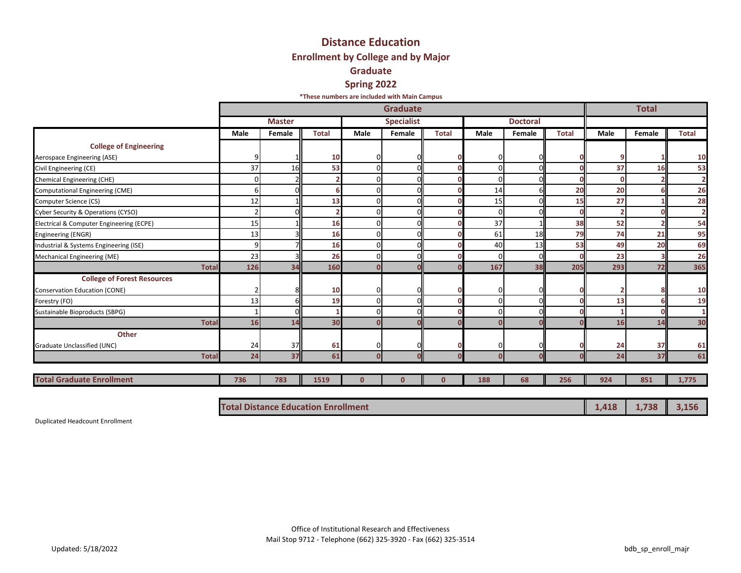# Distance Education

## Enrollment by College and by Major

## Graduate

## Spring 2022

*These numbers are included with Main Campus

| | Graduate | | | | | | | | | Total | | |
|---|---|---|---|---|---|---|---|---|---|---|---|---|
| | Master | | | Specialist | | | Doctoral | | | | | |
| | Male | Female | Total | Male | Female | Total | Male | Female | Total | Male | Female | Total |
| **College of Engineering** | | | | | | | | | | | | |
| Aerospace Engineering (ASE) | 9 | 1 | 10 | 0 | 0 | 0 | 0 | 0 | 0 | 9 | 1 | 10 |
| Civil Engineering (CE) | 37 | 16 | 53 | 0 | 0 | 0 | 0 | 0 | 0 | 37 | 16 | 53 |
| Chemical Engineering (CHE) | 0 | 2 | 2 | 0 | 0 | 0 | 0 | 0 | 0 | 0 | 2 | 2 |
| Computational Engineering (CME) | 6 | 0 | 6 | 0 | 0 | 0 | 14 | 6 | 20 | 20 | 6 | 26 |
| Computer Science (CS) | 12 | 1 | 13 | 0 | 0 | 0 | 15 | 0 | 15 | 27 | 1 | 28 |
| Cyber Security & Operations (CYSO) | 2 | 0 | 2 | 0 | 0 | 0 | 0 | 0 | 0 | 2 | 0 | 2 |
| Electrical & Computer Engineering (ECPE) | 15 | 1 | 16 | 0 | 0 | 0 | 37 | 1 | 38 | 52 | 2 | 54 |
| Engineering (ENGR) | 13 | 3 | 16 | 0 | 0 | 0 | 61 | 18 | 79 | 74 | 21 | 95 |
| Industrial & Systems Engineering (ISE) | 9 | 7 | 16 | 0 | 0 | 0 | 40 | 13 | 53 | 49 | 20 | 69 |
| Mechanical Engineering (ME) | 23 | 3 | 26 | 0 | 0 | 0 | 0 | 0 | 0 | 23 | 3 | 26 |
| **Total** | 126 | 34 | 160 | 0 | 0 | 0 | 167 | 38 | 205 | 293 | 72 | 365 |
| **College of Forest Resources** | | | | | | | | | | | | |
| Conservation Education (CONE) | 2 | 8 | 10 | 0 | 0 | 0 | 0 | 0 | 0 | 2 | 8 | 10 |
| Forestry (FO) | 13 | 6 | 19 | 0 | 0 | 0 | 0 | 0 | 0 | 13 | 6 | 19 |
| Sustainable Bioproducts (SBPG) | 1 | 0 | 1 | 0 | 0 | 0 | 0 | 0 | 0 | 1 | 0 | 1 |
| **Total** | 16 | 14 | 30 | 0 | 0 | 0 | 0 | 0 | 0 | 16 | 14 | 30 |
| **Other** | | | | | | | | | | | | |
| Graduate Unclassified (UNC) | 24 | 37 | 61 | 0 | 0 | 0 | 0 | 0 | 0 | 24 | 37 | 61 |
| **Total** | 24 | 37 | 61 | 0 | 0 | 0 | 0 | 0 | 0 | 24 | 37 | 61 |
| **Total Graduate Enrollment** | 736 | 783 | 1519 | 0 | 0 | 0 | 188 | 68 | 256 | 924 | 851 | 1,775 |
| **Total Distance Education Enrollment** | | | | | | | | | | 1,418 | 1,738 | 3,156 |

Duplicated Headcount Enrollment

Office of Institutional Research and Effectiveness
Mail Stop 9712 - Telephone (662) 325-3920 - Fax (662) 325-3514

Updated: 5/18/2022

bdb_sp_enroll_majr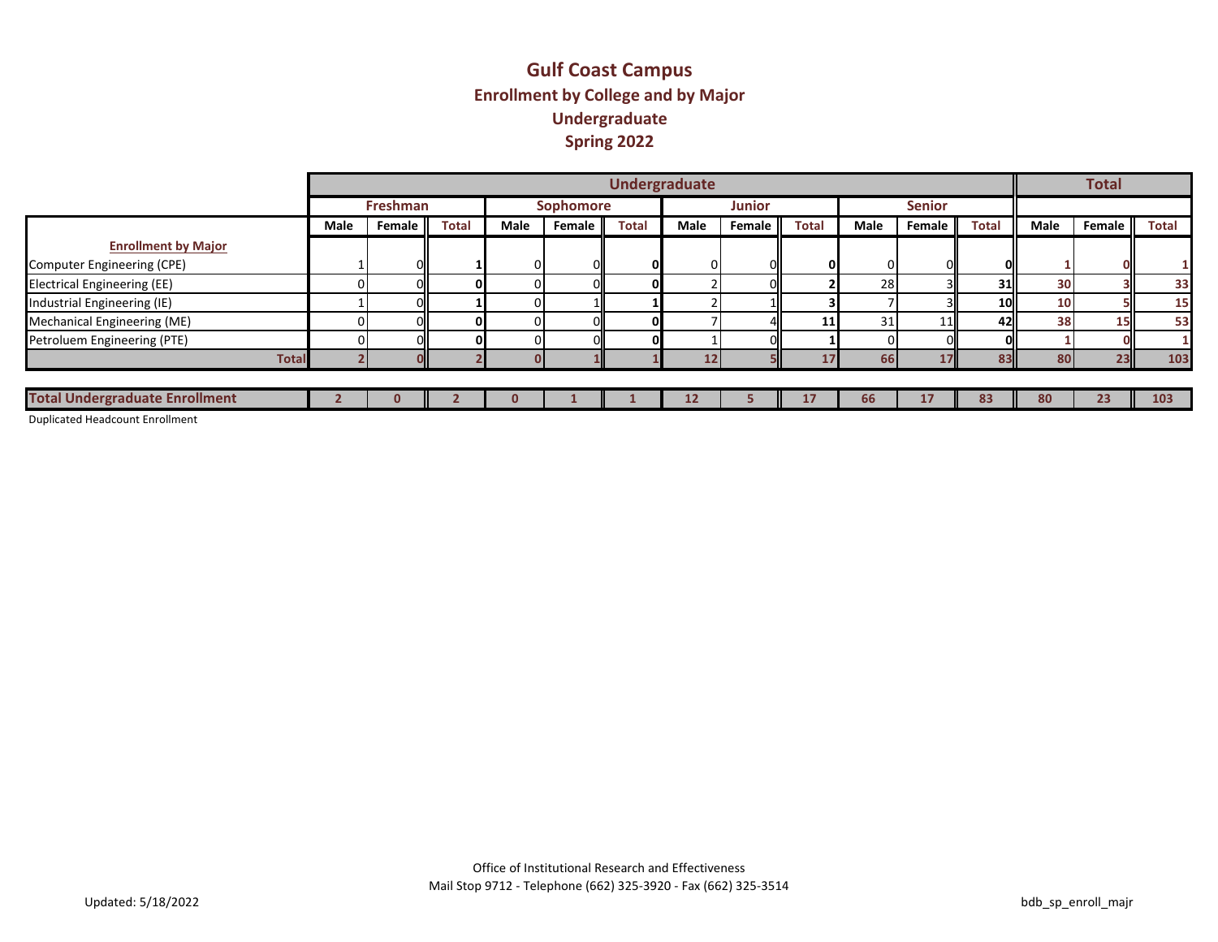# Gulf Coast Campus
## Enrollment by College and by Major
## Undergraduate
## Spring 2022

| | Undergraduate | | | | | | | | | | | | Total | | |
|---|---|---|---|---|---|---|---|---|---|---|---|---|---|---|---|
| | Freshman | | | Sophomore | | | Junior | | | Senior | | | | | |
| | Male | Female | Total | Male | Female | Total | Male | Female | Total | Male | Female | Total | Male | Female | Total |
| **Enrollment by Major** | | | | | | | | | | | | | | | |
| Computer Engineering (CPE) | 1 | 0 | **1** | 0 | 0 | **0** | 0 | 0 | **0** | 0 | 0 | **0** | **1** | **0** | **1** |
| Electrical Engineering (EE) | 0 | 0 | **0** | 0 | 0 | **0** | 2 | 0 | **2** | 28 | 3 | **31** | **30** | **3** | **33** |
| Industrial Engineering (IE) | 1 | 0 | **1** | 0 | 1 | **1** | 2 | 1 | **3** | 7 | 3 | **10** | **10** | **5** | **15** |
| Mechanical Engineering (ME) | 0 | 0 | **0** | 0 | 0 | **0** | 7 | 4 | **11** | 31 | 11 | **42** | **38** | **15** | **53** |
| Petroluem Engineering (PTE) | 0 | 0 | **0** | 0 | 0 | **0** | 1 | 0 | **1** | 0 | 0 | **0** | **1** | **0** | **1** |
| **Total** | **2** | **0** | **2** | **0** | **1** | **1** | **12** | **5** | **17** | **66** | **17** | **83** | **80** | **23** | **103** |
| **Total Undergraduate Enrollment** | **2** | **0** | **2** | **0** | **1** | **1** | **12** | **5** | **17** | **66** | **17** | **83** | **80** | **23** | **103** |

Duplicated Headcount Enrollment

Office of Institutional Research and Effectiveness
Mail Stop 9712 - Telephone (662) 325-3920 - Fax (662) 325-3514

Updated: 5/18/2022

bdb_sp_enroll_majr